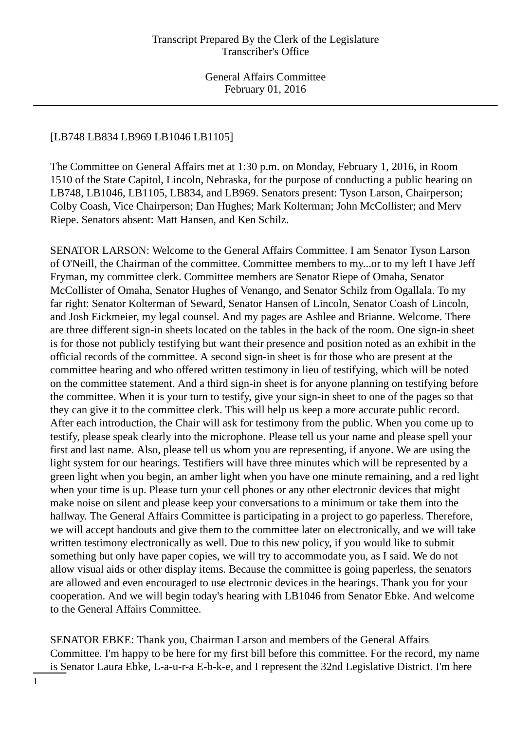[LB748 LB834 LB969 LB1046 LB1105]

The Committee on General Affairs met at 1:30 p.m. on Monday, February 1, 2016, in Room 1510 of the State Capitol, Lincoln, Nebraska, for the purpose of conducting a public hearing on LB748, LB1046, LB1105, LB834, and LB969. Senators present: Tyson Larson, Chairperson; Colby Coash, Vice Chairperson; Dan Hughes; Mark Kolterman; John McCollister; and Merv Riepe. Senators absent: Matt Hansen, and Ken Schilz.

SENATOR LARSON: Welcome to the General Affairs Committee. I am Senator Tyson Larson of O'Neill, the Chairman of the committee. Committee members to my...or to my left I have Jeff Fryman, my committee clerk. Committee members are Senator Riepe of Omaha, Senator McCollister of Omaha, Senator Hughes of Venango, and Senator Schilz from Ogallala. To my far right: Senator Kolterman of Seward, Senator Hansen of Lincoln, Senator Coash of Lincoln, and Josh Eickmeier, my legal counsel. And my pages are Ashlee and Brianne. Welcome. There are three different sign-in sheets located on the tables in the back of the room. One sign-in sheet is for those not publicly testifying but want their presence and position noted as an exhibit in the official records of the committee. A second sign-in sheet is for those who are present at the committee hearing and who offered written testimony in lieu of testifying, which will be noted on the committee statement. And a third sign-in sheet is for anyone planning on testifying before the committee. When it is your turn to testify, give your sign-in sheet to one of the pages so that they can give it to the committee clerk. This will help us keep a more accurate public record. After each introduction, the Chair will ask for testimony from the public. When you come up to testify, please speak clearly into the microphone. Please tell us your name and please spell your first and last name. Also, please tell us whom you are representing, if anyone. We are using the light system for our hearings. Testifiers will have three minutes which will be represented by a green light when you begin, an amber light when you have one minute remaining, and a red light when your time is up. Please turn your cell phones or any other electronic devices that might make noise on silent and please keep your conversations to a minimum or take them into the hallway. The General Affairs Committee is participating in a project to go paperless. Therefore, we will accept handouts and give them to the committee later on electronically, and we will take written testimony electronically as well. Due to this new policy, if you would like to submit something but only have paper copies, we will try to accommodate you, as I said. We do not allow visual aids or other display items. Because the committee is going paperless, the senators are allowed and even encouraged to use electronic devices in the hearings. Thank you for your cooperation. And we will begin today's hearing with LB1046 from Senator Ebke. And welcome to the General Affairs Committee.

SENATOR EBKE: Thank you, Chairman Larson and members of the General Affairs Committee. I'm happy to be here for my first bill before this committee. For the record, my name is Senator Laura Ebke, L-a-u-r-a E-b-k-e, and I represent the 32nd Legislative District. I'm here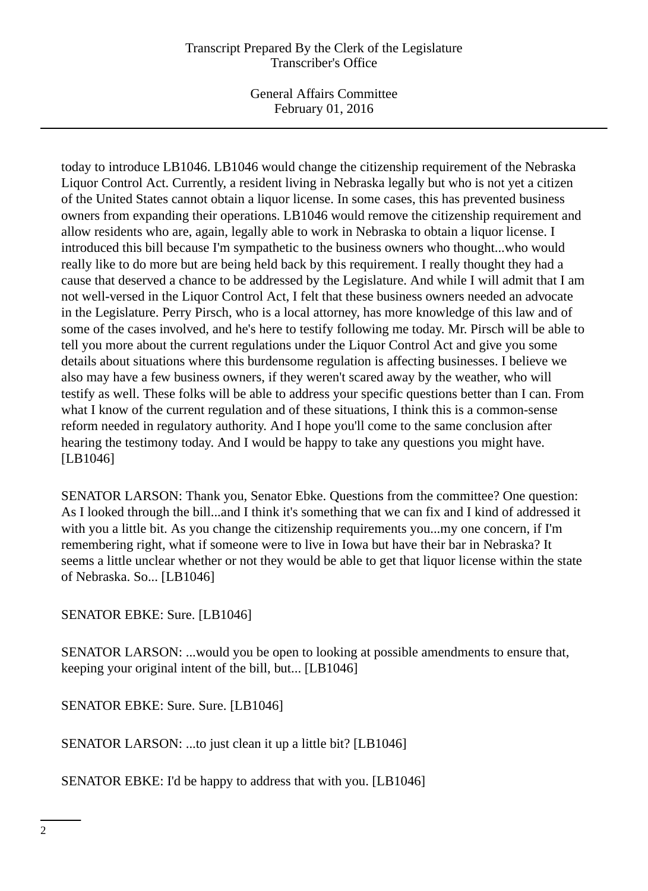today to introduce LB1046. LB1046 would change the citizenship requirement of the Nebraska Liquor Control Act. Currently, a resident living in Nebraska legally but who is not yet a citizen of the United States cannot obtain a liquor license. In some cases, this has prevented business owners from expanding their operations. LB1046 would remove the citizenship requirement and allow residents who are, again, legally able to work in Nebraska to obtain a liquor license. I introduced this bill because I'm sympathetic to the business owners who thought...who would really like to do more but are being held back by this requirement. I really thought they had a cause that deserved a chance to be addressed by the Legislature. And while I will admit that I am not well-versed in the Liquor Control Act, I felt that these business owners needed an advocate in the Legislature. Perry Pirsch, who is a local attorney, has more knowledge of this law and of some of the cases involved, and he's here to testify following me today. Mr. Pirsch will be able to tell you more about the current regulations under the Liquor Control Act and give you some details about situations where this burdensome regulation is affecting businesses. I believe we also may have a few business owners, if they weren't scared away by the weather, who will testify as well. These folks will be able to address your specific questions better than I can. From what I know of the current regulation and of these situations, I think this is a common-sense reform needed in regulatory authority. And I hope you'll come to the same conclusion after hearing the testimony today. And I would be happy to take any questions you might have. [LB1046]

SENATOR LARSON: Thank you, Senator Ebke. Questions from the committee? One question: As I looked through the bill...and I think it's something that we can fix and I kind of addressed it with you a little bit. As you change the citizenship requirements you...my one concern, if I'm remembering right, what if someone were to live in Iowa but have their bar in Nebraska? It seems a little unclear whether or not they would be able to get that liquor license within the state of Nebraska. So... [LB1046]

SENATOR EBKE: Sure. [LB1046]

SENATOR LARSON: ...would you be open to looking at possible amendments to ensure that, keeping your original intent of the bill, but... [LB1046]

SENATOR EBKE: Sure. Sure. [LB1046]

SENATOR LARSON: ...to just clean it up a little bit? [LB1046]

SENATOR EBKE: I'd be happy to address that with you. [LB1046]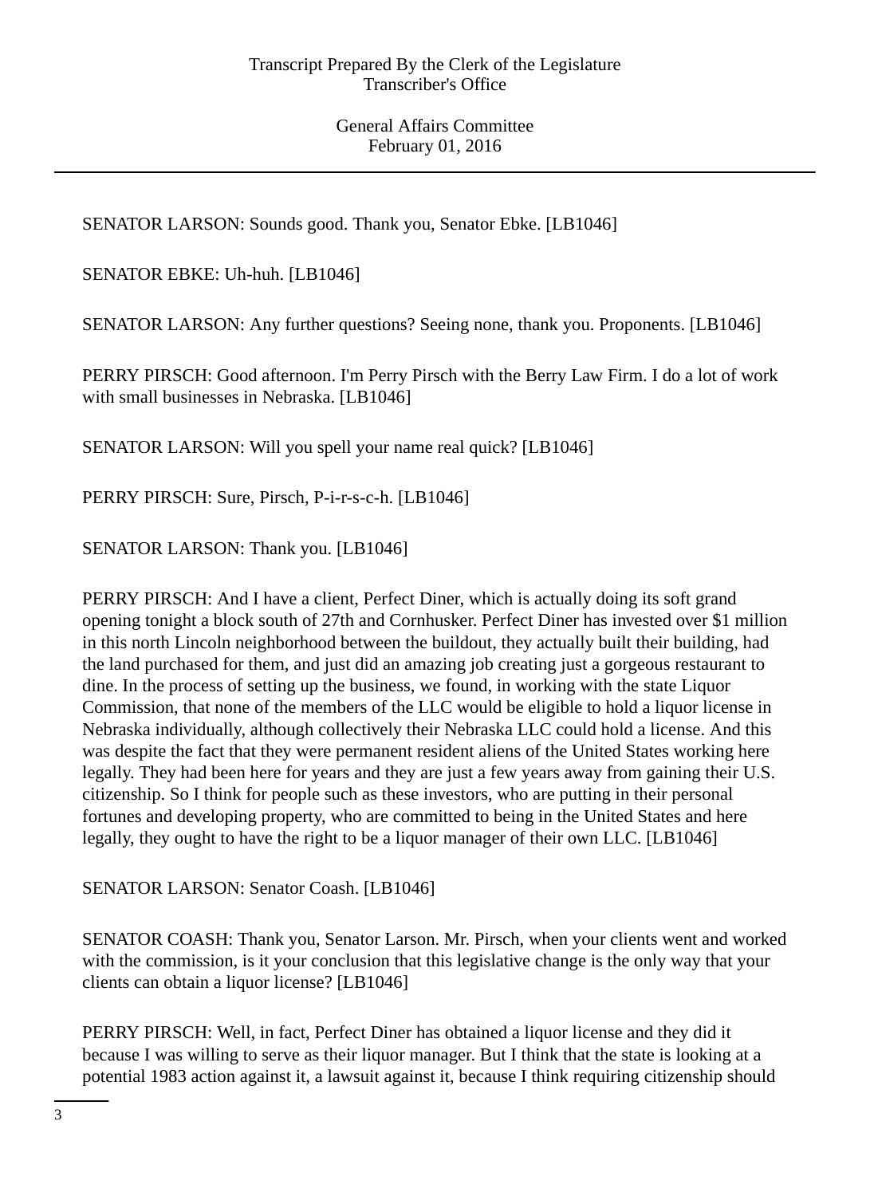SENATOR LARSON: Sounds good. Thank you, Senator Ebke. [LB1046]

SENATOR EBKE: Uh-huh. [LB1046]

SENATOR LARSON: Any further questions? Seeing none, thank you. Proponents. [LB1046]

PERRY PIRSCH: Good afternoon. I'm Perry Pirsch with the Berry Law Firm. I do a lot of work with small businesses in Nebraska. [LB1046]

SENATOR LARSON: Will you spell your name real quick? [LB1046]

PERRY PIRSCH: Sure, Pirsch, P-i-r-s-c-h. [LB1046]

SENATOR LARSON: Thank you. [LB1046]

PERRY PIRSCH: And I have a client, Perfect Diner, which is actually doing its soft grand opening tonight a block south of 27th and Cornhusker. Perfect Diner has invested over $1 million in this north Lincoln neighborhood between the buildout, they actually built their building, had the land purchased for them, and just did an amazing job creating just a gorgeous restaurant to dine. In the process of setting up the business, we found, in working with the state Liquor Commission, that none of the members of the LLC would be eligible to hold a liquor license in Nebraska individually, although collectively their Nebraska LLC could hold a license. And this was despite the fact that they were permanent resident aliens of the United States working here legally. They had been here for years and they are just a few years away from gaining their U.S. citizenship. So I think for people such as these investors, who are putting in their personal fortunes and developing property, who are committed to being in the United States and here legally, they ought to have the right to be a liquor manager of their own LLC. [LB1046]

SENATOR LARSON: Senator Coash. [LB1046]

SENATOR COASH: Thank you, Senator Larson. Mr. Pirsch, when your clients went and worked with the commission, is it your conclusion that this legislative change is the only way that your clients can obtain a liquor license? [LB1046]

PERRY PIRSCH: Well, in fact, Perfect Diner has obtained a liquor license and they did it because I was willing to serve as their liquor manager. But I think that the state is looking at a potential 1983 action against it, a lawsuit against it, because I think requiring citizenship should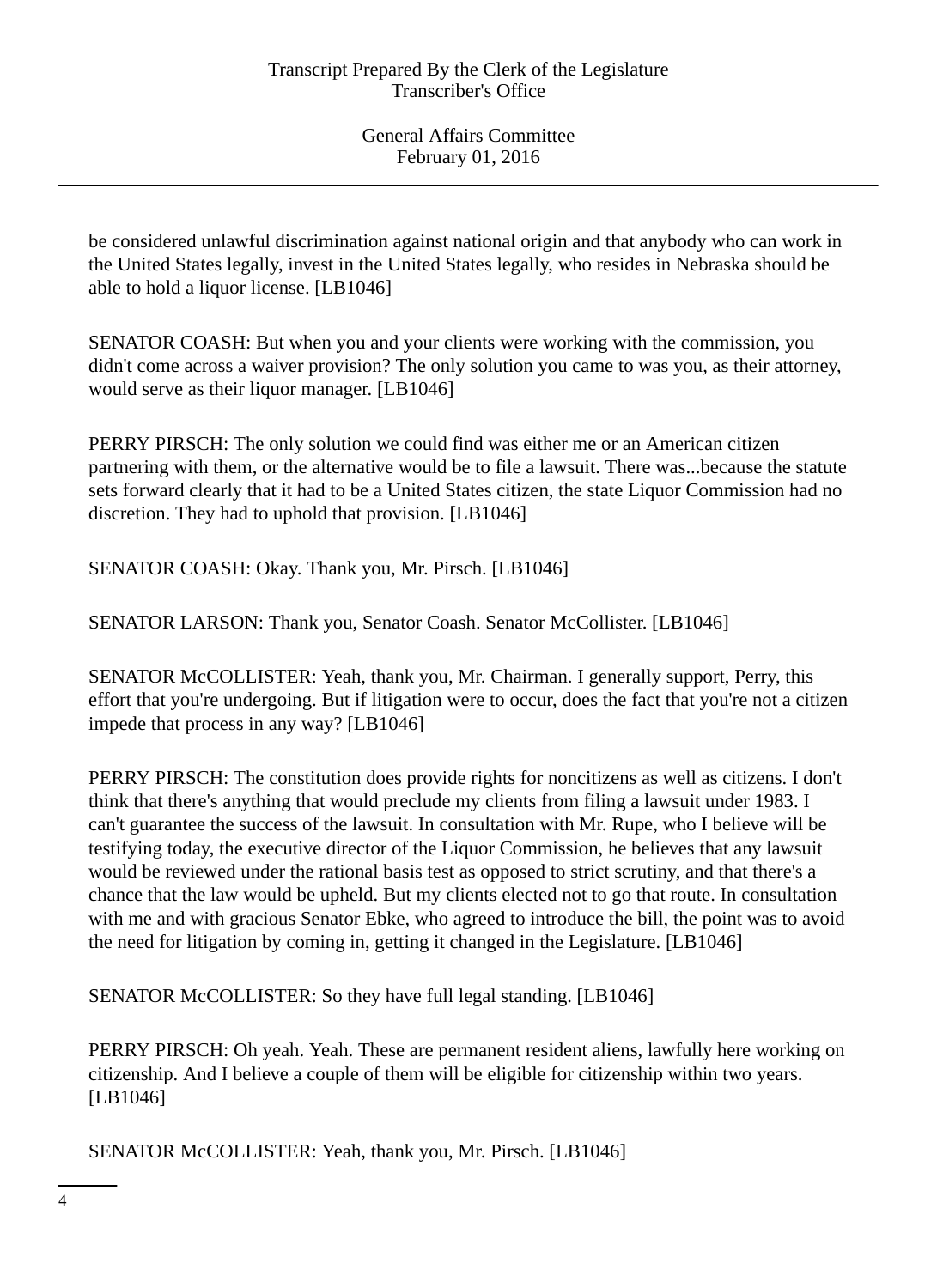be considered unlawful discrimination against national origin and that anybody who can work in the United States legally, invest in the United States legally, who resides in Nebraska should be able to hold a liquor license. [LB1046]

SENATOR COASH: But when you and your clients were working with the commission, you didn't come across a waiver provision? The only solution you came to was you, as their attorney, would serve as their liquor manager. [LB1046]

PERRY PIRSCH: The only solution we could find was either me or an American citizen partnering with them, or the alternative would be to file a lawsuit. There was...because the statute sets forward clearly that it had to be a United States citizen, the state Liquor Commission had no discretion. They had to uphold that provision. [LB1046]

SENATOR COASH: Okay. Thank you, Mr. Pirsch. [LB1046]

SENATOR LARSON: Thank you, Senator Coash. Senator McCollister. [LB1046]

SENATOR McCOLLISTER: Yeah, thank you, Mr. Chairman. I generally support, Perry, this effort that you're undergoing. But if litigation were to occur, does the fact that you're not a citizen impede that process in any way? [LB1046]

PERRY PIRSCH: The constitution does provide rights for noncitizens as well as citizens. I don't think that there's anything that would preclude my clients from filing a lawsuit under 1983. I can't guarantee the success of the lawsuit. In consultation with Mr. Rupe, who I believe will be testifying today, the executive director of the Liquor Commission, he believes that any lawsuit would be reviewed under the rational basis test as opposed to strict scrutiny, and that there's a chance that the law would be upheld. But my clients elected not to go that route. In consultation with me and with gracious Senator Ebke, who agreed to introduce the bill, the point was to avoid the need for litigation by coming in, getting it changed in the Legislature. [LB1046]

SENATOR McCOLLISTER: So they have full legal standing. [LB1046]

PERRY PIRSCH: Oh yeah. Yeah. These are permanent resident aliens, lawfully here working on citizenship. And I believe a couple of them will be eligible for citizenship within two years. [LB1046]

SENATOR McCOLLISTER: Yeah, thank you, Mr. Pirsch. [LB1046]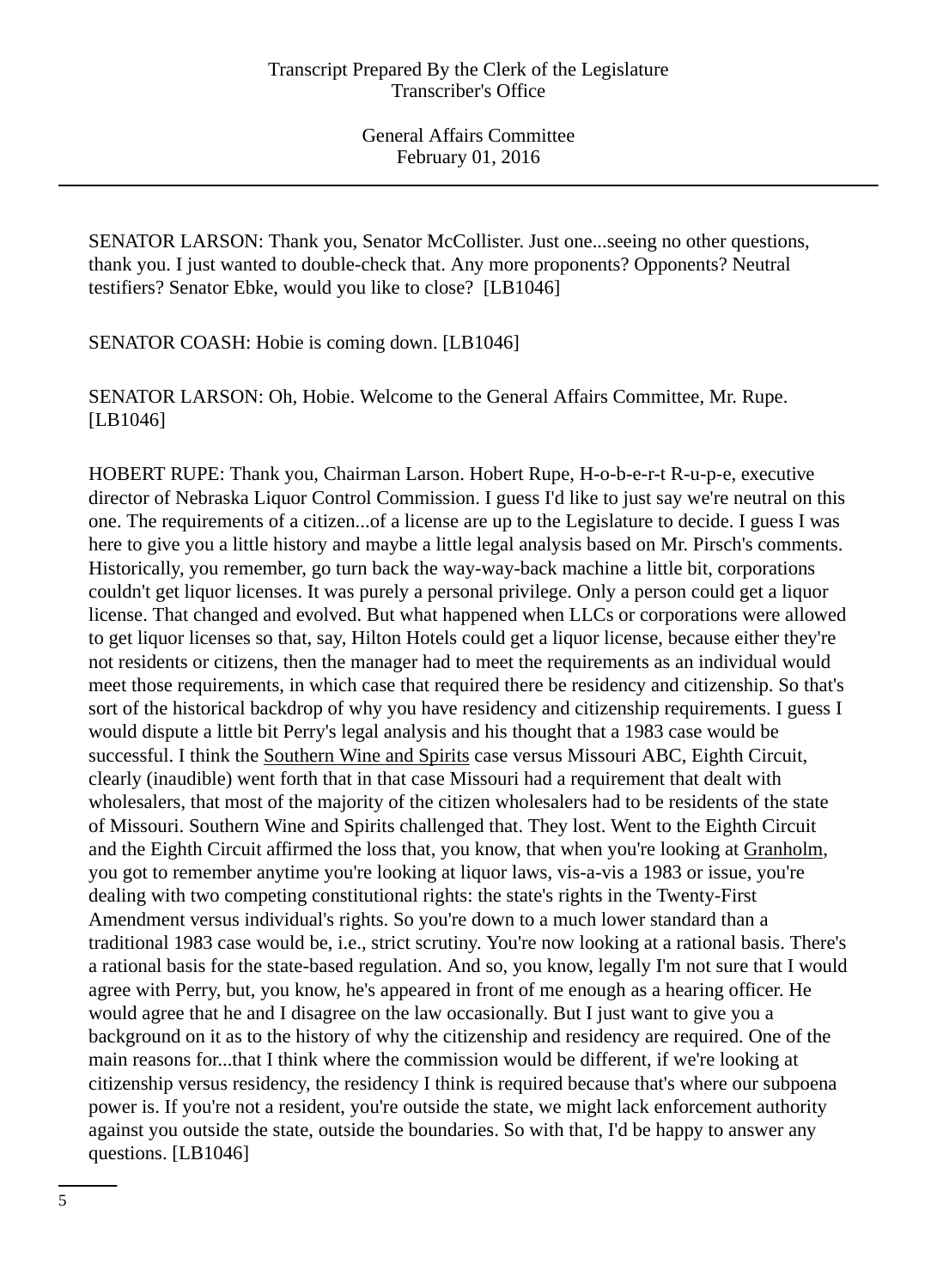SENATOR LARSON: Thank you, Senator McCollister. Just one...seeing no other questions, thank you. I just wanted to double-check that. Any more proponents? Opponents? Neutral testifiers? Senator Ebke, would you like to close? [LB1046]

SENATOR COASH: Hobie is coming down. [LB1046]

SENATOR LARSON: Oh, Hobie. Welcome to the General Affairs Committee, Mr. Rupe. [LB1046]

HOBERT RUPE: Thank you, Chairman Larson. Hobert Rupe, H-o-b-e-r-t R-u-p-e, executive director of Nebraska Liquor Control Commission. I guess I'd like to just say we're neutral on this one. The requirements of a citizen...of a license are up to the Legislature to decide. I guess I was here to give you a little history and maybe a little legal analysis based on Mr. Pirsch's comments. Historically, you remember, go turn back the way-way-back machine a little bit, corporations couldn't get liquor licenses. It was purely a personal privilege. Only a person could get a liquor license. That changed and evolved. But what happened when LLCs or corporations were allowed to get liquor licenses so that, say, Hilton Hotels could get a liquor license, because either they're not residents or citizens, then the manager had to meet the requirements as an individual would meet those requirements, in which case that required there be residency and citizenship. So that's sort of the historical backdrop of why you have residency and citizenship requirements. I guess I would dispute a little bit Perry's legal analysis and his thought that a 1983 case would be successful. I think the Southern Wine and Spirits case versus Missouri ABC, Eighth Circuit, clearly (inaudible) went forth that in that case Missouri had a requirement that dealt with wholesalers, that most of the majority of the citizen wholesalers had to be residents of the state of Missouri. Southern Wine and Spirits challenged that. They lost. Went to the Eighth Circuit and the Eighth Circuit affirmed the loss that, you know, that when you're looking at Granholm, you got to remember anytime you're looking at liquor laws, vis-a-vis a 1983 or issue, you're dealing with two competing constitutional rights: the state's rights in the Twenty-First Amendment versus individual's rights. So you're down to a much lower standard than a traditional 1983 case would be, i.e., strict scrutiny. You're now looking at a rational basis. There's a rational basis for the state-based regulation. And so, you know, legally I'm not sure that I would agree with Perry, but, you know, he's appeared in front of me enough as a hearing officer. He would agree that he and I disagree on the law occasionally. But I just want to give you a background on it as to the history of why the citizenship and residency are required. One of the main reasons for...that I think where the commission would be different, if we're looking at citizenship versus residency, the residency I think is required because that's where our subpoena power is. If you're not a resident, you're outside the state, we might lack enforcement authority against you outside the state, outside the boundaries. So with that, I'd be happy to answer any questions. [LB1046]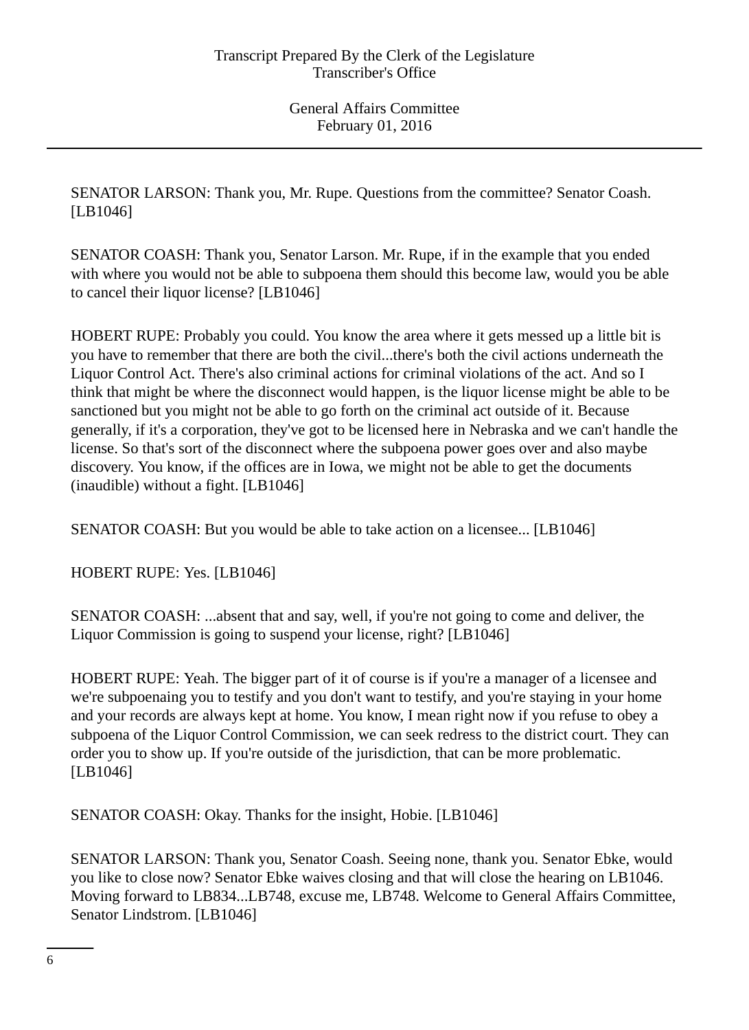SENATOR LARSON: Thank you, Mr. Rupe. Questions from the committee? Senator Coash. [LB1046]

SENATOR COASH: Thank you, Senator Larson. Mr. Rupe, if in the example that you ended with where you would not be able to subpoena them should this become law, would you be able to cancel their liquor license? [LB1046]

HOBERT RUPE: Probably you could. You know the area where it gets messed up a little bit is you have to remember that there are both the civil...there's both the civil actions underneath the Liquor Control Act. There's also criminal actions for criminal violations of the act. And so I think that might be where the disconnect would happen, is the liquor license might be able to be sanctioned but you might not be able to go forth on the criminal act outside of it. Because generally, if it's a corporation, they've got to be licensed here in Nebraska and we can't handle the license. So that's sort of the disconnect where the subpoena power goes over and also maybe discovery. You know, if the offices are in Iowa, we might not be able to get the documents (inaudible) without a fight. [LB1046]

SENATOR COASH: But you would be able to take action on a licensee... [LB1046]

HOBERT RUPE: Yes. [LB1046]

SENATOR COASH: ...absent that and say, well, if you're not going to come and deliver, the Liquor Commission is going to suspend your license, right? [LB1046]

HOBERT RUPE: Yeah. The bigger part of it of course is if you're a manager of a licensee and we're subpoenaing you to testify and you don't want to testify, and you're staying in your home and your records are always kept at home. You know, I mean right now if you refuse to obey a subpoena of the Liquor Control Commission, we can seek redress to the district court. They can order you to show up. If you're outside of the jurisdiction, that can be more problematic. [LB1046]

SENATOR COASH: Okay. Thanks for the insight, Hobie. [LB1046]

SENATOR LARSON: Thank you, Senator Coash. Seeing none, thank you. Senator Ebke, would you like to close now? Senator Ebke waives closing and that will close the hearing on LB1046. Moving forward to LB834...LB748, excuse me, LB748. Welcome to General Affairs Committee, Senator Lindstrom. [LB1046]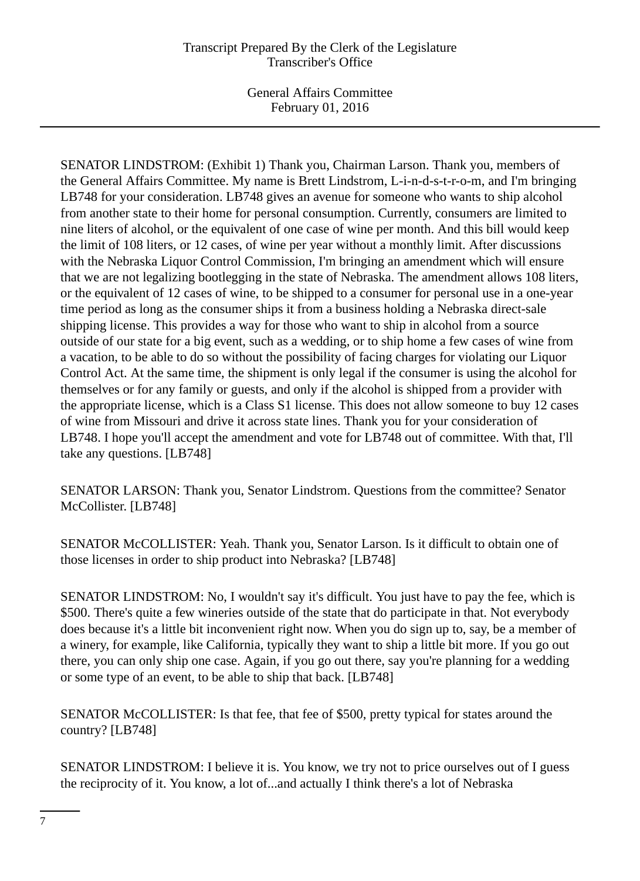SENATOR LINDSTROM: (Exhibit 1) Thank you, Chairman Larson. Thank you, members of the General Affairs Committee. My name is Brett Lindstrom, L-i-n-d-s-t-r-o-m, and I'm bringing LB748 for your consideration. LB748 gives an avenue for someone who wants to ship alcohol from another state to their home for personal consumption. Currently, consumers are limited to nine liters of alcohol, or the equivalent of one case of wine per month. And this bill would keep the limit of 108 liters, or 12 cases, of wine per year without a monthly limit. After discussions with the Nebraska Liquor Control Commission, I'm bringing an amendment which will ensure that we are not legalizing bootlegging in the state of Nebraska. The amendment allows 108 liters, or the equivalent of 12 cases of wine, to be shipped to a consumer for personal use in a one-year time period as long as the consumer ships it from a business holding a Nebraska direct-sale shipping license. This provides a way for those who want to ship in alcohol from a source outside of our state for a big event, such as a wedding, or to ship home a few cases of wine from a vacation, to be able to do so without the possibility of facing charges for violating our Liquor Control Act. At the same time, the shipment is only legal if the consumer is using the alcohol for themselves or for any family or guests, and only if the alcohol is shipped from a provider with the appropriate license, which is a Class S1 license. This does not allow someone to buy 12 cases of wine from Missouri and drive it across state lines. Thank you for your consideration of LB748. I hope you'll accept the amendment and vote for LB748 out of committee. With that, I'll take any questions. [LB748]

SENATOR LARSON: Thank you, Senator Lindstrom. Questions from the committee? Senator McCollister. [LB748]

SENATOR McCOLLISTER: Yeah. Thank you, Senator Larson. Is it difficult to obtain one of those licenses in order to ship product into Nebraska? [LB748]

SENATOR LINDSTROM: No, I wouldn't say it's difficult. You just have to pay the fee, which is $500. There's quite a few wineries outside of the state that do participate in that. Not everybody does because it's a little bit inconvenient right now. When you do sign up to, say, be a member of a winery, for example, like California, typically they want to ship a little bit more. If you go out there, you can only ship one case. Again, if you go out there, say you're planning for a wedding or some type of an event, to be able to ship that back. [LB748]

SENATOR McCOLLISTER: Is that fee, that fee of $500, pretty typical for states around the country? [LB748]

SENATOR LINDSTROM: I believe it is. You know, we try not to price ourselves out of I guess the reciprocity of it. You know, a lot of...and actually I think there's a lot of Nebraska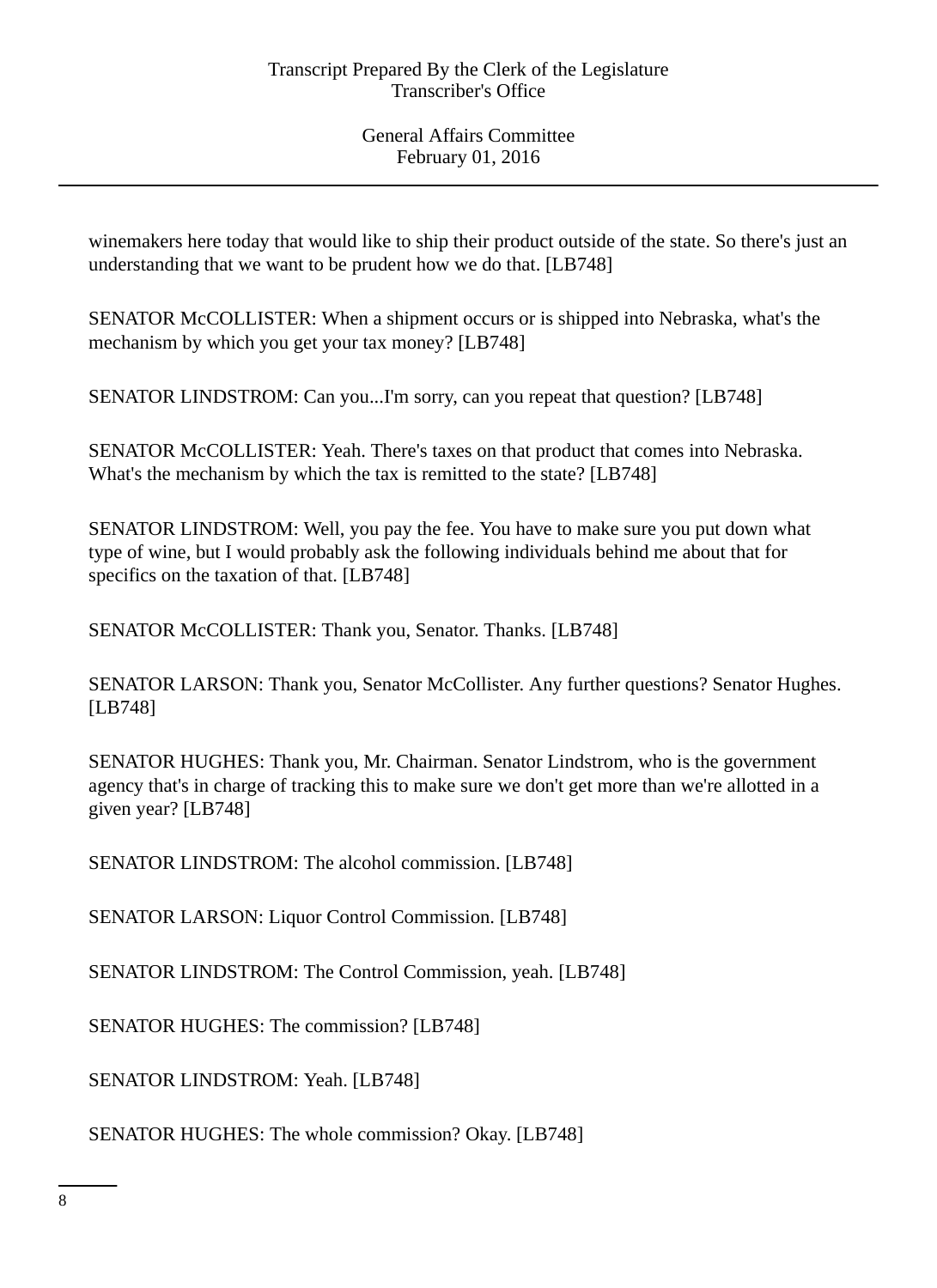winemakers here today that would like to ship their product outside of the state. So there's just an understanding that we want to be prudent how we do that. [LB748]

SENATOR McCOLLISTER: When a shipment occurs or is shipped into Nebraska, what's the mechanism by which you get your tax money? [LB748]

SENATOR LINDSTROM: Can you...I'm sorry, can you repeat that question? [LB748]

SENATOR McCOLLISTER: Yeah. There's taxes on that product that comes into Nebraska. What's the mechanism by which the tax is remitted to the state? [LB748]

SENATOR LINDSTROM: Well, you pay the fee. You have to make sure you put down what type of wine, but I would probably ask the following individuals behind me about that for specifics on the taxation of that. [LB748]

SENATOR McCOLLISTER: Thank you, Senator. Thanks. [LB748]

SENATOR LARSON: Thank you, Senator McCollister. Any further questions? Senator Hughes. [LB748]

SENATOR HUGHES: Thank you, Mr. Chairman. Senator Lindstrom, who is the government agency that's in charge of tracking this to make sure we don't get more than we're allotted in a given year? [LB748]

SENATOR LINDSTROM: The alcohol commission. [LB748]

SENATOR LARSON: Liquor Control Commission. [LB748]

SENATOR LINDSTROM: The Control Commission, yeah. [LB748]

SENATOR HUGHES: The commission? [LB748]

SENATOR LINDSTROM: Yeah. [LB748]

SENATOR HUGHES: The whole commission? Okay. [LB748]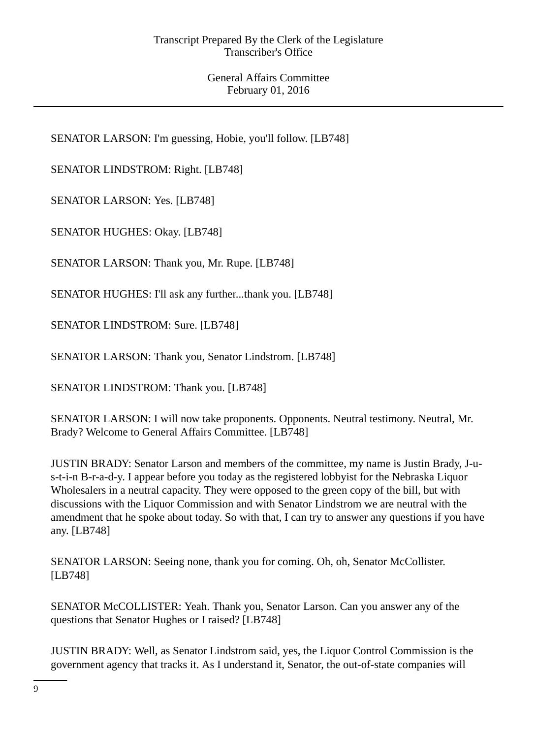SENATOR LARSON: I'm guessing, Hobie, you'll follow. [LB748]

SENATOR LINDSTROM: Right. [LB748]

SENATOR LARSON: Yes. [LB748]

SENATOR HUGHES: Okay. [LB748]

SENATOR LARSON: Thank you, Mr. Rupe. [LB748]

SENATOR HUGHES: I'll ask any further...thank you. [LB748]

SENATOR LINDSTROM: Sure. [LB748]

SENATOR LARSON: Thank you, Senator Lindstrom. [LB748]

SENATOR LINDSTROM: Thank you. [LB748]

SENATOR LARSON: I will now take proponents. Opponents. Neutral testimony. Neutral, Mr. Brady? Welcome to General Affairs Committee. [LB748]

JUSTIN BRADY: Senator Larson and members of the committee, my name is Justin Brady, J-u-s-t-i-n B-r-a-d-y. I appear before you today as the registered lobbyist for the Nebraska Liquor Wholesalers in a neutral capacity. They were opposed to the green copy of the bill, but with discussions with the Liquor Commission and with Senator Lindstrom we are neutral with the amendment that he spoke about today. So with that, I can try to answer any questions if you have any. [LB748]

SENATOR LARSON: Seeing none, thank you for coming. Oh, oh, Senator McCollister. [LB748]

SENATOR McCOLLISTER: Yeah. Thank you, Senator Larson. Can you answer any of the questions that Senator Hughes or I raised? [LB748]

JUSTIN BRADY: Well, as Senator Lindstrom said, yes, the Liquor Control Commission is the government agency that tracks it. As I understand it, Senator, the out-of-state companies will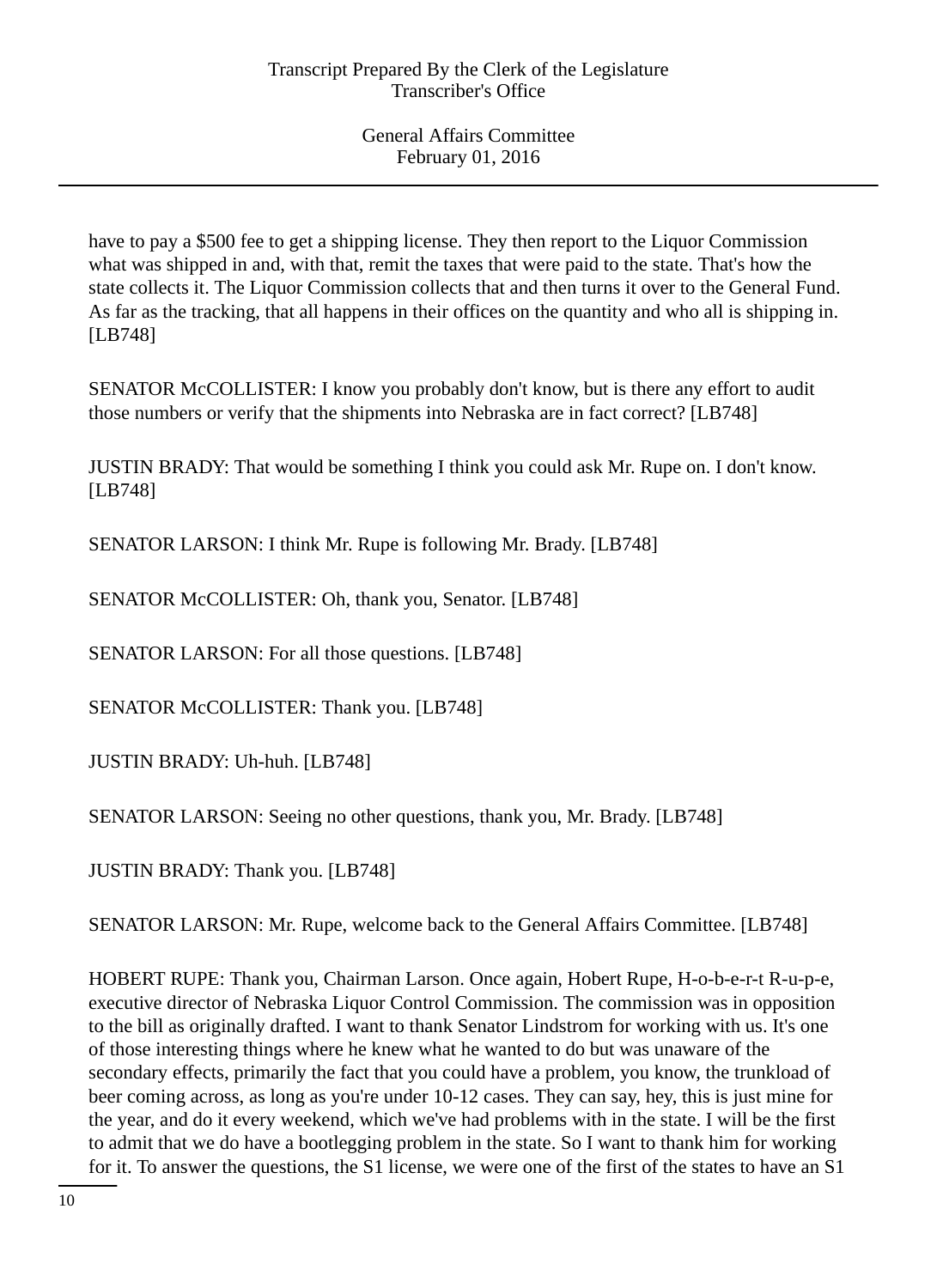have to pay a $500 fee to get a shipping license. They then report to the Liquor Commission what was shipped in and, with that, remit the taxes that were paid to the state. That's how the state collects it. The Liquor Commission collects that and then turns it over to the General Fund. As far as the tracking, that all happens in their offices on the quantity and who all is shipping in. [LB748]

SENATOR McCOLLISTER: I know you probably don't know, but is there any effort to audit those numbers or verify that the shipments into Nebraska are in fact correct? [LB748]

JUSTIN BRADY: That would be something I think you could ask Mr. Rupe on. I don't know. [LB748]

SENATOR LARSON: I think Mr. Rupe is following Mr. Brady. [LB748]

SENATOR McCOLLISTER: Oh, thank you, Senator. [LB748]

SENATOR LARSON: For all those questions. [LB748]

SENATOR McCOLLISTER: Thank you. [LB748]

JUSTIN BRADY: Uh-huh. [LB748]

SENATOR LARSON: Seeing no other questions, thank you, Mr. Brady. [LB748]

JUSTIN BRADY: Thank you. [LB748]

SENATOR LARSON: Mr. Rupe, welcome back to the General Affairs Committee. [LB748]

HOBERT RUPE: Thank you, Chairman Larson. Once again, Hobert Rupe, H-o-b-e-r-t R-u-p-e, executive director of Nebraska Liquor Control Commission. The commission was in opposition to the bill as originally drafted. I want to thank Senator Lindstrom for working with us. It's one of those interesting things where he knew what he wanted to do but was unaware of the secondary effects, primarily the fact that you could have a problem, you know, the trunkload of beer coming across, as long as you're under 10-12 cases. They can say, hey, this is just mine for the year, and do it every weekend, which we've had problems with in the state. I will be the first to admit that we do have a bootlegging problem in the state. So I want to thank him for working for it. To answer the questions, the S1 license, we were one of the first of the states to have an S1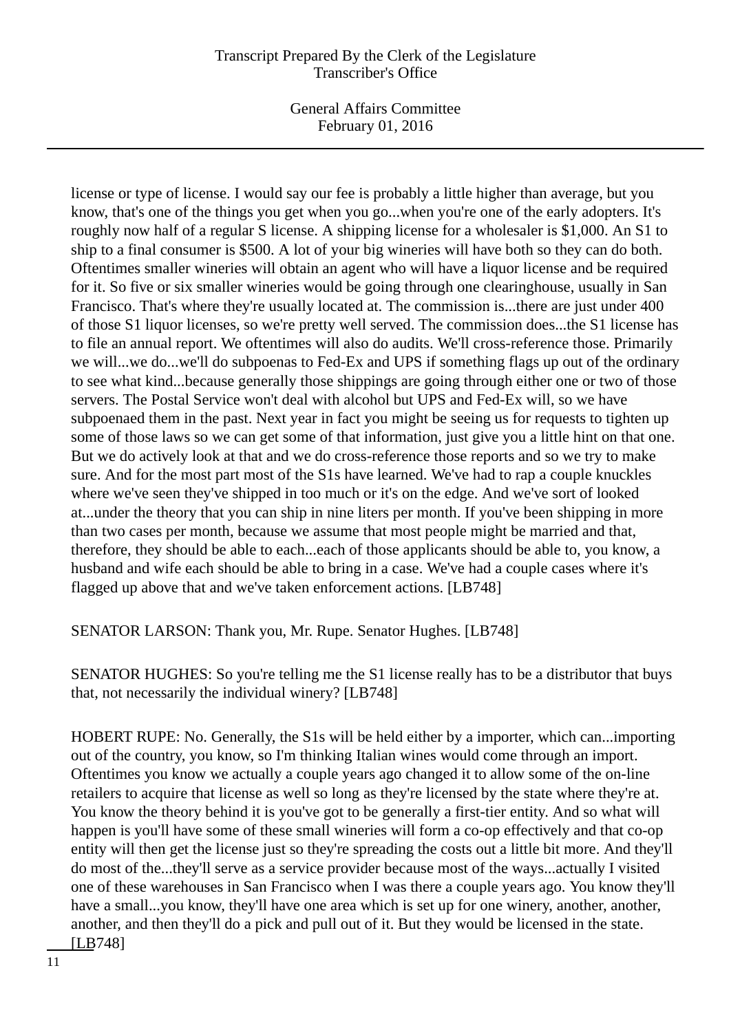license or type of license. I would say our fee is probably a little higher than average, but you know, that's one of the things you get when you go...when you're one of the early adopters. It's roughly now half of a regular S license. A shipping license for a wholesaler is $1,000. An S1 to ship to a final consumer is $500. A lot of your big wineries will have both so they can do both. Oftentimes smaller wineries will obtain an agent who will have a liquor license and be required for it. So five or six smaller wineries would be going through one clearinghouse, usually in San Francisco. That's where they're usually located at. The commission is...there are just under 400 of those S1 liquor licenses, so we're pretty well served. The commission does...the S1 license has to file an annual report. We oftentimes will also do audits. We'll cross-reference those. Primarily we will...we do...we'll do subpoenas to Fed-Ex and UPS if something flags up out of the ordinary to see what kind...because generally those shippings are going through either one or two of those servers. The Postal Service won't deal with alcohol but UPS and Fed-Ex will, so we have subpoenaed them in the past. Next year in fact you might be seeing us for requests to tighten up some of those laws so we can get some of that information, just give you a little hint on that one. But we do actively look at that and we do cross-reference those reports and so we try to make sure. And for the most part most of the S1s have learned. We've had to rap a couple knuckles where we've seen they've shipped in too much or it's on the edge. And we've sort of looked at...under the theory that you can ship in nine liters per month. If you've been shipping in more than two cases per month, because we assume that most people might be married and that, therefore, they should be able to each...each of those applicants should be able to, you know, a husband and wife each should be able to bring in a case. We've had a couple cases where it's flagged up above that and we've taken enforcement actions. [LB748]

SENATOR LARSON: Thank you, Mr. Rupe. Senator Hughes. [LB748]

SENATOR HUGHES: So you're telling me the S1 license really has to be a distributor that buys that, not necessarily the individual winery? [LB748]

HOBERT RUPE: No. Generally, the S1s will be held either by a importer, which can...importing out of the country, you know, so I'm thinking Italian wines would come through an import. Oftentimes you know we actually a couple years ago changed it to allow some of the on-line retailers to acquire that license as well so long as they're licensed by the state where they're at. You know the theory behind it is you've got to be generally a first-tier entity. And so what will happen is you'll have some of these small wineries will form a co-op effectively and that co-op entity will then get the license just so they're spreading the costs out a little bit more. And they'll do most of the...they'll serve as a service provider because most of the ways...actually I visited one of these warehouses in San Francisco when I was there a couple years ago. You know they'll have a small...you know, they'll have one area which is set up for one winery, another, another, another, and then they'll do a pick and pull out of it. But they would be licensed in the state. [LB748]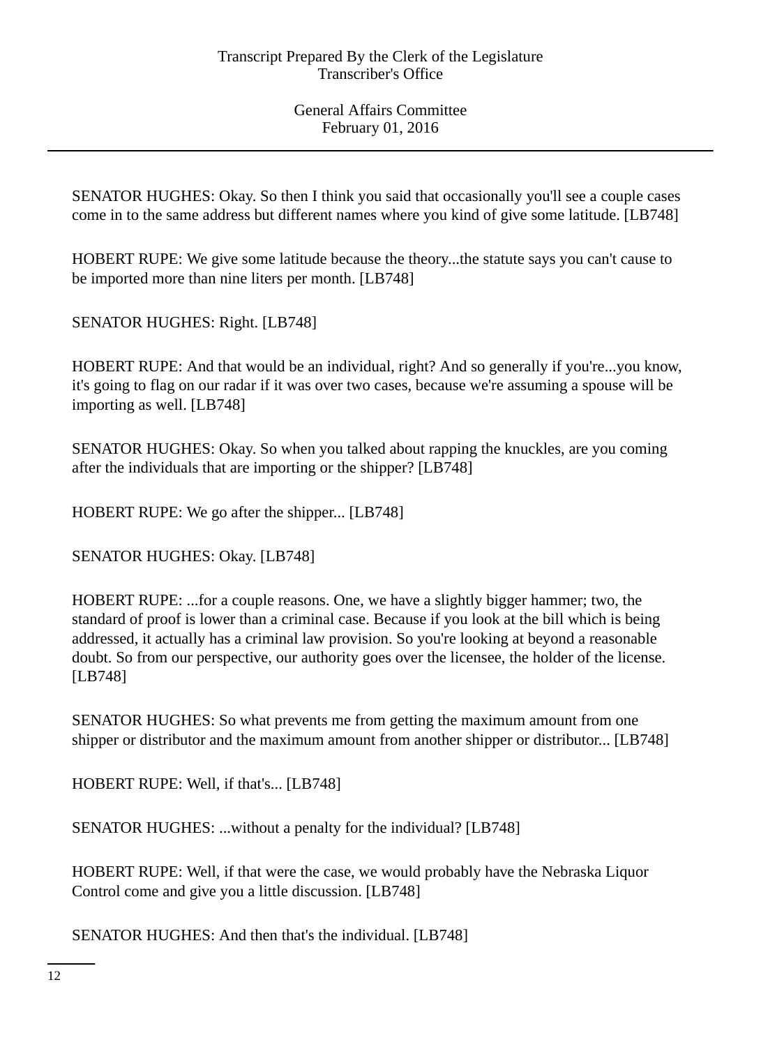SENATOR HUGHES: Okay. So then I think you said that occasionally you'll see a couple cases come in to the same address but different names where you kind of give some latitude. [LB748]

HOBERT RUPE: We give some latitude because the theory...the statute says you can't cause to be imported more than nine liters per month. [LB748]

SENATOR HUGHES: Right. [LB748]

HOBERT RUPE: And that would be an individual, right? And so generally if you're...you know, it's going to flag on our radar if it was over two cases, because we're assuming a spouse will be importing as well. [LB748]

SENATOR HUGHES: Okay. So when you talked about rapping the knuckles, are you coming after the individuals that are importing or the shipper? [LB748]

HOBERT RUPE: We go after the shipper... [LB748]

SENATOR HUGHES: Okay. [LB748]

HOBERT RUPE: ...for a couple reasons. One, we have a slightly bigger hammer; two, the standard of proof is lower than a criminal case. Because if you look at the bill which is being addressed, it actually has a criminal law provision. So you're looking at beyond a reasonable doubt. So from our perspective, our authority goes over the licensee, the holder of the license. [LB748]

SENATOR HUGHES: So what prevents me from getting the maximum amount from one shipper or distributor and the maximum amount from another shipper or distributor... [LB748]

HOBERT RUPE: Well, if that's... [LB748]

SENATOR HUGHES: ...without a penalty for the individual? [LB748]

HOBERT RUPE: Well, if that were the case, we would probably have the Nebraska Liquor Control come and give you a little discussion. [LB748]

SENATOR HUGHES: And then that's the individual. [LB748]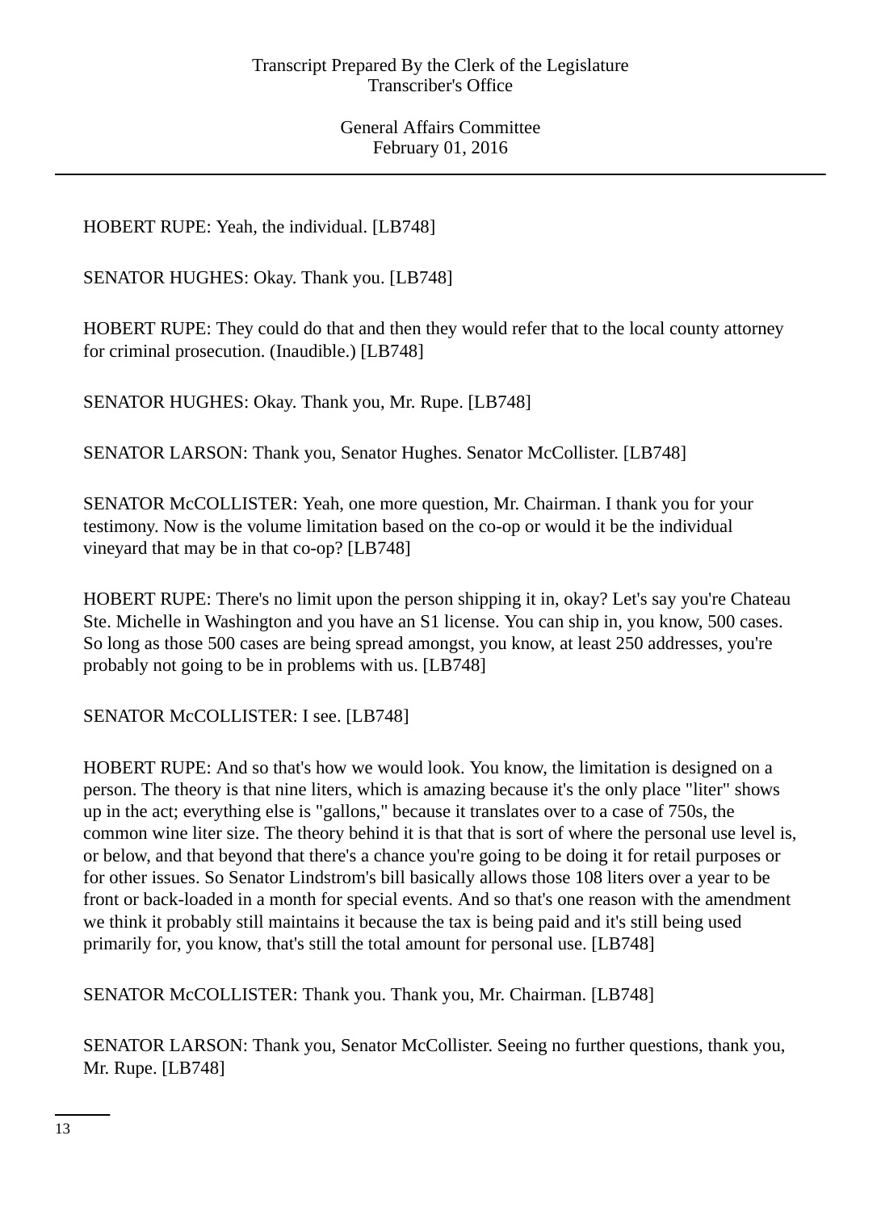HOBERT RUPE: Yeah, the individual. [LB748]

SENATOR HUGHES: Okay. Thank you. [LB748]

HOBERT RUPE: They could do that and then they would refer that to the local county attorney for criminal prosecution. (Inaudible.) [LB748]

SENATOR HUGHES: Okay. Thank you, Mr. Rupe. [LB748]

SENATOR LARSON: Thank you, Senator Hughes. Senator McCollister. [LB748]

SENATOR McCOLLISTER: Yeah, one more question, Mr. Chairman. I thank you for your testimony. Now is the volume limitation based on the co-op or would it be the individual vineyard that may be in that co-op? [LB748]

HOBERT RUPE: There's no limit upon the person shipping it in, okay? Let's say you're Chateau Ste. Michelle in Washington and you have an S1 license. You can ship in, you know, 500 cases. So long as those 500 cases are being spread amongst, you know, at least 250 addresses, you're probably not going to be in problems with us. [LB748]

SENATOR McCOLLISTER: I see. [LB748]

HOBERT RUPE: And so that's how we would look. You know, the limitation is designed on a person. The theory is that nine liters, which is amazing because it's the only place "liter" shows up in the act; everything else is "gallons," because it translates over to a case of 750s, the common wine liter size. The theory behind it is that that is sort of where the personal use level is, or below, and that beyond that there's a chance you're going to be doing it for retail purposes or for other issues. So Senator Lindstrom's bill basically allows those 108 liters over a year to be front or back-loaded in a month for special events. And so that's one reason with the amendment we think it probably still maintains it because the tax is being paid and it's still being used primarily for, you know, that's still the total amount for personal use. [LB748]

SENATOR McCOLLISTER: Thank you. Thank you, Mr. Chairman. [LB748]

SENATOR LARSON: Thank you, Senator McCollister. Seeing no further questions, thank you, Mr. Rupe. [LB748]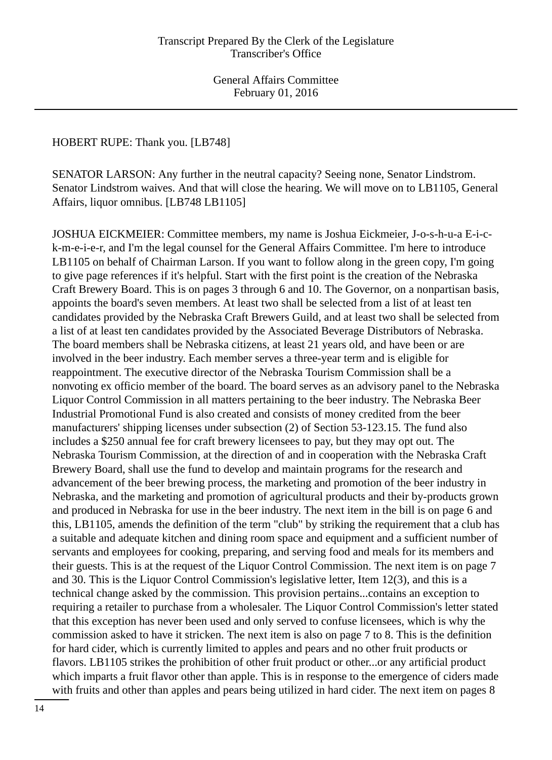HOBERT RUPE: Thank you. [LB748]

SENATOR LARSON: Any further in the neutral capacity? Seeing none, Senator Lindstrom. Senator Lindstrom waives. And that will close the hearing. We will move on to LB1105, General Affairs, liquor omnibus. [LB748 LB1105]

JOSHUA EICKMEIER: Committee members, my name is Joshua Eickmeier, J-o-s-h-u-a E-i-c-k-m-e-i-e-r, and I'm the legal counsel for the General Affairs Committee. I'm here to introduce LB1105 on behalf of Chairman Larson. If you want to follow along in the green copy, I'm going to give page references if it's helpful. Start with the first point is the creation of the Nebraska Craft Brewery Board. This is on pages 3 through 6 and 10. The Governor, on a nonpartisan basis, appoints the board's seven members. At least two shall be selected from a list of at least ten candidates provided by the Nebraska Craft Brewers Guild, and at least two shall be selected from a list of at least ten candidates provided by the Associated Beverage Distributors of Nebraska. The board members shall be Nebraska citizens, at least 21 years old, and have been or are involved in the beer industry. Each member serves a three-year term and is eligible for reappointment. The executive director of the Nebraska Tourism Commission shall be a nonvoting ex officio member of the board. The board serves as an advisory panel to the Nebraska Liquor Control Commission in all matters pertaining to the beer industry. The Nebraska Beer Industrial Promotional Fund is also created and consists of money credited from the beer manufacturers' shipping licenses under subsection (2) of Section 53-123.15. The fund also includes a $250 annual fee for craft brewery licensees to pay, but they may opt out. The Nebraska Tourism Commission, at the direction of and in cooperation with the Nebraska Craft Brewery Board, shall use the fund to develop and maintain programs for the research and advancement of the beer brewing process, the marketing and promotion of the beer industry in Nebraska, and the marketing and promotion of agricultural products and their by-products grown and produced in Nebraska for use in the beer industry. The next item in the bill is on page 6 and this, LB1105, amends the definition of the term "club" by striking the requirement that a club has a suitable and adequate kitchen and dining room space and equipment and a sufficient number of servants and employees for cooking, preparing, and serving food and meals for its members and their guests. This is at the request of the Liquor Control Commission. The next item is on page 7 and 30. This is the Liquor Control Commission's legislative letter, Item 12(3), and this is a technical change asked by the commission. This provision pertains...contains an exception to requiring a retailer to purchase from a wholesaler. The Liquor Control Commission's letter stated that this exception has never been used and only served to confuse licensees, which is why the commission asked to have it stricken. The next item is also on page 7 to 8. This is the definition for hard cider, which is currently limited to apples and pears and no other fruit products or flavors. LB1105 strikes the prohibition of other fruit product or other...or any artificial product which imparts a fruit flavor other than apple. This is in response to the emergence of ciders made with fruits and other than apples and pears being utilized in hard cider. The next item on pages 8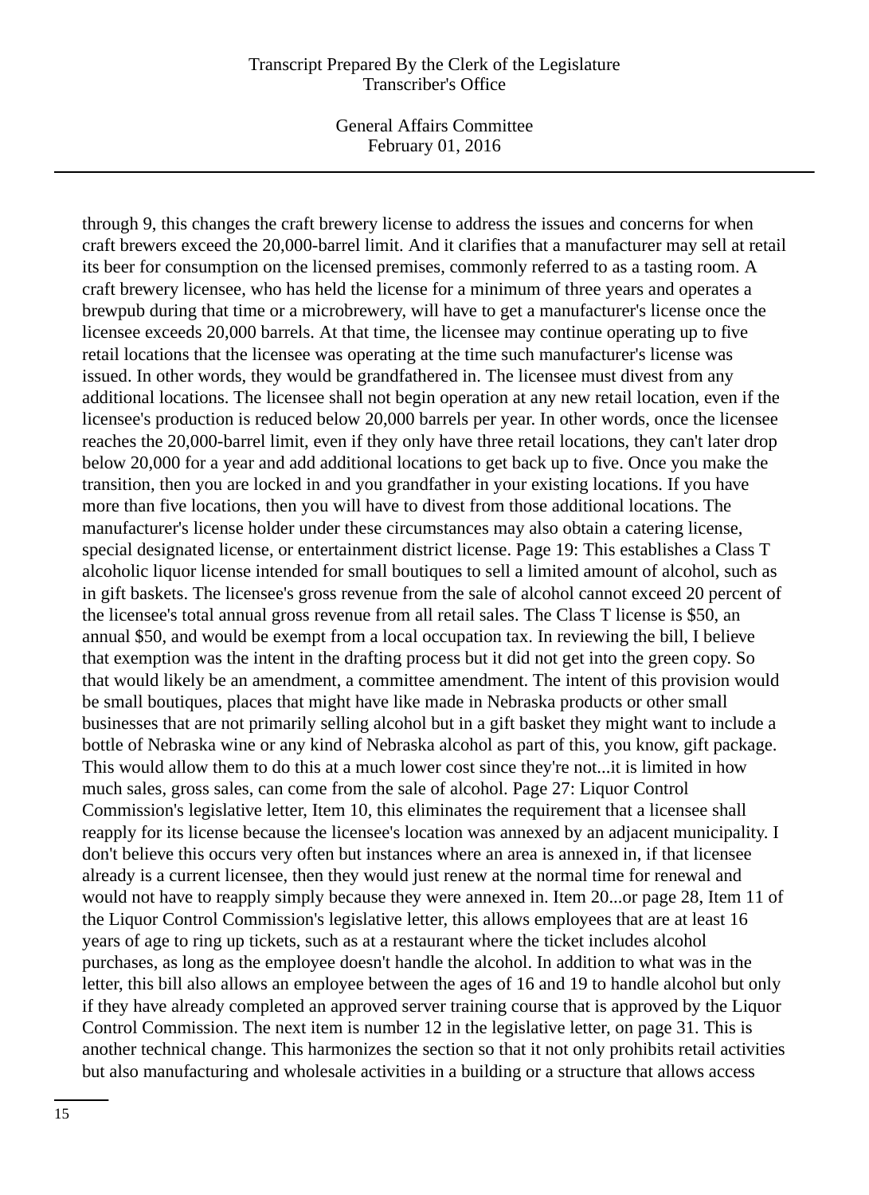through 9, this changes the craft brewery license to address the issues and concerns for when craft brewers exceed the 20,000-barrel limit. And it clarifies that a manufacturer may sell at retail its beer for consumption on the licensed premises, commonly referred to as a tasting room. A craft brewery licensee, who has held the license for a minimum of three years and operates a brewpub during that time or a microbrewery, will have to get a manufacturer's license once the licensee exceeds 20,000 barrels. At that time, the licensee may continue operating up to five retail locations that the licensee was operating at the time such manufacturer's license was issued. In other words, they would be grandfathered in. The licensee must divest from any additional locations. The licensee shall not begin operation at any new retail location, even if the licensee's production is reduced below 20,000 barrels per year. In other words, once the licensee reaches the 20,000-barrel limit, even if they only have three retail locations, they can't later drop below 20,000 for a year and add additional locations to get back up to five. Once you make the transition, then you are locked in and you grandfather in your existing locations. If you have more than five locations, then you will have to divest from those additional locations. The manufacturer's license holder under these circumstances may also obtain a catering license, special designated license, or entertainment district license. Page 19: This establishes a Class T alcoholic liquor license intended for small boutiques to sell a limited amount of alcohol, such as in gift baskets. The licensee's gross revenue from the sale of alcohol cannot exceed 20 percent of the licensee's total annual gross revenue from all retail sales. The Class T license is $50, an annual $50, and would be exempt from a local occupation tax. In reviewing the bill, I believe that exemption was the intent in the drafting process but it did not get into the green copy. So that would likely be an amendment, a committee amendment. The intent of this provision would be small boutiques, places that might have like made in Nebraska products or other small businesses that are not primarily selling alcohol but in a gift basket they might want to include a bottle of Nebraska wine or any kind of Nebraska alcohol as part of this, you know, gift package. This would allow them to do this at a much lower cost since they're not...it is limited in how much sales, gross sales, can come from the sale of alcohol. Page 27: Liquor Control Commission's legislative letter, Item 10, this eliminates the requirement that a licensee shall reapply for its license because the licensee's location was annexed by an adjacent municipality. I don't believe this occurs very often but instances where an area is annexed in, if that licensee already is a current licensee, then they would just renew at the normal time for renewal and would not have to reapply simply because they were annexed in. Item 20...or page 28, Item 11 of the Liquor Control Commission's legislative letter, this allows employees that are at least 16 years of age to ring up tickets, such as at a restaurant where the ticket includes alcohol purchases, as long as the employee doesn't handle the alcohol. In addition to what was in the letter, this bill also allows an employee between the ages of 16 and 19 to handle alcohol but only if they have already completed an approved server training course that is approved by the Liquor Control Commission. The next item is number 12 in the legislative letter, on page 31. This is another technical change. This harmonizes the section so that it not only prohibits retail activities but also manufacturing and wholesale activities in a building or a structure that allows access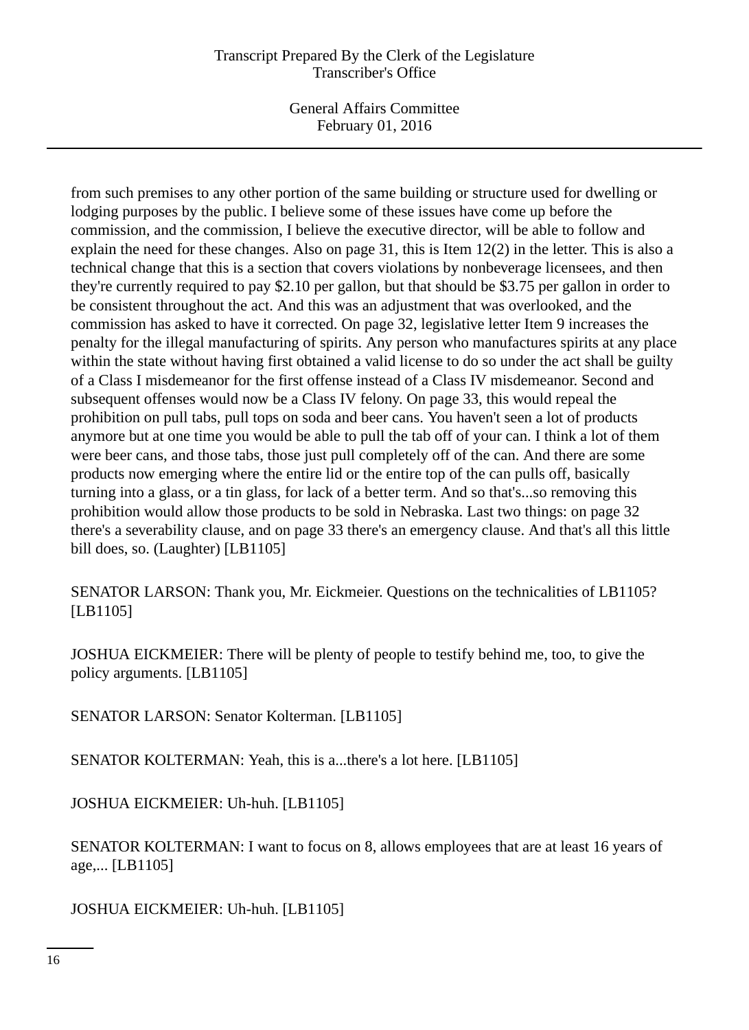from such premises to any other portion of the same building or structure used for dwelling or lodging purposes by the public. I believe some of these issues have come up before the commission, and the commission, I believe the executive director, will be able to follow and explain the need for these changes. Also on page 31, this is Item 12(2) in the letter. This is also a technical change that this is a section that covers violations by nonbeverage licensees, and then they're currently required to pay $2.10 per gallon, but that should be $3.75 per gallon in order to be consistent throughout the act. And this was an adjustment that was overlooked, and the commission has asked to have it corrected. On page 32, legislative letter Item 9 increases the penalty for the illegal manufacturing of spirits. Any person who manufactures spirits at any place within the state without having first obtained a valid license to do so under the act shall be guilty of a Class I misdemeanor for the first offense instead of a Class IV misdemeanor. Second and subsequent offenses would now be a Class IV felony. On page 33, this would repeal the prohibition on pull tabs, pull tops on soda and beer cans. You haven't seen a lot of products anymore but at one time you would be able to pull the tab off of your can. I think a lot of them were beer cans, and those tabs, those just pull completely off of the can. And there are some products now emerging where the entire lid or the entire top of the can pulls off, basically turning into a glass, or a tin glass, for lack of a better term. And so that's...so removing this prohibition would allow those products to be sold in Nebraska. Last two things: on page 32 there's a severability clause, and on page 33 there's an emergency clause. And that's all this little bill does, so. (Laughter) [LB1105]

SENATOR LARSON: Thank you, Mr. Eickmeier. Questions on the technicalities of LB1105? [LB1105]

JOSHUA EICKMEIER: There will be plenty of people to testify behind me, too, to give the policy arguments. [LB1105]

SENATOR LARSON: Senator Kolterman. [LB1105]

SENATOR KOLTERMAN: Yeah, this is a...there's a lot here. [LB1105]

JOSHUA EICKMEIER: Uh-huh. [LB1105]

SENATOR KOLTERMAN: I want to focus on 8, allows employees that are at least 16 years of age,... [LB1105]

JOSHUA EICKMEIER: Uh-huh. [LB1105]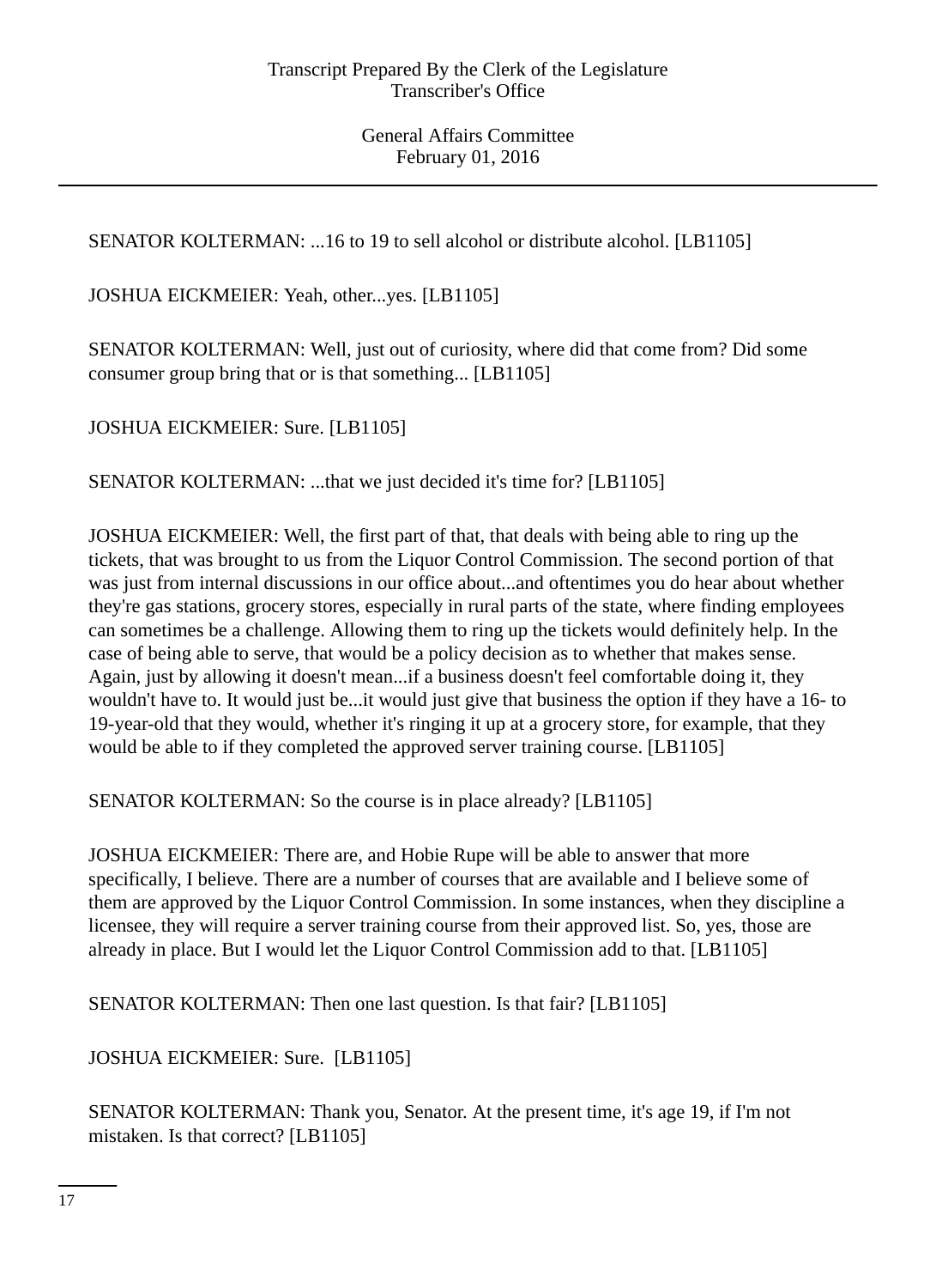SENATOR KOLTERMAN: ...16 to 19 to sell alcohol or distribute alcohol. [LB1105]

JOSHUA EICKMEIER: Yeah, other...yes. [LB1105]

SENATOR KOLTERMAN: Well, just out of curiosity, where did that come from? Did some consumer group bring that or is that something... [LB1105]

JOSHUA EICKMEIER: Sure. [LB1105]

SENATOR KOLTERMAN: ...that we just decided it's time for? [LB1105]

JOSHUA EICKMEIER: Well, the first part of that, that deals with being able to ring up the tickets, that was brought to us from the Liquor Control Commission. The second portion of that was just from internal discussions in our office about...and oftentimes you do hear about whether they're gas stations, grocery stores, especially in rural parts of the state, where finding employees can sometimes be a challenge. Allowing them to ring up the tickets would definitely help. In the case of being able to serve, that would be a policy decision as to whether that makes sense. Again, just by allowing it doesn't mean...if a business doesn't feel comfortable doing it, they wouldn't have to. It would just be...it would just give that business the option if they have a 16- to 19-year-old that they would, whether it's ringing it up at a grocery store, for example, that they would be able to if they completed the approved server training course. [LB1105]

SENATOR KOLTERMAN: So the course is in place already? [LB1105]

JOSHUA EICKMEIER: There are, and Hobie Rupe will be able to answer that more specifically, I believe. There are a number of courses that are available and I believe some of them are approved by the Liquor Control Commission. In some instances, when they discipline a licensee, they will require a server training course from their approved list. So, yes, those are already in place. But I would let the Liquor Control Commission add to that. [LB1105]

SENATOR KOLTERMAN: Then one last question. Is that fair? [LB1105]

JOSHUA EICKMEIER: Sure. [LB1105]

SENATOR KOLTERMAN: Thank you, Senator. At the present time, it's age 19, if I'm not mistaken. Is that correct? [LB1105]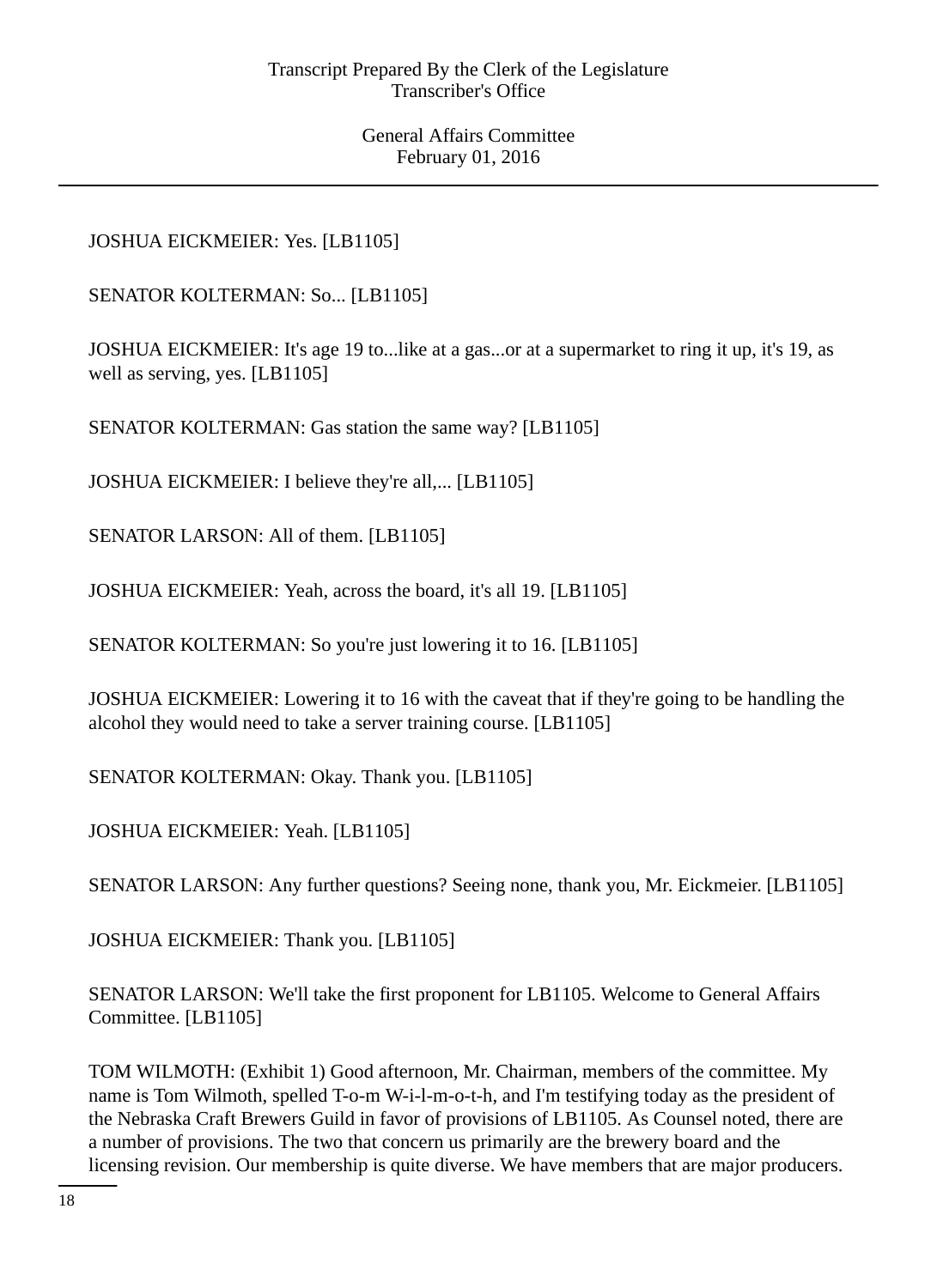JOSHUA EICKMEIER: Yes. [LB1105]

SENATOR KOLTERMAN: So... [LB1105]

JOSHUA EICKMEIER: It's age 19 to...like at a gas...or at a supermarket to ring it up, it's 19, as well as serving, yes. [LB1105]

SENATOR KOLTERMAN: Gas station the same way? [LB1105]

JOSHUA EICKMEIER: I believe they're all,... [LB1105]

SENATOR LARSON: All of them. [LB1105]

JOSHUA EICKMEIER: Yeah, across the board, it's all 19. [LB1105]

SENATOR KOLTERMAN: So you're just lowering it to 16. [LB1105]

JOSHUA EICKMEIER: Lowering it to 16 with the caveat that if they're going to be handling the alcohol they would need to take a server training course. [LB1105]

SENATOR KOLTERMAN: Okay. Thank you. [LB1105]

JOSHUA EICKMEIER: Yeah. [LB1105]

SENATOR LARSON: Any further questions? Seeing none, thank you, Mr. Eickmeier. [LB1105]

JOSHUA EICKMEIER: Thank you. [LB1105]

SENATOR LARSON: We'll take the first proponent for LB1105. Welcome to General Affairs Committee. [LB1105]

TOM WILMOTH: (Exhibit 1) Good afternoon, Mr. Chairman, members of the committee. My name is Tom Wilmoth, spelled T-o-m W-i-l-m-o-t-h, and I'm testifying today as the president of the Nebraska Craft Brewers Guild in favor of provisions of LB1105. As Counsel noted, there are a number of provisions. The two that concern us primarily are the brewery board and the licensing revision. Our membership is quite diverse. We have members that are major producers.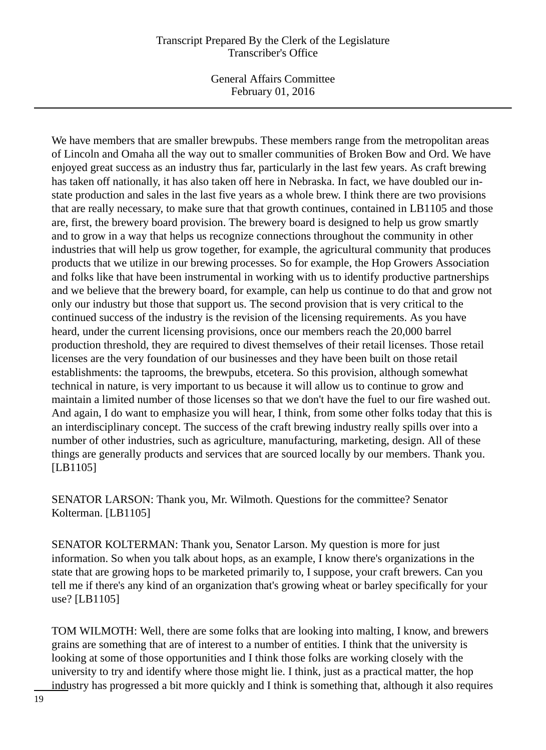We have members that are smaller brewpubs. These members range from the metropolitan areas of Lincoln and Omaha all the way out to smaller communities of Broken Bow and Ord. We have enjoyed great success as an industry thus far, particularly in the last few years. As craft brewing has taken off nationally, it has also taken off here in Nebraska. In fact, we have doubled our in-state production and sales in the last five years as a whole brew. I think there are two provisions that are really necessary, to make sure that that growth continues, contained in LB1105 and those are, first, the brewery board provision. The brewery board is designed to help us grow smartly and to grow in a way that helps us recognize connections throughout the community in other industries that will help us grow together, for example, the agricultural community that produces products that we utilize in our brewing processes. So for example, the Hop Growers Association and folks like that have been instrumental in working with us to identify productive partnerships and we believe that the brewery board, for example, can help us continue to do that and grow not only our industry but those that support us. The second provision that is very critical to the continued success of the industry is the revision of the licensing requirements. As you have heard, under the current licensing provisions, once our members reach the 20,000 barrel production threshold, they are required to divest themselves of their retail licenses. Those retail licenses are the very foundation of our businesses and they have been built on those retail establishments: the taprooms, the brewpubs, etcetera. So this provision, although somewhat technical in nature, is very important to us because it will allow us to continue to grow and maintain a limited number of those licenses so that we don't have the fuel to our fire washed out. And again, I do want to emphasize you will hear, I think, from some other folks today that this is an interdisciplinary concept. The success of the craft brewing industry really spills over into a number of other industries, such as agriculture, manufacturing, marketing, design. All of these things are generally products and services that are sourced locally by our members. Thank you. [LB1105]

SENATOR LARSON: Thank you, Mr. Wilmoth. Questions for the committee? Senator Kolterman. [LB1105]

SENATOR KOLTERMAN: Thank you, Senator Larson. My question is more for just information. So when you talk about hops, as an example, I know there's organizations in the state that are growing hops to be marketed primarily to, I suppose, your craft brewers. Can you tell me if there's any kind of an organization that's growing wheat or barley specifically for your use? [LB1105]

TOM WILMOTH: Well, there are some folks that are looking into malting, I know, and brewers grains are something that are of interest to a number of entities. I think that the university is looking at some of those opportunities and I think those folks are working closely with the university to try and identify where those might lie. I think, just as a practical matter, the hop industry has progressed a bit more quickly and I think is something that, although it also requires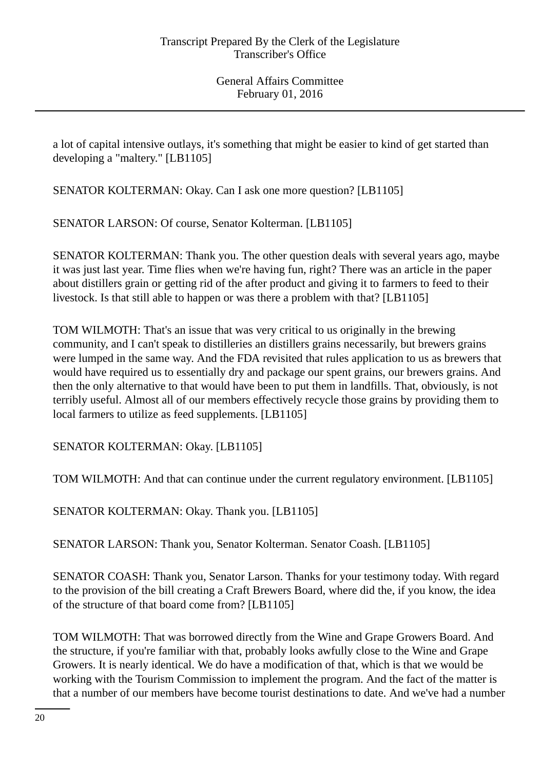a lot of capital intensive outlays, it's something that might be easier to kind of get started than developing a "maltery." [LB1105]

SENATOR KOLTERMAN: Okay. Can I ask one more question? [LB1105]

SENATOR LARSON: Of course, Senator Kolterman. [LB1105]

SENATOR KOLTERMAN: Thank you. The other question deals with several years ago, maybe it was just last year. Time flies when we're having fun, right? There was an article in the paper about distillers grain or getting rid of the after product and giving it to farmers to feed to their livestock. Is that still able to happen or was there a problem with that? [LB1105]

TOM WILMOTH: That's an issue that was very critical to us originally in the brewing community, and I can't speak to distilleries an distillers grains necessarily, but brewers grains were lumped in the same way. And the FDA revisited that rules application to us as brewers that would have required us to essentially dry and package our spent grains, our brewers grains. And then the only alternative to that would have been to put them in landfills. That, obviously, is not terribly useful. Almost all of our members effectively recycle those grains by providing them to local farmers to utilize as feed supplements. [LB1105]

SENATOR KOLTERMAN: Okay. [LB1105]

TOM WILMOTH: And that can continue under the current regulatory environment. [LB1105]

SENATOR KOLTERMAN: Okay. Thank you. [LB1105]

SENATOR LARSON: Thank you, Senator Kolterman. Senator Coash. [LB1105]

SENATOR COASH: Thank you, Senator Larson. Thanks for your testimony today. With regard to the provision of the bill creating a Craft Brewers Board, where did the, if you know, the idea of the structure of that board come from? [LB1105]

TOM WILMOTH: That was borrowed directly from the Wine and Grape Growers Board. And the structure, if you're familiar with that, probably looks awfully close to the Wine and Grape Growers. It is nearly identical. We do have a modification of that, which is that we would be working with the Tourism Commission to implement the program. And the fact of the matter is that a number of our members have become tourist destinations to date. And we've had a number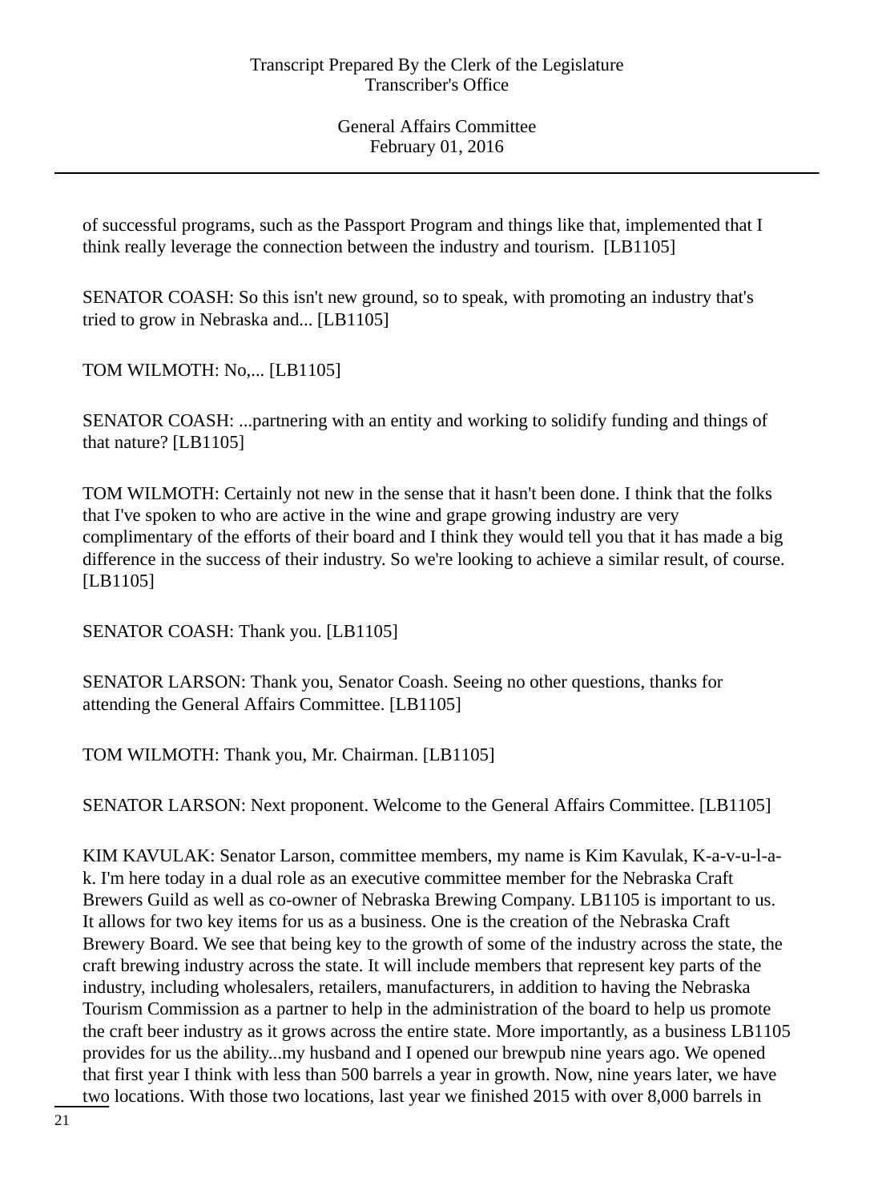of successful programs, such as the Passport Program and things like that, implemented that I think really leverage the connection between the industry and tourism. [LB1105]

SENATOR COASH: So this isn't new ground, so to speak, with promoting an industry that's tried to grow in Nebraska and... [LB1105]

TOM WILMOTH: No,... [LB1105]

SENATOR COASH: ...partnering with an entity and working to solidify funding and things of that nature? [LB1105]

TOM WILMOTH: Certainly not new in the sense that it hasn't been done. I think that the folks that I've spoken to who are active in the wine and grape growing industry are very complimentary of the efforts of their board and I think they would tell you that it has made a big difference in the success of their industry. So we're looking to achieve a similar result, of course. [LB1105]

SENATOR COASH: Thank you. [LB1105]

SENATOR LARSON: Thank you, Senator Coash. Seeing no other questions, thanks for attending the General Affairs Committee. [LB1105]

TOM WILMOTH: Thank you, Mr. Chairman. [LB1105]

SENATOR LARSON: Next proponent. Welcome to the General Affairs Committee. [LB1105]

KIM KAVULAK: Senator Larson, committee members, my name is Kim Kavulak, K-a-v-u-l-a-k. I'm here today in a dual role as an executive committee member for the Nebraska Craft Brewers Guild as well as co-owner of Nebraska Brewing Company. LB1105 is important to us. It allows for two key items for us as a business. One is the creation of the Nebraska Craft Brewery Board. We see that being key to the growth of some of the industry across the state, the craft brewing industry across the state. It will include members that represent key parts of the industry, including wholesalers, retailers, manufacturers, in addition to having the Nebraska Tourism Commission as a partner to help in the administration of the board to help us promote the craft beer industry as it grows across the entire state. More importantly, as a business LB1105 provides for us the ability...my husband and I opened our brewpub nine years ago. We opened that first year I think with less than 500 barrels a year in growth. Now, nine years later, we have two locations. With those two locations, last year we finished 2015 with over 8,000 barrels in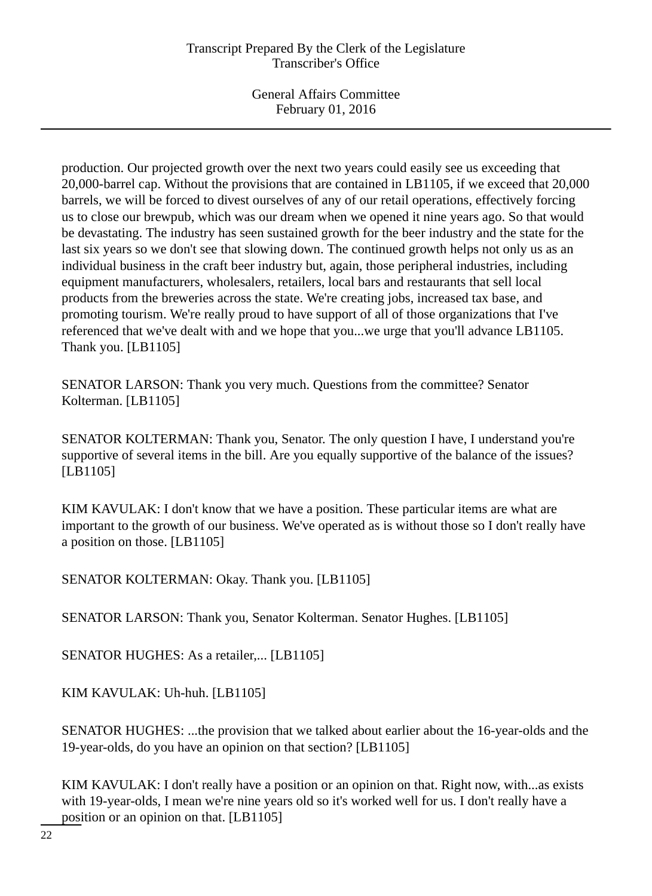production. Our projected growth over the next two years could easily see us exceeding that 20,000-barrel cap. Without the provisions that are contained in LB1105, if we exceed that 20,000 barrels, we will be forced to divest ourselves of any of our retail operations, effectively forcing us to close our brewpub, which was our dream when we opened it nine years ago. So that would be devastating. The industry has seen sustained growth for the beer industry and the state for the last six years so we don't see that slowing down. The continued growth helps not only us as an individual business in the craft beer industry but, again, those peripheral industries, including equipment manufacturers, wholesalers, retailers, local bars and restaurants that sell local products from the breweries across the state. We're creating jobs, increased tax base, and promoting tourism. We're really proud to have support of all of those organizations that I've referenced that we've dealt with and we hope that you...we urge that you'll advance LB1105. Thank you. [LB1105]

SENATOR LARSON: Thank you very much. Questions from the committee? Senator Kolterman. [LB1105]

SENATOR KOLTERMAN: Thank you, Senator. The only question I have, I understand you're supportive of several items in the bill. Are you equally supportive of the balance of the issues? [LB1105]

KIM KAVULAK: I don't know that we have a position. These particular items are what are important to the growth of our business. We've operated as is without those so I don't really have a position on those. [LB1105]

SENATOR KOLTERMAN: Okay. Thank you. [LB1105]

SENATOR LARSON: Thank you, Senator Kolterman. Senator Hughes. [LB1105]

SENATOR HUGHES: As a retailer,... [LB1105]

KIM KAVULAK: Uh-huh. [LB1105]

SENATOR HUGHES: ...the provision that we talked about earlier about the 16-year-olds and the 19-year-olds, do you have an opinion on that section? [LB1105]

KIM KAVULAK: I don't really have a position or an opinion on that. Right now, with...as exists with 19-year-olds, I mean we're nine years old so it's worked well for us. I don't really have a position or an opinion on that. [LB1105]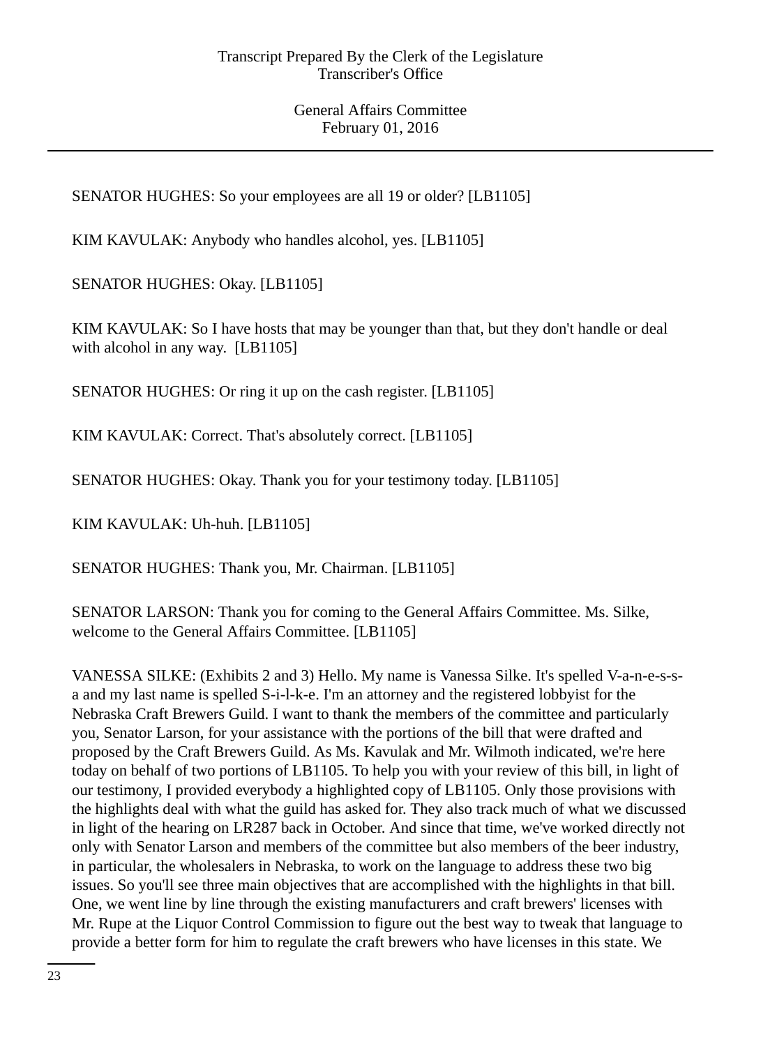SENATOR HUGHES: So your employees are all 19 or older? [LB1105]

KIM KAVULAK: Anybody who handles alcohol, yes. [LB1105]

SENATOR HUGHES: Okay. [LB1105]

KIM KAVULAK: So I have hosts that may be younger than that, but they don't handle or deal with alcohol in any way. [LB1105]

SENATOR HUGHES: Or ring it up on the cash register. [LB1105]

KIM KAVULAK: Correct. That's absolutely correct. [LB1105]

SENATOR HUGHES: Okay. Thank you for your testimony today. [LB1105]

KIM KAVULAK: Uh-huh. [LB1105]

SENATOR HUGHES: Thank you, Mr. Chairman. [LB1105]

SENATOR LARSON: Thank you for coming to the General Affairs Committee. Ms. Silke, welcome to the General Affairs Committee. [LB1105]

VANESSA SILKE: (Exhibits 2 and 3) Hello. My name is Vanessa Silke. It's spelled V-a-n-e-s-s-a and my last name is spelled S-i-l-k-e. I'm an attorney and the registered lobbyist for the Nebraska Craft Brewers Guild. I want to thank the members of the committee and particularly you, Senator Larson, for your assistance with the portions of the bill that were drafted and proposed by the Craft Brewers Guild. As Ms. Kavulak and Mr. Wilmoth indicated, we're here today on behalf of two portions of LB1105. To help you with your review of this bill, in light of our testimony, I provided everybody a highlighted copy of LB1105. Only those provisions with the highlights deal with what the guild has asked for. They also track much of what we discussed in light of the hearing on LR287 back in October. And since that time, we've worked directly not only with Senator Larson and members of the committee but also members of the beer industry, in particular, the wholesalers in Nebraska, to work on the language to address these two big issues. So you'll see three main objectives that are accomplished with the highlights in that bill. One, we went line by line through the existing manufacturers and craft brewers' licenses with Mr. Rupe at the Liquor Control Commission to figure out the best way to tweak that language to provide a better form for him to regulate the craft brewers who have licenses in this state. We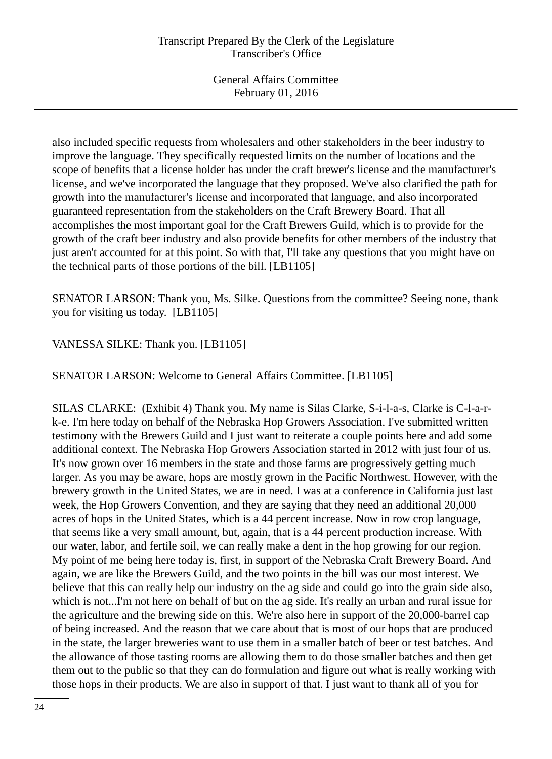also included specific requests from wholesalers and other stakeholders in the beer industry to improve the language. They specifically requested limits on the number of locations and the scope of benefits that a license holder has under the craft brewer's license and the manufacturer's license, and we've incorporated the language that they proposed. We've also clarified the path for growth into the manufacturer's license and incorporated that language, and also incorporated guaranteed representation from the stakeholders on the Craft Brewery Board. That all accomplishes the most important goal for the Craft Brewers Guild, which is to provide for the growth of the craft beer industry and also provide benefits for other members of the industry that just aren't accounted for at this point. So with that, I'll take any questions that you might have on the technical parts of those portions of the bill. [LB1105]

SENATOR LARSON: Thank you, Ms. Silke. Questions from the committee? Seeing none, thank you for visiting us today. [LB1105]

VANESSA SILKE: Thank you. [LB1105]

SENATOR LARSON: Welcome to General Affairs Committee. [LB1105]

SILAS CLARKE: (Exhibit 4) Thank you. My name is Silas Clarke, S-i-l-a-s, Clarke is C-l-a-r-k-e. I'm here today on behalf of the Nebraska Hop Growers Association. I've submitted written testimony with the Brewers Guild and I just want to reiterate a couple points here and add some additional context. The Nebraska Hop Growers Association started in 2012 with just four of us. It's now grown over 16 members in the state and those farms are progressively getting much larger. As you may be aware, hops are mostly grown in the Pacific Northwest. However, with the brewery growth in the United States, we are in need. I was at a conference in California just last week, the Hop Growers Convention, and they are saying that they need an additional 20,000 acres of hops in the United States, which is a 44 percent increase. Now in row crop language, that seems like a very small amount, but, again, that is a 44 percent production increase. With our water, labor, and fertile soil, we can really make a dent in the hop growing for our region. My point of me being here today is, first, in support of the Nebraska Craft Brewery Board. And again, we are like the Brewers Guild, and the two points in the bill was our most interest. We believe that this can really help our industry on the ag side and could go into the grain side also, which is not...I'm not here on behalf of but on the ag side. It's really an urban and rural issue for the agriculture and the brewing side on this. We're also here in support of the 20,000-barrel cap of being increased. And the reason that we care about that is most of our hops that are produced in the state, the larger breweries want to use them in a smaller batch of beer or test batches. And the allowance of those tasting rooms are allowing them to do those smaller batches and then get them out to the public so that they can do formulation and figure out what is really working with those hops in their products. We are also in support of that. I just want to thank all of you for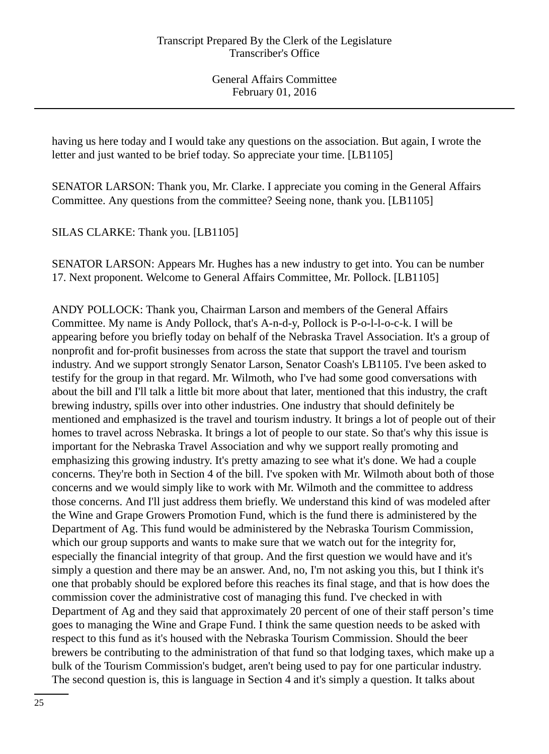having us here today and I would take any questions on the association. But again, I wrote the letter and just wanted to be brief today. So appreciate your time. [LB1105]

SENATOR LARSON: Thank you, Mr. Clarke. I appreciate you coming in the General Affairs Committee. Any questions from the committee? Seeing none, thank you. [LB1105]

SILAS CLARKE: Thank you. [LB1105]

SENATOR LARSON: Appears Mr. Hughes has a new industry to get into. You can be number 17. Next proponent. Welcome to General Affairs Committee, Mr. Pollock. [LB1105]

ANDY POLLOCK: Thank you, Chairman Larson and members of the General Affairs Committee. My name is Andy Pollock, that's A-n-d-y, Pollock is P-o-l-l-o-c-k. I will be appearing before you briefly today on behalf of the Nebraska Travel Association. It's a group of nonprofit and for-profit businesses from across the state that support the travel and tourism industry. And we support strongly Senator Larson, Senator Coash's LB1105. I've been asked to testify for the group in that regard. Mr. Wilmoth, who I've had some good conversations with about the bill and I'll talk a little bit more about that later, mentioned that this industry, the craft brewing industry, spills over into other industries. One industry that should definitely be mentioned and emphasized is the travel and tourism industry. It brings a lot of people out of their homes to travel across Nebraska. It brings a lot of people to our state. So that's why this issue is important for the Nebraska Travel Association and why we support really promoting and emphasizing this growing industry. It's pretty amazing to see what it's done. We had a couple concerns. They're both in Section 4 of the bill. I've spoken with Mr. Wilmoth about both of those concerns and we would simply like to work with Mr. Wilmoth and the committee to address those concerns. And I'll just address them briefly. We understand this kind of was modeled after the Wine and Grape Growers Promotion Fund, which is the fund there is administered by the Department of Ag. This fund would be administered by the Nebraska Tourism Commission, which our group supports and wants to make sure that we watch out for the integrity for, especially the financial integrity of that group. And the first question we would have and it's simply a question and there may be an answer. And, no, I'm not asking you this, but I think it's one that probably should be explored before this reaches its final stage, and that is how does the commission cover the administrative cost of managing this fund. I've checked in with Department of Ag and they said that approximately 20 percent of one of their staff person's time goes to managing the Wine and Grape Fund. I think the same question needs to be asked with respect to this fund as it's housed with the Nebraska Tourism Commission. Should the beer brewers be contributing to the administration of that fund so that lodging taxes, which make up a bulk of the Tourism Commission's budget, aren't being used to pay for one particular industry. The second question is, this is language in Section 4 and it's simply a question. It talks about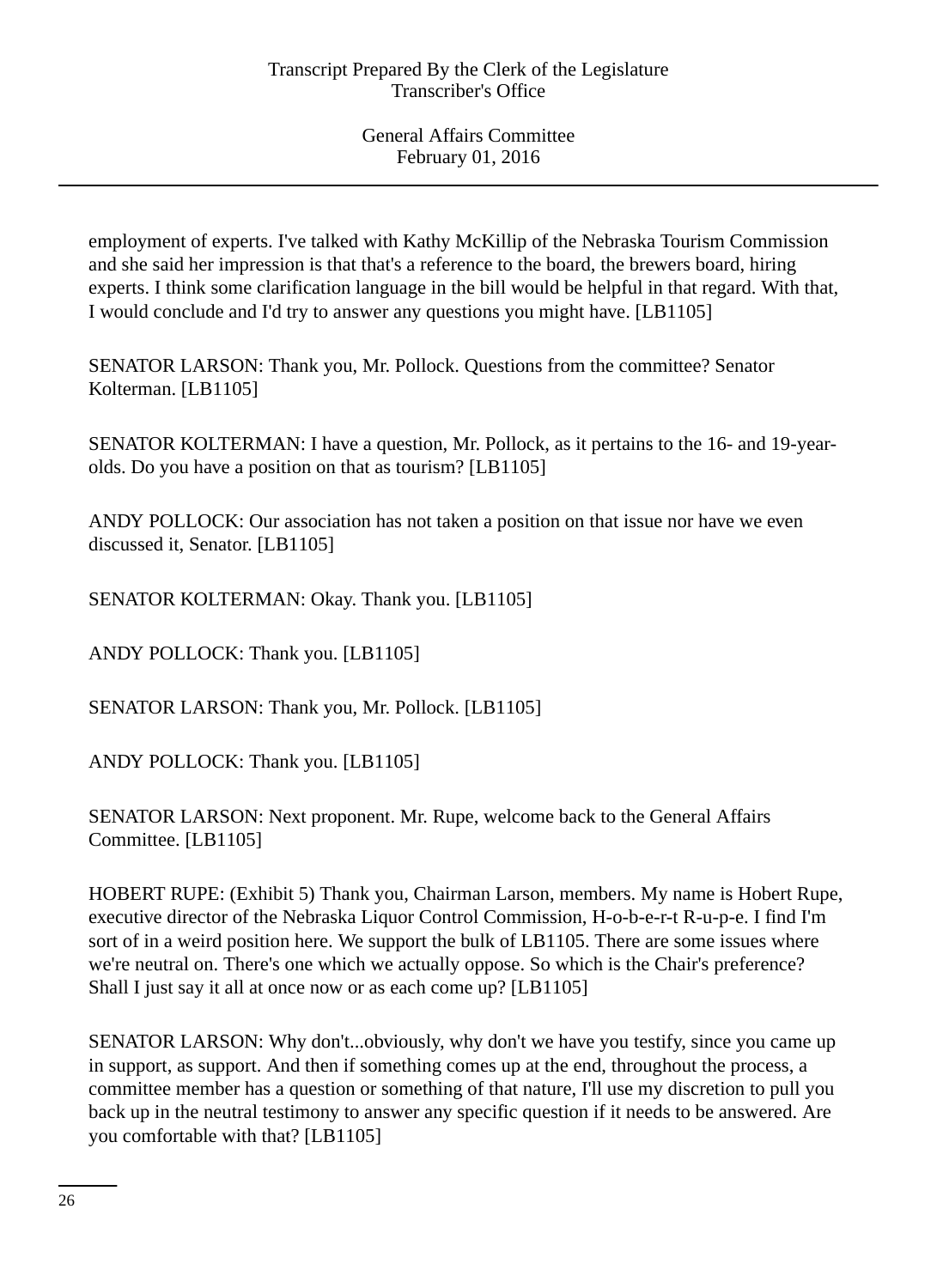employment of experts. I've talked with Kathy McKillip of the Nebraska Tourism Commission and she said her impression is that that's a reference to the board, the brewers board, hiring experts. I think some clarification language in the bill would be helpful in that regard. With that, I would conclude and I'd try to answer any questions you might have. [LB1105]

SENATOR LARSON: Thank you, Mr. Pollock. Questions from the committee? Senator Kolterman. [LB1105]

SENATOR KOLTERMAN: I have a question, Mr. Pollock, as it pertains to the 16- and 19-year-olds. Do you have a position on that as tourism? [LB1105]

ANDY POLLOCK: Our association has not taken a position on that issue nor have we even discussed it, Senator. [LB1105]

SENATOR KOLTERMAN: Okay. Thank you. [LB1105]

ANDY POLLOCK: Thank you. [LB1105]

SENATOR LARSON: Thank you, Mr. Pollock. [LB1105]

ANDY POLLOCK: Thank you. [LB1105]

SENATOR LARSON: Next proponent. Mr. Rupe, welcome back to the General Affairs Committee. [LB1105]

HOBERT RUPE: (Exhibit 5) Thank you, Chairman Larson, members. My name is Hobert Rupe, executive director of the Nebraska Liquor Control Commission, H-o-b-e-r-t R-u-p-e. I find I'm sort of in a weird position here. We support the bulk of LB1105. There are some issues where we're neutral on. There's one which we actually oppose. So which is the Chair's preference? Shall I just say it all at once now or as each come up? [LB1105]

SENATOR LARSON: Why don't...obviously, why don't we have you testify, since you came up in support, as support. And then if something comes up at the end, throughout the process, a committee member has a question or something of that nature, I'll use my discretion to pull you back up in the neutral testimony to answer any specific question if it needs to be answered. Are you comfortable with that? [LB1105]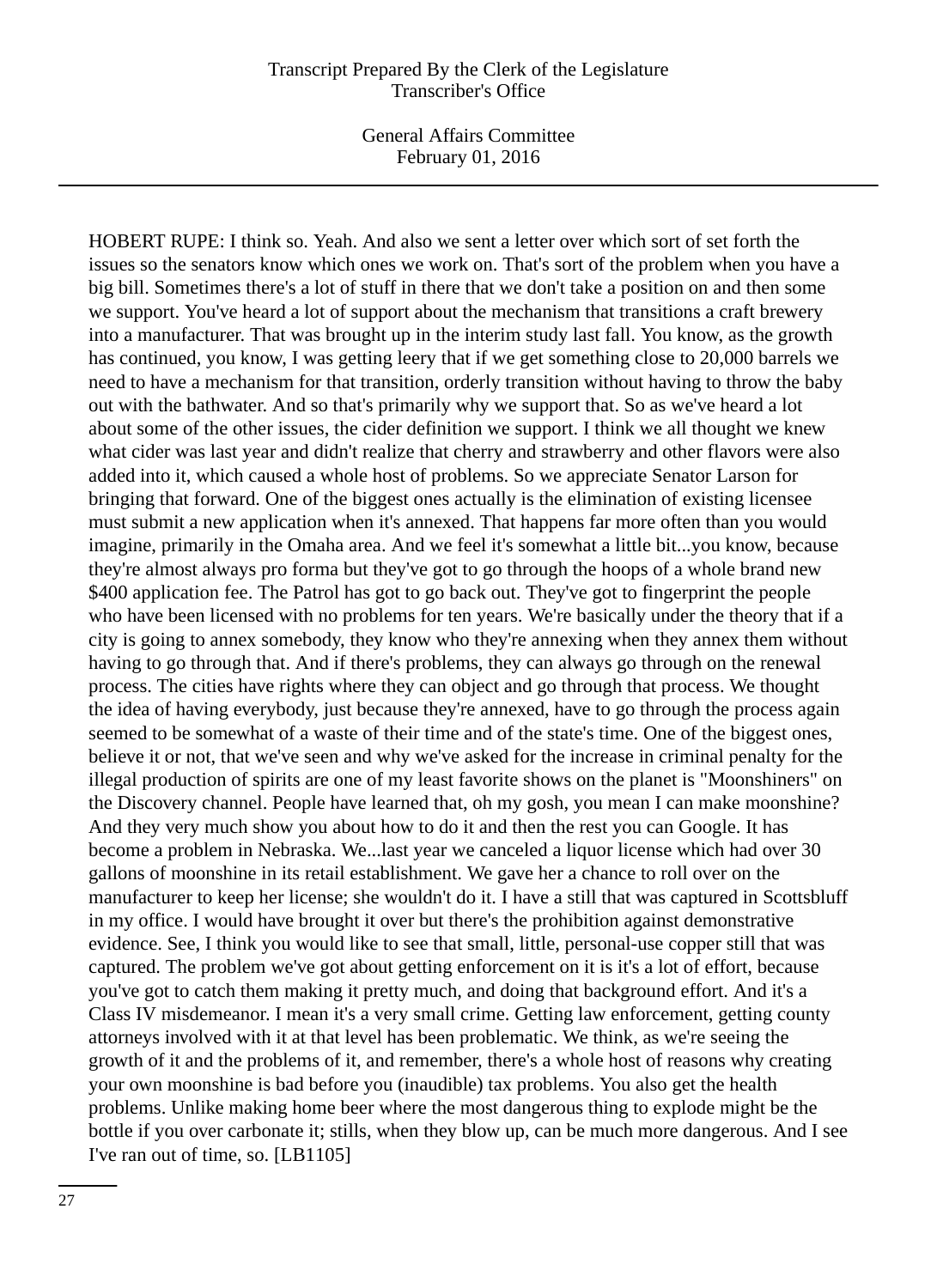HOBERT RUPE: I think so. Yeah. And also we sent a letter over which sort of set forth the issues so the senators know which ones we work on. That's sort of the problem when you have a big bill. Sometimes there's a lot of stuff in there that we don't take a position on and then some we support. You've heard a lot of support about the mechanism that transitions a craft brewery into a manufacturer. That was brought up in the interim study last fall. You know, as the growth has continued, you know, I was getting leery that if we get something close to 20,000 barrels we need to have a mechanism for that transition, orderly transition without having to throw the baby out with the bathwater. And so that's primarily why we support that. So as we've heard a lot about some of the other issues, the cider definition we support. I think we all thought we knew what cider was last year and didn't realize that cherry and strawberry and other flavors were also added into it, which caused a whole host of problems. So we appreciate Senator Larson for bringing that forward. One of the biggest ones actually is the elimination of existing licensee must submit a new application when it's annexed. That happens far more often than you would imagine, primarily in the Omaha area. And we feel it's somewhat a little bit...you know, because they're almost always pro forma but they've got to go through the hoops of a whole brand new $400 application fee. The Patrol has got to go back out. They've got to fingerprint the people who have been licensed with no problems for ten years. We're basically under the theory that if a city is going to annex somebody, they know who they're annexing when they annex them without having to go through that. And if there's problems, they can always go through on the renewal process. The cities have rights where they can object and go through that process. We thought the idea of having everybody, just because they're annexed, have to go through the process again seemed to be somewhat of a waste of their time and of the state's time. One of the biggest ones, believe it or not, that we've seen and why we've asked for the increase in criminal penalty for the illegal production of spirits are one of my least favorite shows on the planet is "Moonshiners" on the Discovery channel. People have learned that, oh my gosh, you mean I can make moonshine? And they very much show you about how to do it and then the rest you can Google. It has become a problem in Nebraska. We...last year we canceled a liquor license which had over 30 gallons of moonshine in its retail establishment. We gave her a chance to roll over on the manufacturer to keep her license; she wouldn't do it. I have a still that was captured in Scottsbluff in my office. I would have brought it over but there's the prohibition against demonstrative evidence. See, I think you would like to see that small, little, personal-use copper still that was captured. The problem we've got about getting enforcement on it is it's a lot of effort, because you've got to catch them making it pretty much, and doing that background effort. And it's a Class IV misdemeanor. I mean it's a very small crime. Getting law enforcement, getting county attorneys involved with it at that level has been problematic. We think, as we're seeing the growth of it and the problems of it, and remember, there's a whole host of reasons why creating your own moonshine is bad before you (inaudible) tax problems. You also get the health problems. Unlike making home beer where the most dangerous thing to explode might be the bottle if you over carbonate it; stills, when they blow up, can be much more dangerous. And I see I've ran out of time, so. [LB1105]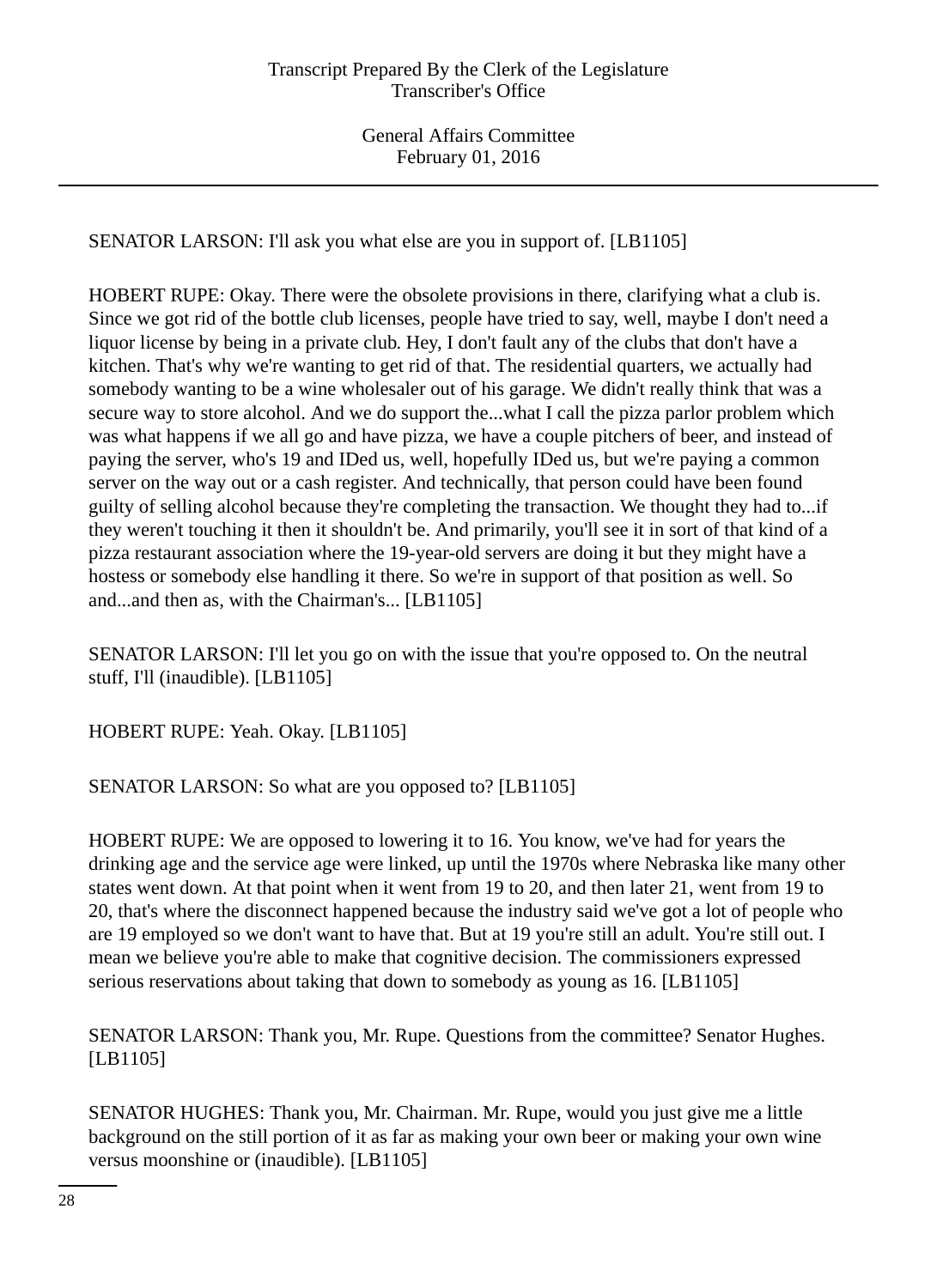SENATOR LARSON: I'll ask you what else are you in support of. [LB1105]

HOBERT RUPE: Okay. There were the obsolete provisions in there, clarifying what a club is. Since we got rid of the bottle club licenses, people have tried to say, well, maybe I don't need a liquor license by being in a private club. Hey, I don't fault any of the clubs that don't have a kitchen. That's why we're wanting to get rid of that. The residential quarters, we actually had somebody wanting to be a wine wholesaler out of his garage. We didn't really think that was a secure way to store alcohol. And we do support the...what I call the pizza parlor problem which was what happens if we all go and have pizza, we have a couple pitchers of beer, and instead of paying the server, who's 19 and IDed us, well, hopefully IDed us, but we're paying a common server on the way out or a cash register. And technically, that person could have been found guilty of selling alcohol because they're completing the transaction. We thought they had to...if they weren't touching it then it shouldn't be. And primarily, you'll see it in sort of that kind of a pizza restaurant association where the 19-year-old servers are doing it but they might have a hostess or somebody else handling it there. So we're in support of that position as well. So and...and then as, with the Chairman's... [LB1105]

SENATOR LARSON: I'll let you go on with the issue that you're opposed to. On the neutral stuff, I'll (inaudible). [LB1105]

HOBERT RUPE: Yeah. Okay. [LB1105]

SENATOR LARSON: So what are you opposed to? [LB1105]

HOBERT RUPE: We are opposed to lowering it to 16. You know, we've had for years the drinking age and the service age were linked, up until the 1970s where Nebraska like many other states went down. At that point when it went from 19 to 20, and then later 21, went from 19 to 20, that's where the disconnect happened because the industry said we've got a lot of people who are 19 employed so we don't want to have that. But at 19 you're still an adult. You're still out. I mean we believe you're able to make that cognitive decision. The commissioners expressed serious reservations about taking that down to somebody as young as 16. [LB1105]

SENATOR LARSON: Thank you, Mr. Rupe. Questions from the committee? Senator Hughes. [LB1105]

SENATOR HUGHES: Thank you, Mr. Chairman. Mr. Rupe, would you just give me a little background on the still portion of it as far as making your own beer or making your own wine versus moonshine or (inaudible). [LB1105]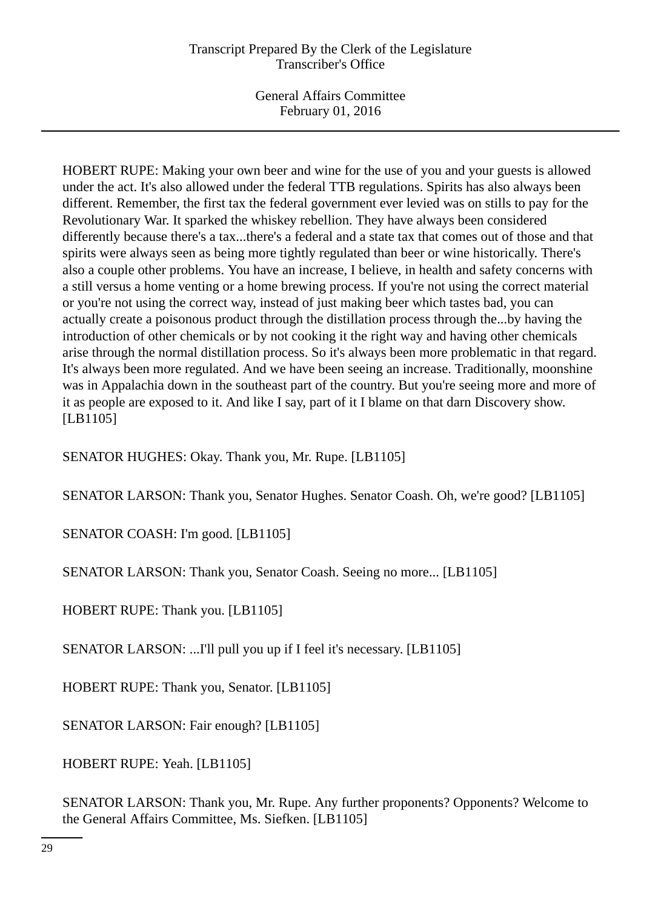HOBERT RUPE: Making your own beer and wine for the use of you and your guests is allowed under the act. It's also allowed under the federal TTB regulations. Spirits has also always been different. Remember, the first tax the federal government ever levied was on stills to pay for the Revolutionary War. It sparked the whiskey rebellion. They have always been considered differently because there's a tax...there's a federal and a state tax that comes out of those and that spirits were always seen as being more tightly regulated than beer or wine historically. There's also a couple other problems. You have an increase, I believe, in health and safety concerns with a still versus a home venting or a home brewing process. If you're not using the correct material or you're not using the correct way, instead of just making beer which tastes bad, you can actually create a poisonous product through the distillation process through the...by having the introduction of other chemicals or by not cooking it the right way and having other chemicals arise through the normal distillation process. So it's always been more problematic in that regard. It's always been more regulated. And we have been seeing an increase. Traditionally, moonshine was in Appalachia down in the southeast part of the country. But you're seeing more and more of it as people are exposed to it. And like I say, part of it I blame on that darn Discovery show. [LB1105]

SENATOR HUGHES: Okay. Thank you, Mr. Rupe. [LB1105]

SENATOR LARSON: Thank you, Senator Hughes. Senator Coash. Oh, we're good? [LB1105]

SENATOR COASH: I'm good. [LB1105]

SENATOR LARSON: Thank you, Senator Coash. Seeing no more... [LB1105]

HOBERT RUPE: Thank you. [LB1105]

SENATOR LARSON: ...I'll pull you up if I feel it's necessary. [LB1105]

HOBERT RUPE: Thank you, Senator. [LB1105]

SENATOR LARSON: Fair enough? [LB1105]

HOBERT RUPE: Yeah. [LB1105]

SENATOR LARSON: Thank you, Mr. Rupe. Any further proponents? Opponents? Welcome to the General Affairs Committee, Ms. Siefken. [LB1105]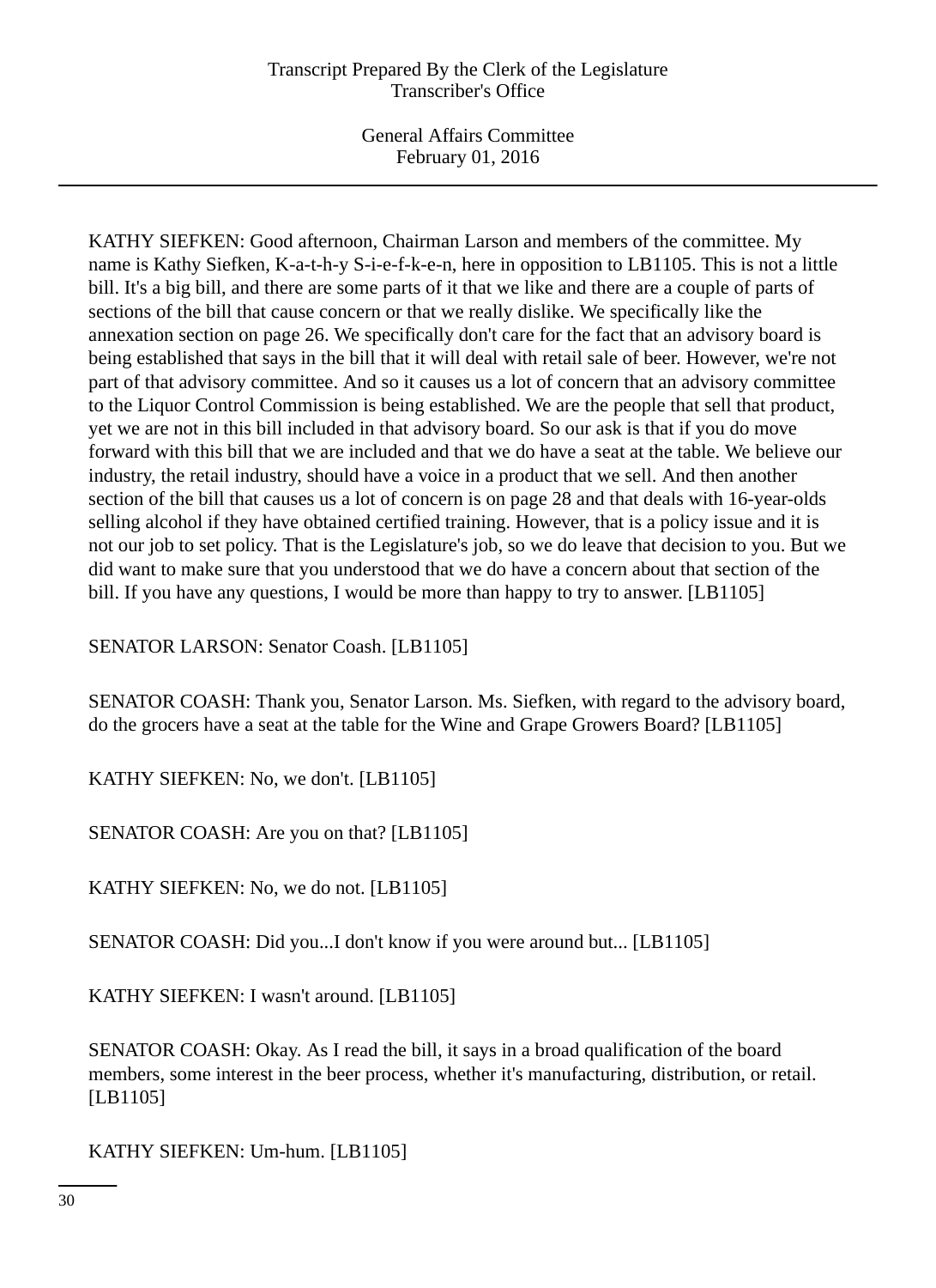KATHY SIEFKEN: Good afternoon, Chairman Larson and members of the committee. My name is Kathy Siefken, K-a-t-h-y S-i-e-f-k-e-n, here in opposition to LB1105. This is not a little bill. It's a big bill, and there are some parts of it that we like and there are a couple of parts of sections of the bill that cause concern or that we really dislike. We specifically like the annexation section on page 26. We specifically don't care for the fact that an advisory board is being established that says in the bill that it will deal with retail sale of beer. However, we're not part of that advisory committee. And so it causes us a lot of concern that an advisory committee to the Liquor Control Commission is being established. We are the people that sell that product, yet we are not in this bill included in that advisory board. So our ask is that if you do move forward with this bill that we are included and that we do have a seat at the table. We believe our industry, the retail industry, should have a voice in a product that we sell. And then another section of the bill that causes us a lot of concern is on page 28 and that deals with 16-year-olds selling alcohol if they have obtained certified training. However, that is a policy issue and it is not our job to set policy. That is the Legislature's job, so we do leave that decision to you. But we did want to make sure that you understood that we do have a concern about that section of the bill. If you have any questions, I would be more than happy to try to answer. [LB1105]

SENATOR LARSON: Senator Coash. [LB1105]

SENATOR COASH: Thank you, Senator Larson. Ms. Siefken, with regard to the advisory board, do the grocers have a seat at the table for the Wine and Grape Growers Board? [LB1105]

KATHY SIEFKEN: No, we don't. [LB1105]

SENATOR COASH: Are you on that? [LB1105]

KATHY SIEFKEN: No, we do not. [LB1105]

SENATOR COASH: Did you...I don't know if you were around but... [LB1105]

KATHY SIEFKEN: I wasn't around. [LB1105]

SENATOR COASH: Okay. As I read the bill, it says in a broad qualification of the board members, some interest in the beer process, whether it's manufacturing, distribution, or retail. [LB1105]

KATHY SIEFKEN: Um-hum. [LB1105]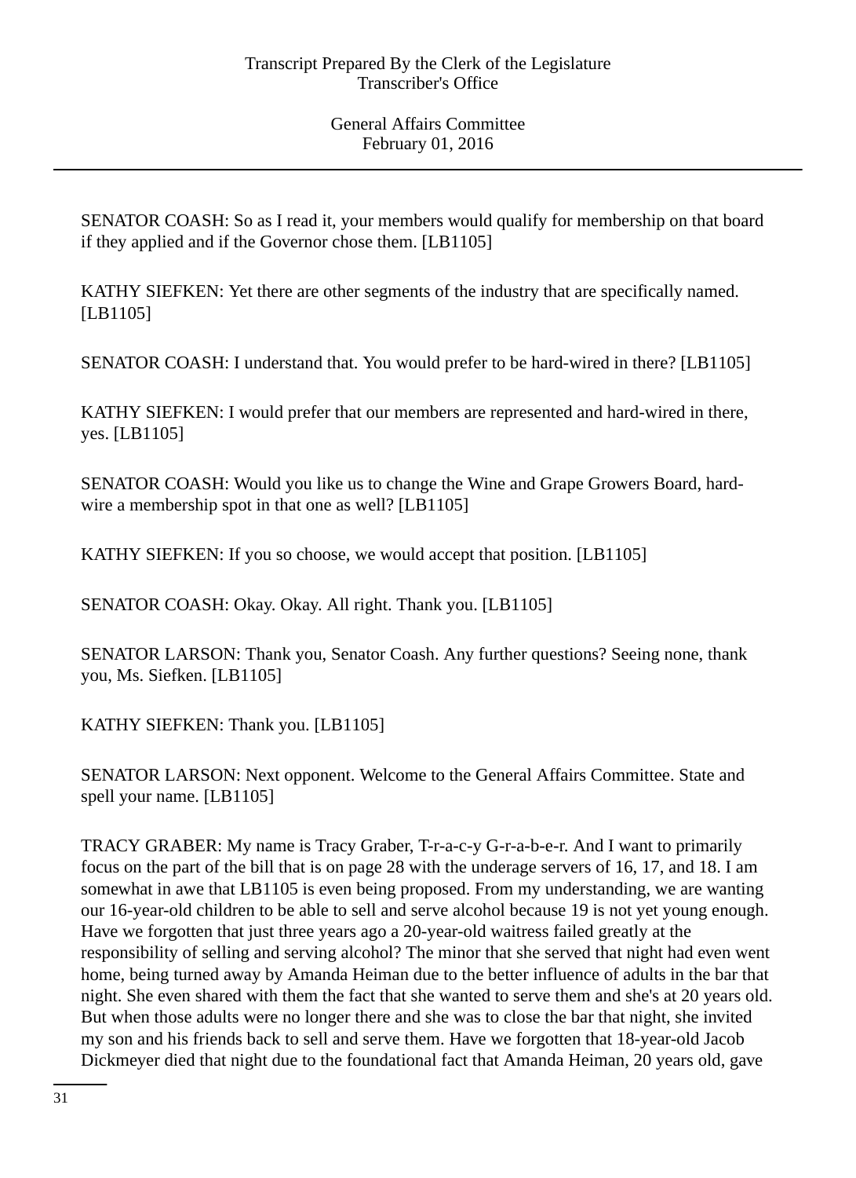SENATOR COASH: So as I read it, your members would qualify for membership on that board if they applied and if the Governor chose them. [LB1105]

KATHY SIEFKEN: Yet there are other segments of the industry that are specifically named. [LB1105]

SENATOR COASH: I understand that. You would prefer to be hard-wired in there? [LB1105]

KATHY SIEFKEN: I would prefer that our members are represented and hard-wired in there, yes. [LB1105]

SENATOR COASH: Would you like us to change the Wine and Grape Growers Board, hard-wire a membership spot in that one as well? [LB1105]

KATHY SIEFKEN: If you so choose, we would accept that position. [LB1105]

SENATOR COASH: Okay. Okay. All right. Thank you. [LB1105]

SENATOR LARSON: Thank you, Senator Coash. Any further questions? Seeing none, thank you, Ms. Siefken. [LB1105]

KATHY SIEFKEN: Thank you. [LB1105]

SENATOR LARSON: Next opponent. Welcome to the General Affairs Committee. State and spell your name. [LB1105]

TRACY GRABER: My name is Tracy Graber, T-r-a-c-y G-r-a-b-e-r. And I want to primarily focus on the part of the bill that is on page 28 with the underage servers of 16, 17, and 18. I am somewhat in awe that LB1105 is even being proposed. From my understanding, we are wanting our 16-year-old children to be able to sell and serve alcohol because 19 is not yet young enough. Have we forgotten that just three years ago a 20-year-old waitress failed greatly at the responsibility of selling and serving alcohol? The minor that she served that night had even went home, being turned away by Amanda Heiman due to the better influence of adults in the bar that night. She even shared with them the fact that she wanted to serve them and she's at 20 years old. But when those adults were no longer there and she was to close the bar that night, she invited my son and his friends back to sell and serve them. Have we forgotten that 18-year-old Jacob Dickmeyer died that night due to the foundational fact that Amanda Heiman, 20 years old, gave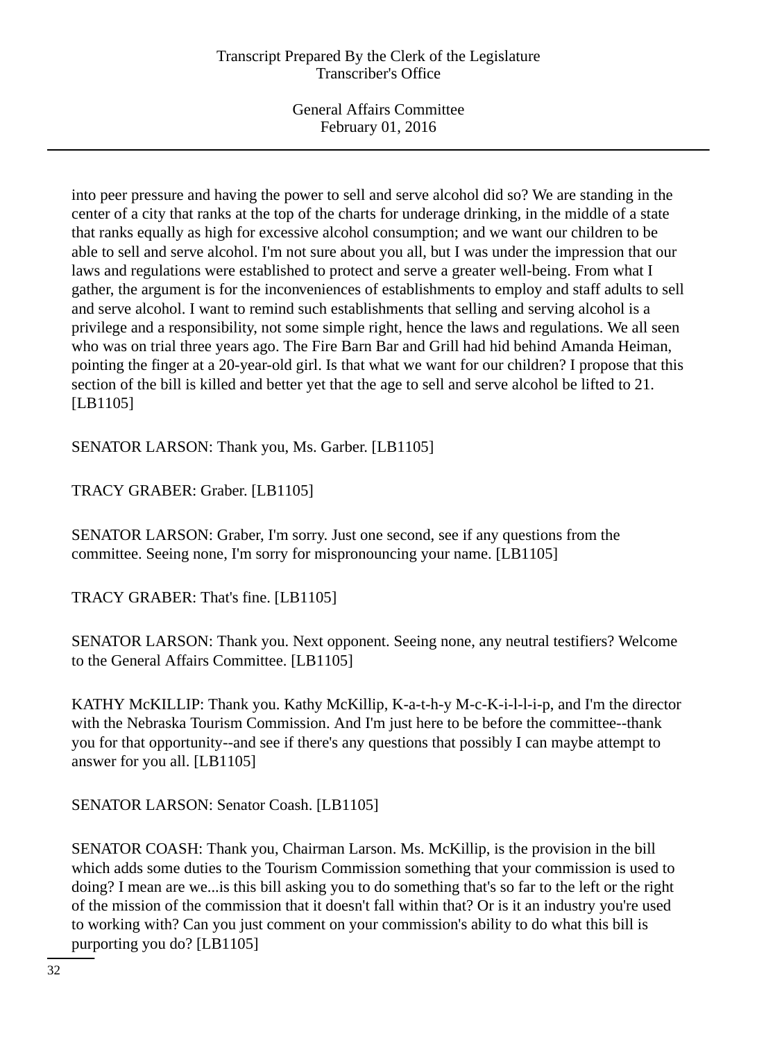into peer pressure and having the power to sell and serve alcohol did so? We are standing in the center of a city that ranks at the top of the charts for underage drinking, in the middle of a state that ranks equally as high for excessive alcohol consumption; and we want our children to be able to sell and serve alcohol. I'm not sure about you all, but I was under the impression that our laws and regulations were established to protect and serve a greater well-being. From what I gather, the argument is for the inconveniences of establishments to employ and staff adults to sell and serve alcohol. I want to remind such establishments that selling and serving alcohol is a privilege and a responsibility, not some simple right, hence the laws and regulations. We all seen who was on trial three years ago. The Fire Barn Bar and Grill had hid behind Amanda Heiman, pointing the finger at a 20-year-old girl. Is that what we want for our children? I propose that this section of the bill is killed and better yet that the age to sell and serve alcohol be lifted to 21. [LB1105]

SENATOR LARSON: Thank you, Ms. Garber. [LB1105]

TRACY GRABER: Graber. [LB1105]

SENATOR LARSON: Graber, I'm sorry. Just one second, see if any questions from the committee. Seeing none, I'm sorry for mispronouncing your name. [LB1105]

TRACY GRABER: That's fine. [LB1105]

SENATOR LARSON: Thank you. Next opponent. Seeing none, any neutral testifiers? Welcome to the General Affairs Committee. [LB1105]

KATHY McKILLIP: Thank you. Kathy McKillip, K-a-t-h-y M-c-K-i-l-l-i-p, and I'm the director with the Nebraska Tourism Commission. And I'm just here to be before the committee--thank you for that opportunity--and see if there's any questions that possibly I can maybe attempt to answer for you all. [LB1105]

SENATOR LARSON: Senator Coash. [LB1105]

SENATOR COASH: Thank you, Chairman Larson. Ms. McKillip, is the provision in the bill which adds some duties to the Tourism Commission something that your commission is used to doing? I mean are we...is this bill asking you to do something that's so far to the left or the right of the mission of the commission that it doesn't fall within that? Or is it an industry you're used to working with? Can you just comment on your commission's ability to do what this bill is purporting you do? [LB1105]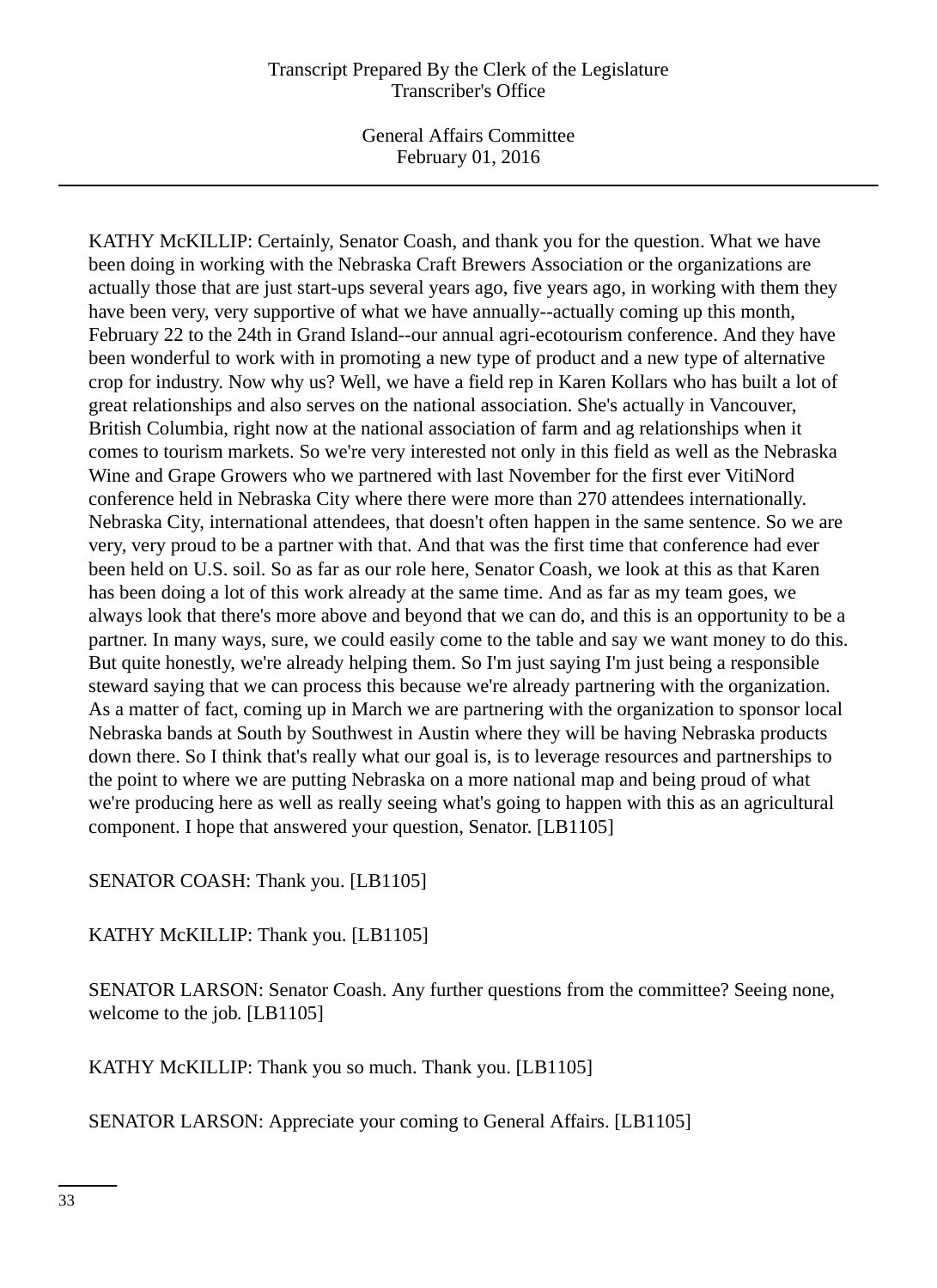KATHY McKILLIP: Certainly, Senator Coash, and thank you for the question. What we have been doing in working with the Nebraska Craft Brewers Association or the organizations are actually those that are just start-ups several years ago, five years ago, in working with them they have been very, very supportive of what we have annually--actually coming up this month, February 22 to the 24th in Grand Island--our annual agri-ecotourism conference. And they have been wonderful to work with in promoting a new type of product and a new type of alternative crop for industry. Now why us? Well, we have a field rep in Karen Kollars who has built a lot of great relationships and also serves on the national association. She's actually in Vancouver, British Columbia, right now at the national association of farm and ag relationships when it comes to tourism markets. So we're very interested not only in this field as well as the Nebraska Wine and Grape Growers who we partnered with last November for the first ever VitiNord conference held in Nebraska City where there were more than 270 attendees internationally. Nebraska City, international attendees, that doesn't often happen in the same sentence. So we are very, very proud to be a partner with that. And that was the first time that conference had ever been held on U.S. soil. So as far as our role here, Senator Coash, we look at this as that Karen has been doing a lot of this work already at the same time. And as far as my team goes, we always look that there's more above and beyond that we can do, and this is an opportunity to be a partner. In many ways, sure, we could easily come to the table and say we want money to do this. But quite honestly, we're already helping them. So I'm just saying I'm just being a responsible steward saying that we can process this because we're already partnering with the organization. As a matter of fact, coming up in March we are partnering with the organization to sponsor local Nebraska bands at South by Southwest in Austin where they will be having Nebraska products down there. So I think that's really what our goal is, is to leverage resources and partnerships to the point to where we are putting Nebraska on a more national map and being proud of what we're producing here as well as really seeing what's going to happen with this as an agricultural component. I hope that answered your question, Senator. [LB1105]

SENATOR COASH: Thank you. [LB1105]

KATHY McKILLIP: Thank you. [LB1105]

SENATOR LARSON: Senator Coash. Any further questions from the committee? Seeing none, welcome to the job. [LB1105]

KATHY McKILLIP: Thank you so much. Thank you. [LB1105]

SENATOR LARSON: Appreciate your coming to General Affairs. [LB1105]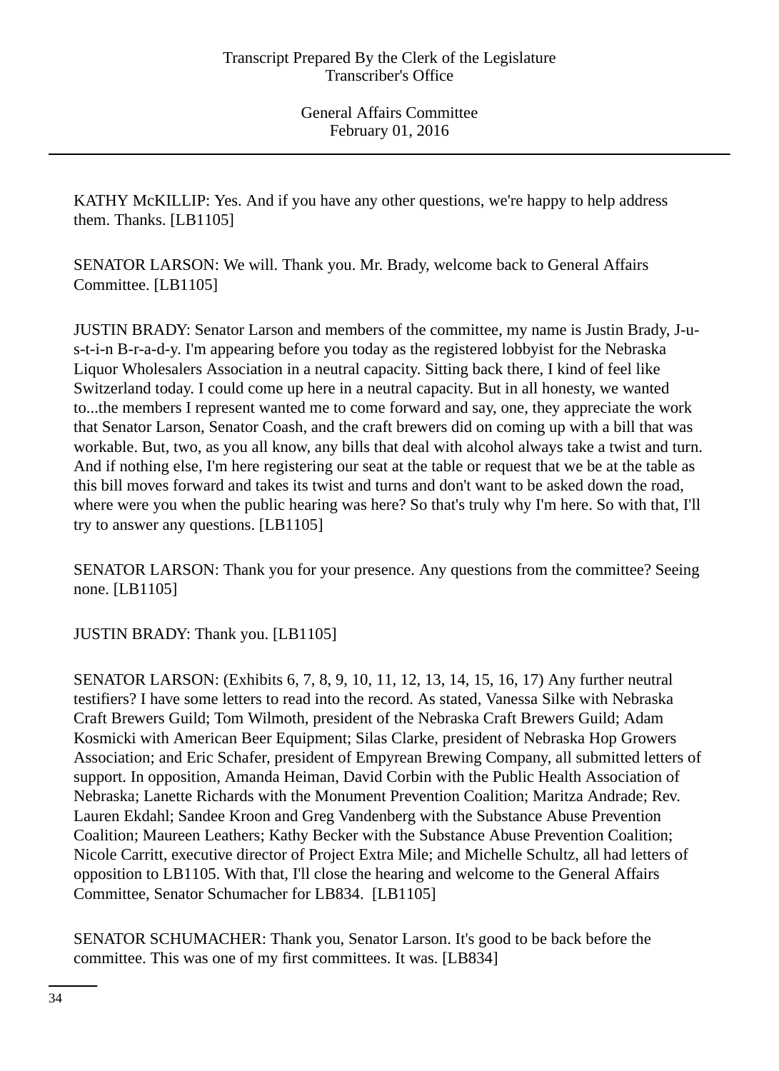KATHY McKILLIP: Yes. And if you have any other questions, we're happy to help address them. Thanks. [LB1105]

SENATOR LARSON: We will. Thank you. Mr. Brady, welcome back to General Affairs Committee. [LB1105]

JUSTIN BRADY: Senator Larson and members of the committee, my name is Justin Brady, J-u-s-t-i-n B-r-a-d-y. I'm appearing before you today as the registered lobbyist for the Nebraska Liquor Wholesalers Association in a neutral capacity. Sitting back there, I kind of feel like Switzerland today. I could come up here in a neutral capacity. But in all honesty, we wanted to...the members I represent wanted me to come forward and say, one, they appreciate the work that Senator Larson, Senator Coash, and the craft brewers did on coming up with a bill that was workable. But, two, as you all know, any bills that deal with alcohol always take a twist and turn. And if nothing else, I'm here registering our seat at the table or request that we be at the table as this bill moves forward and takes its twist and turns and don't want to be asked down the road, where were you when the public hearing was here? So that's truly why I'm here. So with that, I'll try to answer any questions. [LB1105]

SENATOR LARSON: Thank you for your presence. Any questions from the committee? Seeing none. [LB1105]

JUSTIN BRADY: Thank you. [LB1105]

SENATOR LARSON: (Exhibits 6, 7, 8, 9, 10, 11, 12, 13, 14, 15, 16, 17) Any further neutral testifiers? I have some letters to read into the record. As stated, Vanessa Silke with Nebraska Craft Brewers Guild; Tom Wilmoth, president of the Nebraska Craft Brewers Guild; Adam Kosmicki with American Beer Equipment; Silas Clarke, president of Nebraska Hop Growers Association; and Eric Schafer, president of Empyrean Brewing Company, all submitted letters of support. In opposition, Amanda Heiman, David Corbin with the Public Health Association of Nebraska; Lanette Richards with the Monument Prevention Coalition; Maritza Andrade; Rev. Lauren Ekdahl; Sandee Kroon and Greg Vandenberg with the Substance Abuse Prevention Coalition; Maureen Leathers; Kathy Becker with the Substance Abuse Prevention Coalition; Nicole Carritt, executive director of Project Extra Mile; and Michelle Schultz, all had letters of opposition to LB1105. With that, I'll close the hearing and welcome to the General Affairs Committee, Senator Schumacher for LB834. [LB1105]

SENATOR SCHUMACHER: Thank you, Senator Larson. It's good to be back before the committee. This was one of my first committees. It was. [LB834]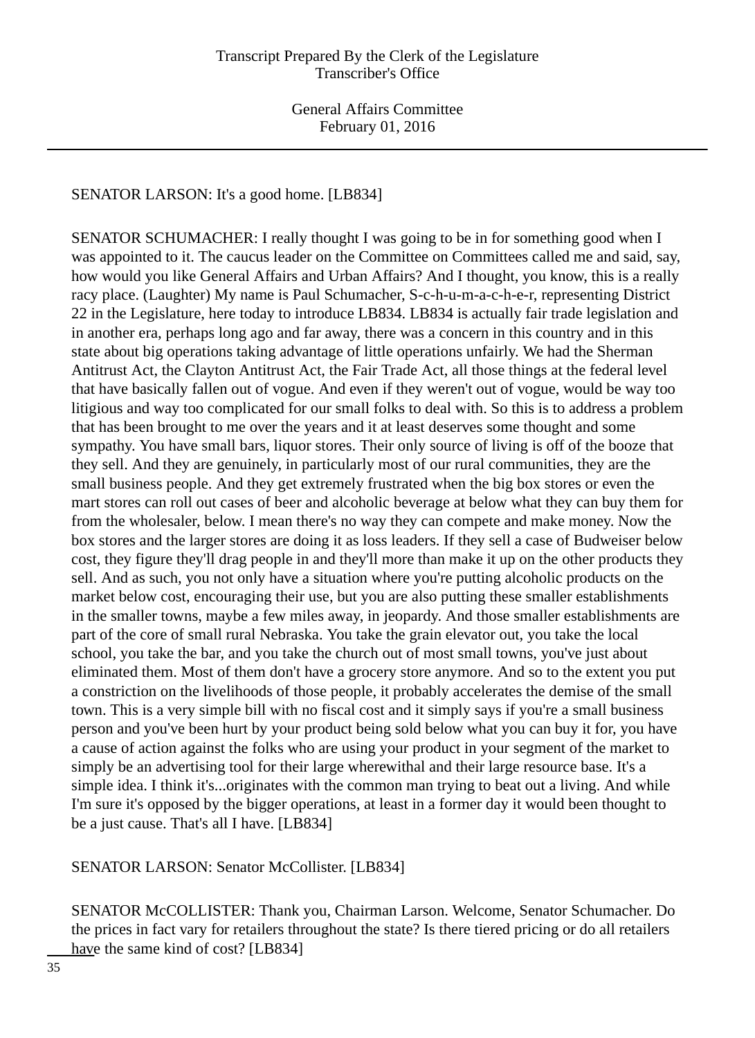SENATOR LARSON: It's a good home. [LB834]

SENATOR SCHUMACHER: I really thought I was going to be in for something good when I was appointed to it. The caucus leader on the Committee on Committees called me and said, say, how would you like General Affairs and Urban Affairs? And I thought, you know, this is a really racy place. (Laughter) My name is Paul Schumacher, S-c-h-u-m-a-c-h-e-r, representing District 22 in the Legislature, here today to introduce LB834. LB834 is actually fair trade legislation and in another era, perhaps long ago and far away, there was a concern in this country and in this state about big operations taking advantage of little operations unfairly. We had the Sherman Antitrust Act, the Clayton Antitrust Act, the Fair Trade Act, all those things at the federal level that have basically fallen out of vogue. And even if they weren't out of vogue, would be way too litigious and way too complicated for our small folks to deal with. So this is to address a problem that has been brought to me over the years and it at least deserves some thought and some sympathy. You have small bars, liquor stores. Their only source of living is off of the booze that they sell. And they are genuinely, in particularly most of our rural communities, they are the small business people. And they get extremely frustrated when the big box stores or even the mart stores can roll out cases of beer and alcoholic beverage at below what they can buy them for from the wholesaler, below. I mean there's no way they can compete and make money. Now the box stores and the larger stores are doing it as loss leaders. If they sell a case of Budweiser below cost, they figure they'll drag people in and they'll more than make it up on the other products they sell. And as such, you not only have a situation where you're putting alcoholic products on the market below cost, encouraging their use, but you are also putting these smaller establishments in the smaller towns, maybe a few miles away, in jeopardy. And those smaller establishments are part of the core of small rural Nebraska. You take the grain elevator out, you take the local school, you take the bar, and you take the church out of most small towns, you've just about eliminated them. Most of them don't have a grocery store anymore. And so to the extent you put a constriction on the livelihoods of those people, it probably accelerates the demise of the small town. This is a very simple bill with no fiscal cost and it simply says if you're a small business person and you've been hurt by your product being sold below what you can buy it for, you have a cause of action against the folks who are using your product in your segment of the market to simply be an advertising tool for their large wherewithal and their large resource base. It's a simple idea. I think it's...originates with the common man trying to beat out a living. And while I'm sure it's opposed by the bigger operations, at least in a former day it would been thought to be a just cause. That's all I have. [LB834]

SENATOR LARSON: Senator McCollister. [LB834]

SENATOR McCOLLISTER: Thank you, Chairman Larson. Welcome, Senator Schumacher. Do the prices in fact vary for retailers throughout the state? Is there tiered pricing or do all retailers have the same kind of cost? [LB834]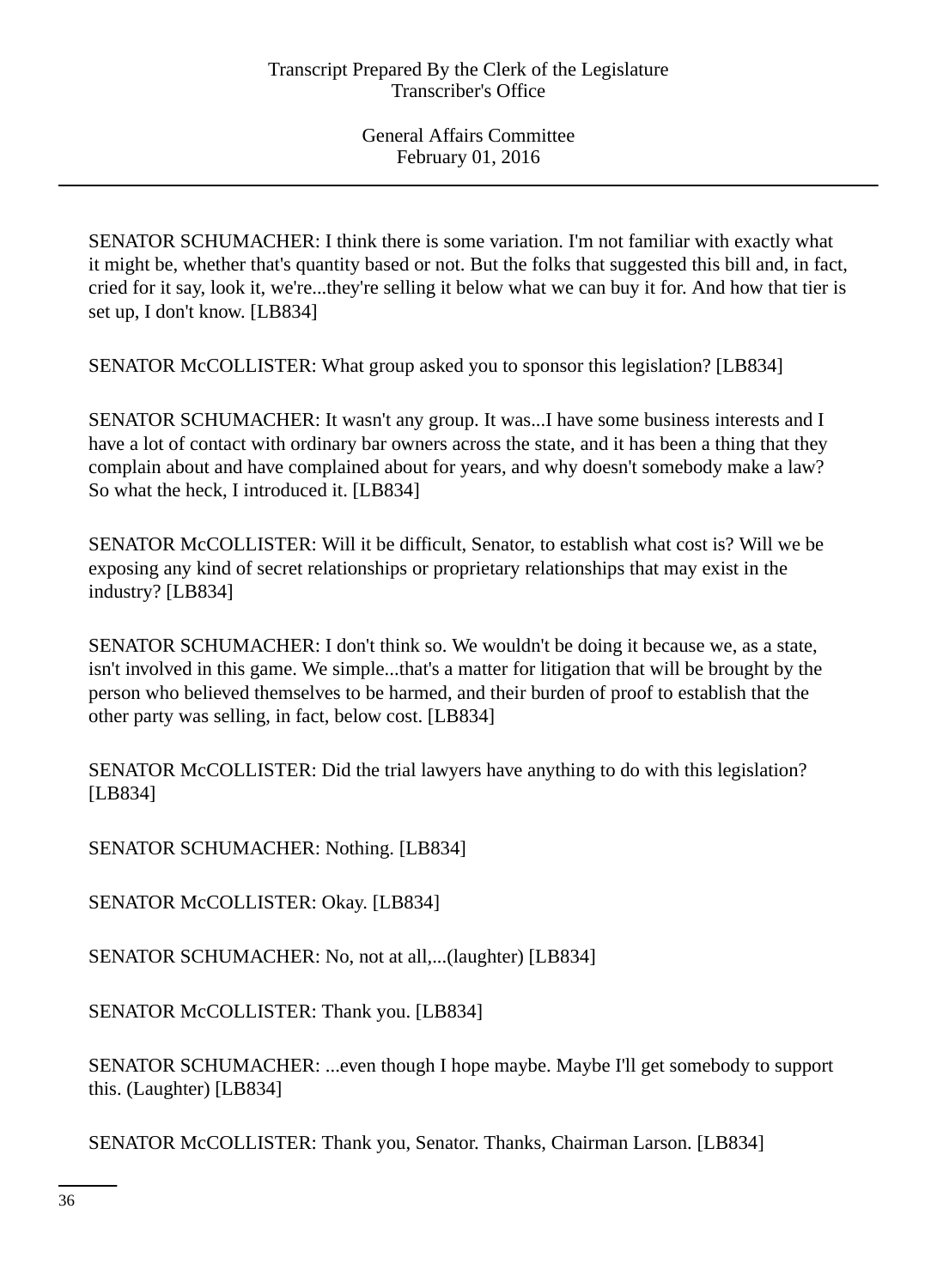SENATOR SCHUMACHER: I think there is some variation. I'm not familiar with exactly what it might be, whether that's quantity based or not. But the folks that suggested this bill and, in fact, cried for it say, look it, we're...they're selling it below what we can buy it for. And how that tier is set up, I don't know. [LB834]

SENATOR McCOLLISTER: What group asked you to sponsor this legislation? [LB834]

SENATOR SCHUMACHER: It wasn't any group. It was...I have some business interests and I have a lot of contact with ordinary bar owners across the state, and it has been a thing that they complain about and have complained about for years, and why doesn't somebody make a law? So what the heck, I introduced it. [LB834]

SENATOR McCOLLISTER: Will it be difficult, Senator, to establish what cost is? Will we be exposing any kind of secret relationships or proprietary relationships that may exist in the industry? [LB834]

SENATOR SCHUMACHER: I don't think so. We wouldn't be doing it because we, as a state, isn't involved in this game. We simple...that's a matter for litigation that will be brought by the person who believed themselves to be harmed, and their burden of proof to establish that the other party was selling, in fact, below cost. [LB834]

SENATOR McCOLLISTER: Did the trial lawyers have anything to do with this legislation? [LB834]

SENATOR SCHUMACHER: Nothing. [LB834]

SENATOR McCOLLISTER: Okay. [LB834]

SENATOR SCHUMACHER: No, not at all,...(laughter) [LB834]

SENATOR McCOLLISTER: Thank you. [LB834]

SENATOR SCHUMACHER: ...even though I hope maybe. Maybe I'll get somebody to support this. (Laughter) [LB834]

SENATOR McCOLLISTER: Thank you, Senator. Thanks, Chairman Larson. [LB834]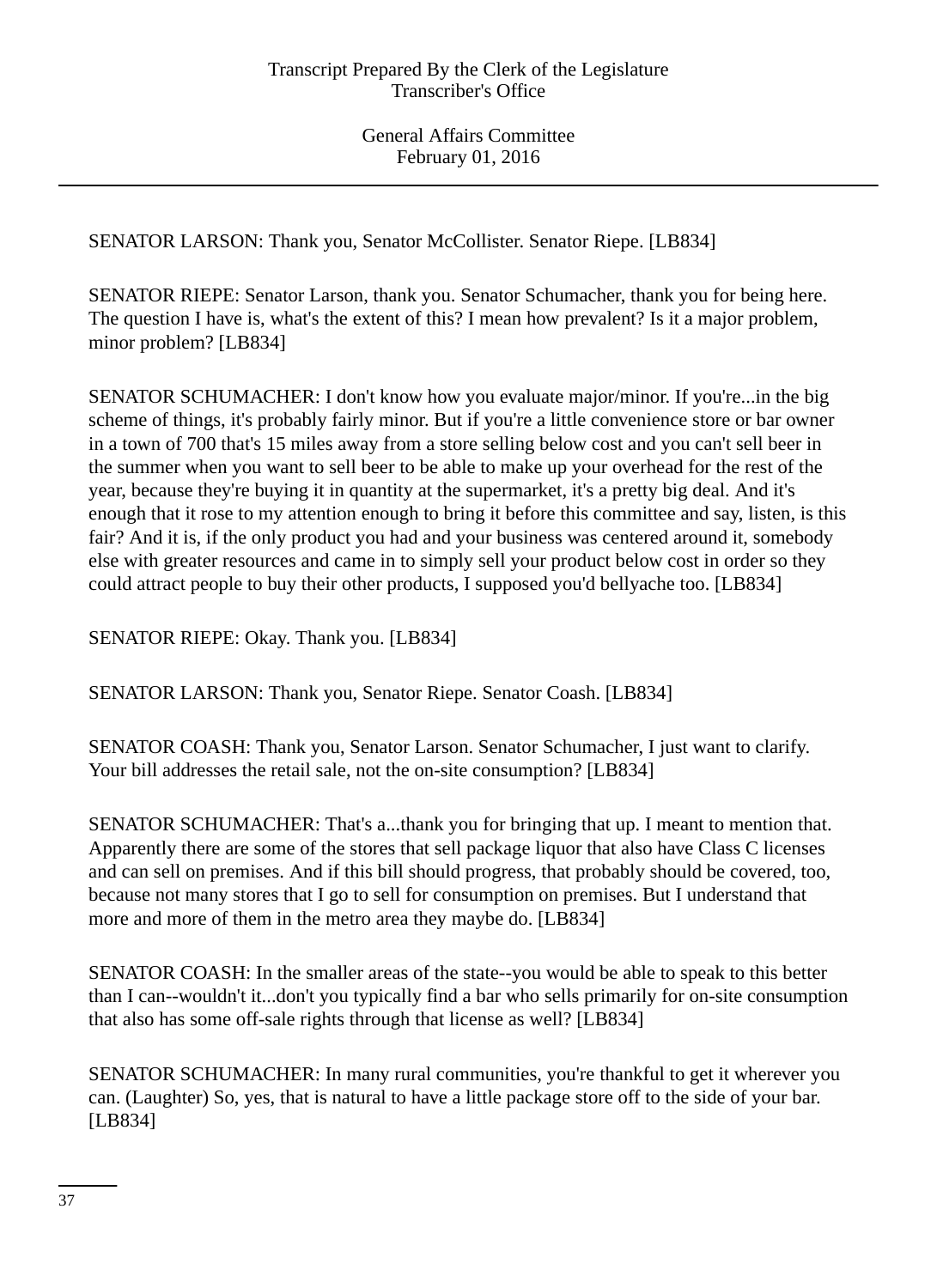SENATOR LARSON: Thank you, Senator McCollister. Senator Riepe. [LB834]

SENATOR RIEPE: Senator Larson, thank you. Senator Schumacher, thank you for being here. The question I have is, what's the extent of this? I mean how prevalent? Is it a major problem, minor problem? [LB834]

SENATOR SCHUMACHER: I don't know how you evaluate major/minor. If you're...in the big scheme of things, it's probably fairly minor. But if you're a little convenience store or bar owner in a town of 700 that's 15 miles away from a store selling below cost and you can't sell beer in the summer when you want to sell beer to be able to make up your overhead for the rest of the year, because they're buying it in quantity at the supermarket, it's a pretty big deal. And it's enough that it rose to my attention enough to bring it before this committee and say, listen, is this fair? And it is, if the only product you had and your business was centered around it, somebody else with greater resources and came in to simply sell your product below cost in order so they could attract people to buy their other products, I supposed you'd bellyache too. [LB834]

SENATOR RIEPE: Okay. Thank you. [LB834]

SENATOR LARSON: Thank you, Senator Riepe. Senator Coash. [LB834]

SENATOR COASH: Thank you, Senator Larson. Senator Schumacher, I just want to clarify. Your bill addresses the retail sale, not the on-site consumption? [LB834]

SENATOR SCHUMACHER: That's a...thank you for bringing that up. I meant to mention that. Apparently there are some of the stores that sell package liquor that also have Class C licenses and can sell on premises. And if this bill should progress, that probably should be covered, too, because not many stores that I go to sell for consumption on premises. But I understand that more and more of them in the metro area they maybe do. [LB834]

SENATOR COASH: In the smaller areas of the state--you would be able to speak to this better than I can--wouldn't it...don't you typically find a bar who sells primarily for on-site consumption that also has some off-sale rights through that license as well? [LB834]

SENATOR SCHUMACHER: In many rural communities, you're thankful to get it wherever you can. (Laughter) So, yes, that is natural to have a little package store off to the side of your bar. [LB834]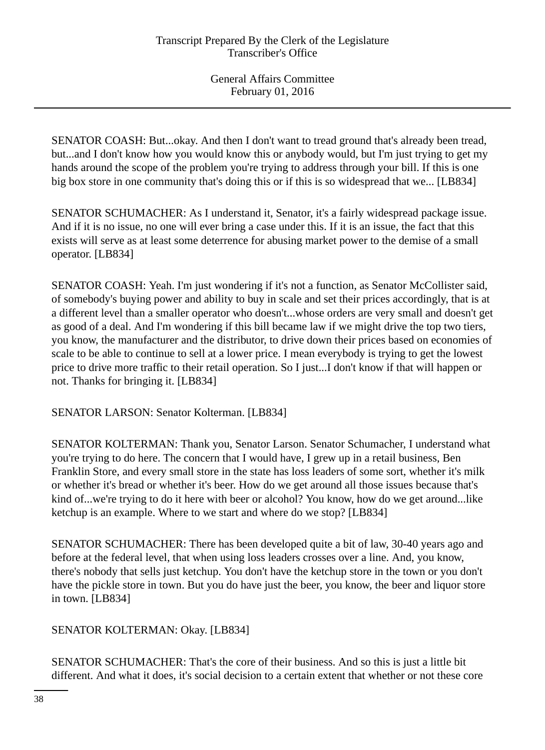SENATOR COASH: But...okay. And then I don't want to tread ground that's already been tread, but...and I don't know how you would know this or anybody would, but I'm just trying to get my hands around the scope of the problem you're trying to address through your bill. If this is one big box store in one community that's doing this or if this is so widespread that we... [LB834]

SENATOR SCHUMACHER: As I understand it, Senator, it's a fairly widespread package issue. And if it is no issue, no one will ever bring a case under this. If it is an issue, the fact that this exists will serve as at least some deterrence for abusing market power to the demise of a small operator. [LB834]

SENATOR COASH: Yeah. I'm just wondering if it's not a function, as Senator McCollister said, of somebody's buying power and ability to buy in scale and set their prices accordingly, that is at a different level than a smaller operator who doesn't...whose orders are very small and doesn't get as good of a deal. And I'm wondering if this bill became law if we might drive the top two tiers, you know, the manufacturer and the distributor, to drive down their prices based on economies of scale to be able to continue to sell at a lower price. I mean everybody is trying to get the lowest price to drive more traffic to their retail operation. So I just...I don't know if that will happen or not. Thanks for bringing it. [LB834]

SENATOR LARSON: Senator Kolterman. [LB834]

SENATOR KOLTERMAN: Thank you, Senator Larson. Senator Schumacher, I understand what you're trying to do here. The concern that I would have, I grew up in a retail business, Ben Franklin Store, and every small store in the state has loss leaders of some sort, whether it's milk or whether it's bread or whether it's beer. How do we get around all those issues because that's kind of...we're trying to do it here with beer or alcohol? You know, how do we get around...like ketchup is an example. Where to we start and where do we stop? [LB834]

SENATOR SCHUMACHER: There has been developed quite a bit of law, 30-40 years ago and before at the federal level, that when using loss leaders crosses over a line. And, you know, there's nobody that sells just ketchup. You don't have the ketchup store in the town or you don't have the pickle store in town. But you do have just the beer, you know, the beer and liquor store in town. [LB834]

SENATOR KOLTERMAN: Okay. [LB834]

SENATOR SCHUMACHER: That's the core of their business. And so this is just a little bit different. And what it does, it's social decision to a certain extent that whether or not these core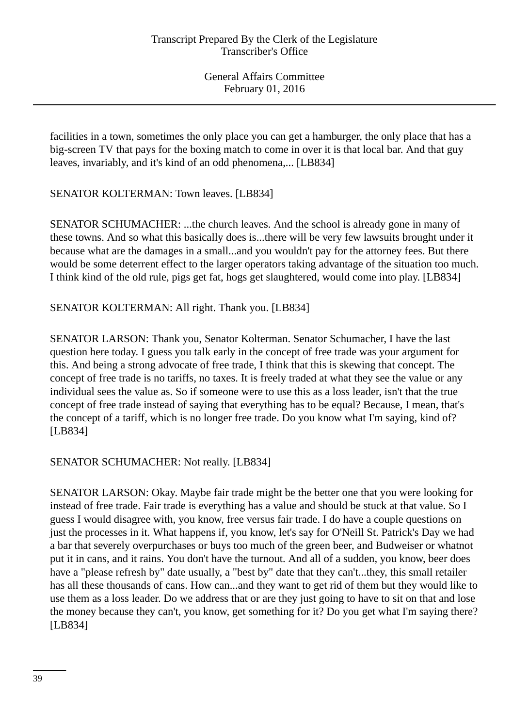facilities in a town, sometimes the only place you can get a hamburger, the only place that has a big-screen TV that pays for the boxing match to come in over it is that local bar. And that guy leaves, invariably, and it's kind of an odd phenomena,... [LB834]

SENATOR KOLTERMAN: Town leaves. [LB834]

SENATOR SCHUMACHER: ...the church leaves. And the school is already gone in many of these towns. And so what this basically does is...there will be very few lawsuits brought under it because what are the damages in a small...and you wouldn't pay for the attorney fees. But there would be some deterrent effect to the larger operators taking advantage of the situation too much. I think kind of the old rule, pigs get fat, hogs get slaughtered, would come into play. [LB834]

SENATOR KOLTERMAN: All right. Thank you. [LB834]

SENATOR LARSON: Thank you, Senator Kolterman. Senator Schumacher, I have the last question here today. I guess you talk early in the concept of free trade was your argument for this. And being a strong advocate of free trade, I think that this is skewing that concept. The concept of free trade is no tariffs, no taxes. It is freely traded at what they see the value or any individual sees the value as. So if someone were to use this as a loss leader, isn't that the true concept of free trade instead of saying that everything has to be equal? Because, I mean, that's the concept of a tariff, which is no longer free trade. Do you know what I'm saying, kind of? [LB834]

SENATOR SCHUMACHER: Not really. [LB834]

SENATOR LARSON: Okay. Maybe fair trade might be the better one that you were looking for instead of free trade. Fair trade is everything has a value and should be stuck at that value. So I guess I would disagree with, you know, free versus fair trade. I do have a couple questions on just the processes in it. What happens if, you know, let's say for O'Neill St. Patrick's Day we had a bar that severely overpurchases or buys too much of the green beer, and Budweiser or whatnot put it in cans, and it rains. You don't have the turnout. And all of a sudden, you know, beer does have a "please refresh by" date usually, a "best by" date that they can't...they, this small retailer has all these thousands of cans. How can...and they want to get rid of them but they would like to use them as a loss leader. Do we address that or are they just going to have to sit on that and lose the money because they can't, you know, get something for it? Do you get what I'm saying there? [LB834]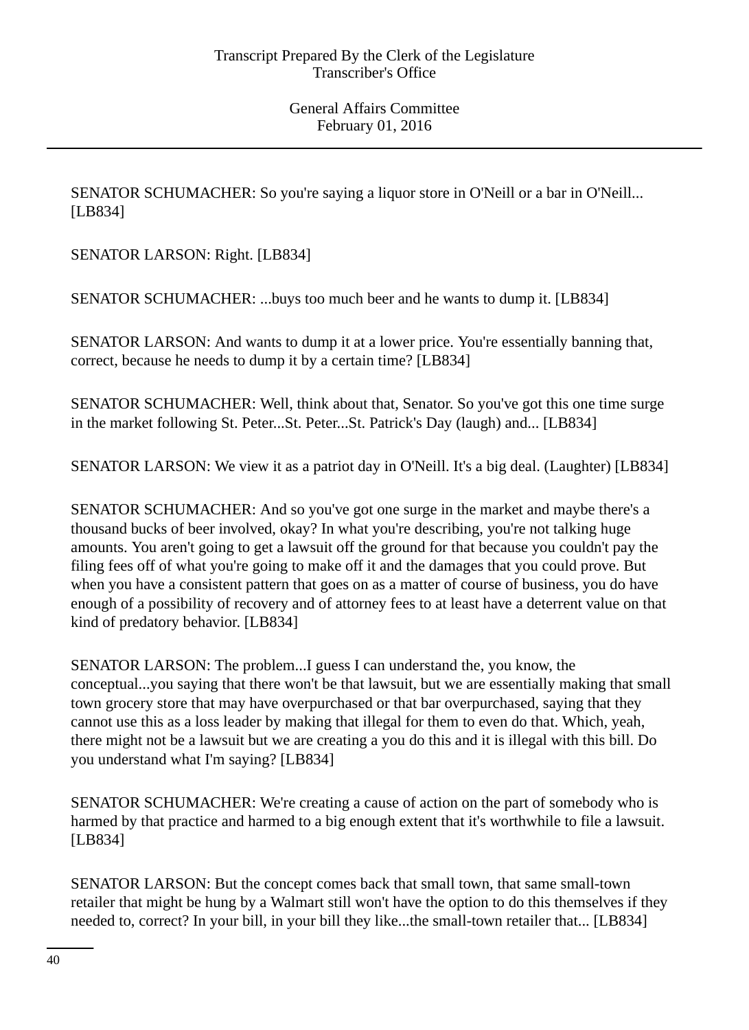SENATOR SCHUMACHER: So you're saying a liquor store in O'Neill or a bar in O'Neill... [LB834]

SENATOR LARSON: Right. [LB834]

SENATOR SCHUMACHER: ...buys too much beer and he wants to dump it. [LB834]

SENATOR LARSON: And wants to dump it at a lower price. You're essentially banning that, correct, because he needs to dump it by a certain time? [LB834]

SENATOR SCHUMACHER: Well, think about that, Senator. So you've got this one time surge in the market following St. Peter...St. Peter...St. Patrick's Day (laugh) and... [LB834]

SENATOR LARSON: We view it as a patriot day in O'Neill. It's a big deal. (Laughter) [LB834]

SENATOR SCHUMACHER: And so you've got one surge in the market and maybe there's a thousand bucks of beer involved, okay? In what you're describing, you're not talking huge amounts. You aren't going to get a lawsuit off the ground for that because you couldn't pay the filing fees off of what you're going to make off it and the damages that you could prove. But when you have a consistent pattern that goes on as a matter of course of business, you do have enough of a possibility of recovery and of attorney fees to at least have a deterrent value on that kind of predatory behavior. [LB834]

SENATOR LARSON: The problem...I guess I can understand the, you know, the conceptual...you saying that there won't be that lawsuit, but we are essentially making that small town grocery store that may have overpurchased or that bar overpurchased, saying that they cannot use this as a loss leader by making that illegal for them to even do that. Which, yeah, there might not be a lawsuit but we are creating a you do this and it is illegal with this bill. Do you understand what I'm saying? [LB834]

SENATOR SCHUMACHER: We're creating a cause of action on the part of somebody who is harmed by that practice and harmed to a big enough extent that it's worthwhile to file a lawsuit. [LB834]

SENATOR LARSON: But the concept comes back that small town, that same small-town retailer that might be hung by a Walmart still won't have the option to do this themselves if they needed to, correct? In your bill, in your bill they like...the small-town retailer that... [LB834]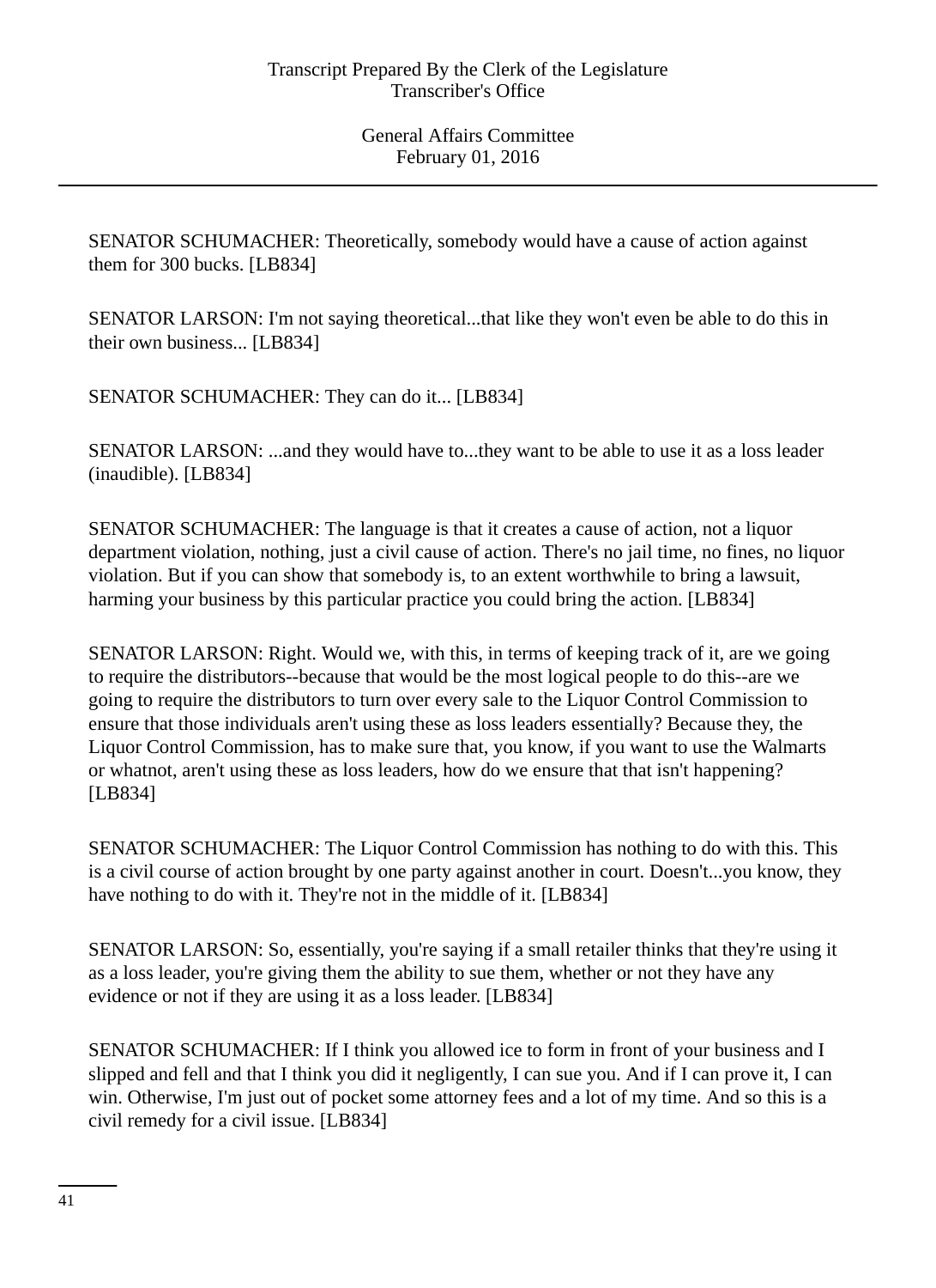SENATOR SCHUMACHER: Theoretically, somebody would have a cause of action against them for 300 bucks. [LB834]

SENATOR LARSON: I'm not saying theoretical...that like they won't even be able to do this in their own business... [LB834]

SENATOR SCHUMACHER: They can do it... [LB834]

SENATOR LARSON: ...and they would have to...they want to be able to use it as a loss leader (inaudible). [LB834]

SENATOR SCHUMACHER: The language is that it creates a cause of action, not a liquor department violation, nothing, just a civil cause of action. There's no jail time, no fines, no liquor violation. But if you can show that somebody is, to an extent worthwhile to bring a lawsuit, harming your business by this particular practice you could bring the action. [LB834]

SENATOR LARSON: Right. Would we, with this, in terms of keeping track of it, are we going to require the distributors--because that would be the most logical people to do this--are we going to require the distributors to turn over every sale to the Liquor Control Commission to ensure that those individuals aren't using these as loss leaders essentially? Because they, the Liquor Control Commission, has to make sure that, you know, if you want to use the Walmarts or whatnot, aren't using these as loss leaders, how do we ensure that that isn't happening? [LB834]

SENATOR SCHUMACHER: The Liquor Control Commission has nothing to do with this. This is a civil course of action brought by one party against another in court. Doesn't...you know, they have nothing to do with it. They're not in the middle of it. [LB834]

SENATOR LARSON: So, essentially, you're saying if a small retailer thinks that they're using it as a loss leader, you're giving them the ability to sue them, whether or not they have any evidence or not if they are using it as a loss leader. [LB834]

SENATOR SCHUMACHER: If I think you allowed ice to form in front of your business and I slipped and fell and that I think you did it negligently, I can sue you. And if I can prove it, I can win. Otherwise, I'm just out of pocket some attorney fees and a lot of my time. And so this is a civil remedy for a civil issue. [LB834]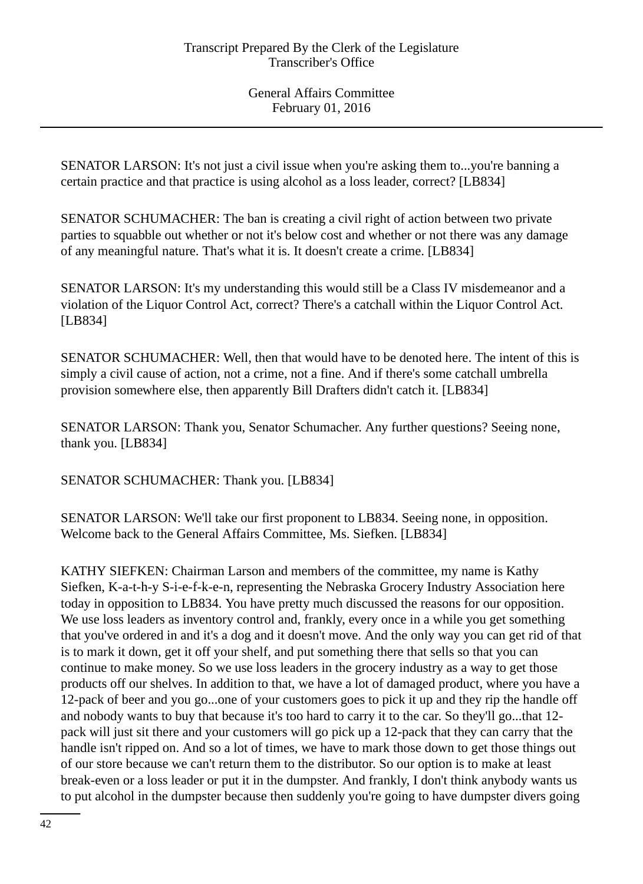SENATOR LARSON: It's not just a civil issue when you're asking them to...you're banning a certain practice and that practice is using alcohol as a loss leader, correct? [LB834]

SENATOR SCHUMACHER: The ban is creating a civil right of action between two private parties to squabble out whether or not it's below cost and whether or not there was any damage of any meaningful nature. That's what it is. It doesn't create a crime. [LB834]

SENATOR LARSON: It's my understanding this would still be a Class IV misdemeanor and a violation of the Liquor Control Act, correct? There's a catchall within the Liquor Control Act. [LB834]

SENATOR SCHUMACHER: Well, then that would have to be denoted here. The intent of this is simply a civil cause of action, not a crime, not a fine. And if there's some catchall umbrella provision somewhere else, then apparently Bill Drafters didn't catch it. [LB834]

SENATOR LARSON: Thank you, Senator Schumacher. Any further questions? Seeing none, thank you. [LB834]

SENATOR SCHUMACHER: Thank you. [LB834]

SENATOR LARSON: We'll take our first proponent to LB834. Seeing none, in opposition. Welcome back to the General Affairs Committee, Ms. Siefken. [LB834]

KATHY SIEFKEN: Chairman Larson and members of the committee, my name is Kathy Siefken, K-a-t-h-y S-i-e-f-k-e-n, representing the Nebraska Grocery Industry Association here today in opposition to LB834. You have pretty much discussed the reasons for our opposition. We use loss leaders as inventory control and, frankly, every once in a while you get something that you've ordered in and it's a dog and it doesn't move. And the only way you can get rid of that is to mark it down, get it off your shelf, and put something there that sells so that you can continue to make money. So we use loss leaders in the grocery industry as a way to get those products off our shelves. In addition to that, we have a lot of damaged product, where you have a 12-pack of beer and you go...one of your customers goes to pick it up and they rip the handle off and nobody wants to buy that because it's too hard to carry it to the car. So they'll go...that 12-pack will just sit there and your customers will go pick up a 12-pack that they can carry that the handle isn't ripped on. And so a lot of times, we have to mark those down to get those things out of our store because we can't return them to the distributor. So our option is to make at least break-even or a loss leader or put it in the dumpster. And frankly, I don't think anybody wants us to put alcohol in the dumpster because then suddenly you're going to have dumpster divers going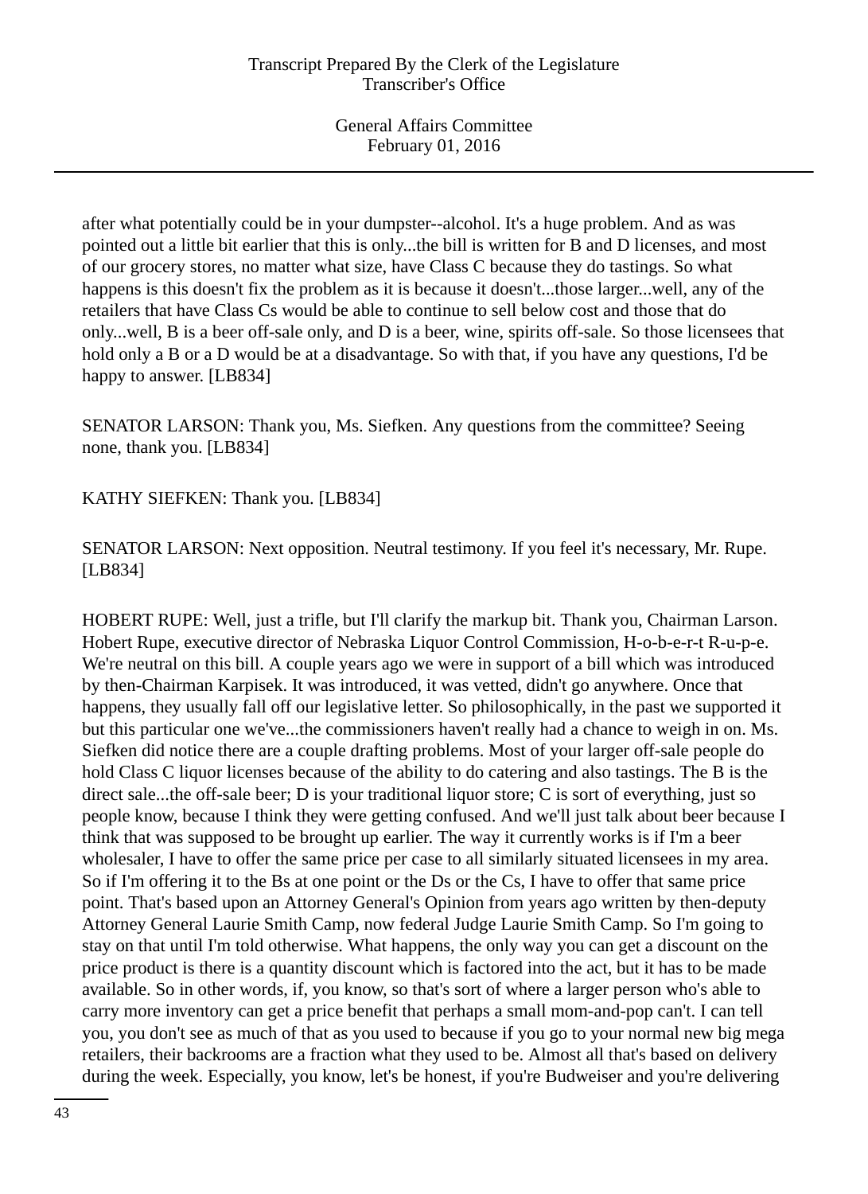after what potentially could be in your dumpster--alcohol. It's a huge problem. And as was pointed out a little bit earlier that this is only...the bill is written for B and D licenses, and most of our grocery stores, no matter what size, have Class C because they do tastings. So what happens is this doesn't fix the problem as it is because it doesn't...those larger...well, any of the retailers that have Class Cs would be able to continue to sell below cost and those that do only...well, B is a beer off-sale only, and D is a beer, wine, spirits off-sale. So those licensees that hold only a B or a D would be at a disadvantage. So with that, if you have any questions, I'd be happy to answer. [LB834]

SENATOR LARSON: Thank you, Ms. Siefken. Any questions from the committee? Seeing none, thank you. [LB834]

KATHY SIEFKEN: Thank you. [LB834]

SENATOR LARSON: Next opposition. Neutral testimony. If you feel it's necessary, Mr. Rupe. [LB834]

HOBERT RUPE: Well, just a trifle, but I'll clarify the markup bit. Thank you, Chairman Larson. Hobert Rupe, executive director of Nebraska Liquor Control Commission, H-o-b-e-r-t R-u-p-e. We're neutral on this bill. A couple years ago we were in support of a bill which was introduced by then-Chairman Karpisek. It was introduced, it was vetted, didn't go anywhere. Once that happens, they usually fall off our legislative letter. So philosophically, in the past we supported it but this particular one we've...the commissioners haven't really had a chance to weigh in on. Ms. Siefken did notice there are a couple drafting problems. Most of your larger off-sale people do hold Class C liquor licenses because of the ability to do catering and also tastings. The B is the direct sale...the off-sale beer; D is your traditional liquor store; C is sort of everything, just so people know, because I think they were getting confused. And we'll just talk about beer because I think that was supposed to be brought up earlier. The way it currently works is if I'm a beer wholesaler, I have to offer the same price per case to all similarly situated licensees in my area. So if I'm offering it to the Bs at one point or the Ds or the Cs, I have to offer that same price point. That's based upon an Attorney General's Opinion from years ago written by then-deputy Attorney General Laurie Smith Camp, now federal Judge Laurie Smith Camp. So I'm going to stay on that until I'm told otherwise. What happens, the only way you can get a discount on the price product is there is a quantity discount which is factored into the act, but it has to be made available. So in other words, if, you know, so that's sort of where a larger person who's able to carry more inventory can get a price benefit that perhaps a small mom-and-pop can't. I can tell you, you don't see as much of that as you used to because if you go to your normal new big mega retailers, their backrooms are a fraction what they used to be. Almost all that's based on delivery during the week. Especially, you know, let's be honest, if you're Budweiser and you're delivering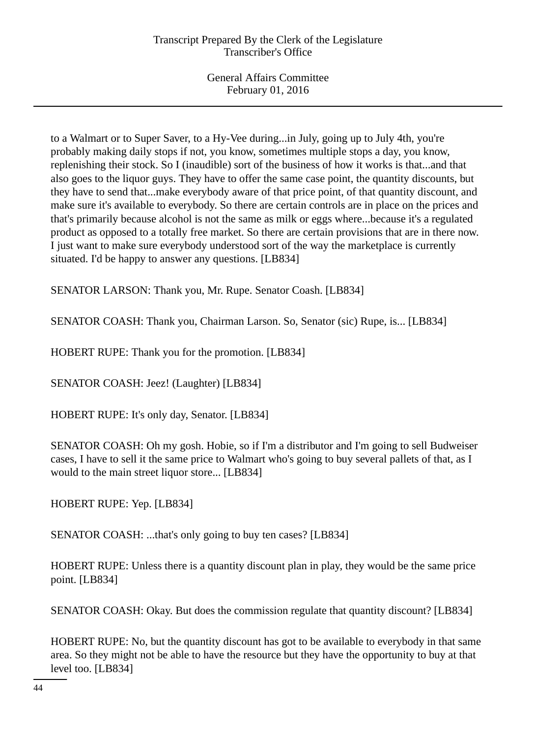to a Walmart or to Super Saver, to a Hy-Vee during...in July, going up to July 4th, you're probably making daily stops if not, you know, sometimes multiple stops a day, you know, replenishing their stock. So I (inaudible) sort of the business of how it works is that...and that also goes to the liquor guys. They have to offer the same case point, the quantity discounts, but they have to send that...make everybody aware of that price point, of that quantity discount, and make sure it's available to everybody. So there are certain controls are in place on the prices and that's primarily because alcohol is not the same as milk or eggs where...because it's a regulated product as opposed to a totally free market. So there are certain provisions that are in there now. I just want to make sure everybody understood sort of the way the marketplace is currently situated. I'd be happy to answer any questions. [LB834]

SENATOR LARSON: Thank you, Mr. Rupe. Senator Coash. [LB834]

SENATOR COASH: Thank you, Chairman Larson. So, Senator (sic) Rupe, is... [LB834]

HOBERT RUPE: Thank you for the promotion. [LB834]

SENATOR COASH: Jeez! (Laughter) [LB834]

HOBERT RUPE: It's only day, Senator. [LB834]

SENATOR COASH: Oh my gosh. Hobie, so if I'm a distributor and I'm going to sell Budweiser cases, I have to sell it the same price to Walmart who's going to buy several pallets of that, as I would to the main street liquor store... [LB834]

HOBERT RUPE: Yep. [LB834]

SENATOR COASH: ...that's only going to buy ten cases? [LB834]

HOBERT RUPE: Unless there is a quantity discount plan in play, they would be the same price point. [LB834]

SENATOR COASH: Okay. But does the commission regulate that quantity discount? [LB834]

HOBERT RUPE: No, but the quantity discount has got to be available to everybody in that same area. So they might not be able to have the resource but they have the opportunity to buy at that level too. [LB834]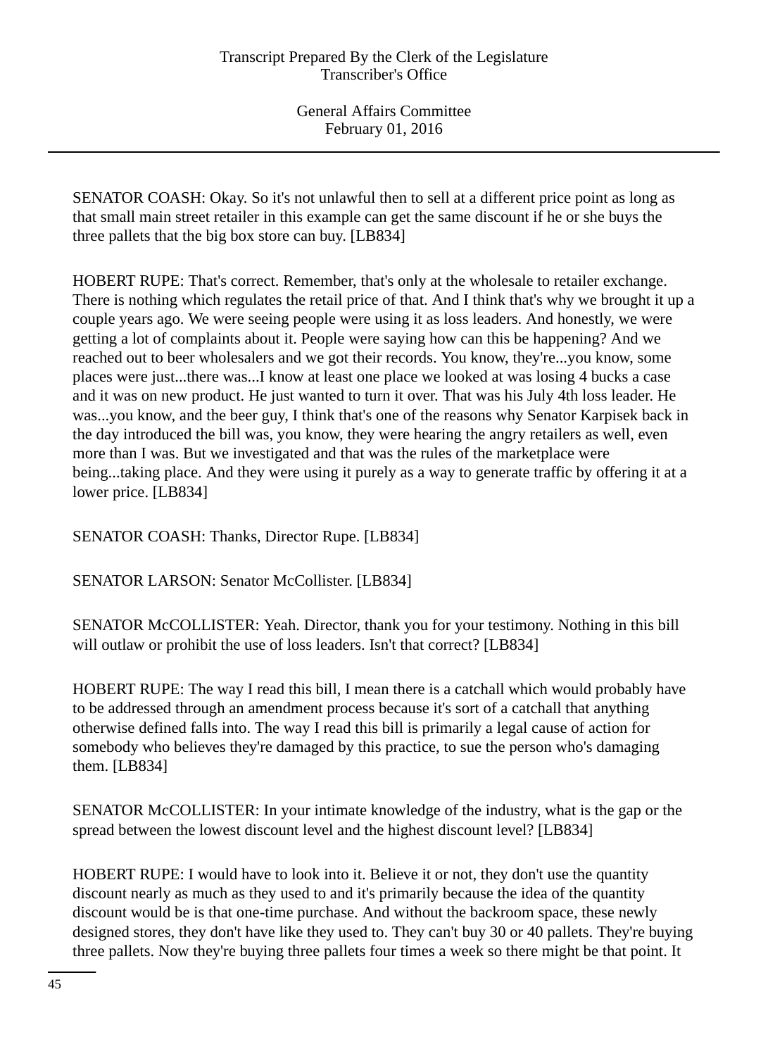SENATOR COASH: Okay. So it's not unlawful then to sell at a different price point as long as that small main street retailer in this example can get the same discount if he or she buys the three pallets that the big box store can buy. [LB834]

HOBERT RUPE: That's correct. Remember, that's only at the wholesale to retailer exchange. There is nothing which regulates the retail price of that. And I think that's why we brought it up a couple years ago. We were seeing people were using it as loss leaders. And honestly, we were getting a lot of complaints about it. People were saying how can this be happening? And we reached out to beer wholesalers and we got their records. You know, they're...you know, some places were just...there was...I know at least one place we looked at was losing 4 bucks a case and it was on new product. He just wanted to turn it over. That was his July 4th loss leader. He was...you know, and the beer guy, I think that's one of the reasons why Senator Karpisek back in the day introduced the bill was, you know, they were hearing the angry retailers as well, even more than I was. But we investigated and that was the rules of the marketplace were being...taking place. And they were using it purely as a way to generate traffic by offering it at a lower price. [LB834]

SENATOR COASH: Thanks, Director Rupe. [LB834]

SENATOR LARSON: Senator McCollister. [LB834]

SENATOR McCOLLISTER: Yeah. Director, thank you for your testimony. Nothing in this bill will outlaw or prohibit the use of loss leaders. Isn't that correct? [LB834]

HOBERT RUPE: The way I read this bill, I mean there is a catchall which would probably have to be addressed through an amendment process because it's sort of a catchall that anything otherwise defined falls into. The way I read this bill is primarily a legal cause of action for somebody who believes they're damaged by this practice, to sue the person who's damaging them. [LB834]

SENATOR McCOLLISTER: In your intimate knowledge of the industry, what is the gap or the spread between the lowest discount level and the highest discount level? [LB834]

HOBERT RUPE: I would have to look into it. Believe it or not, they don't use the quantity discount nearly as much as they used to and it's primarily because the idea of the quantity discount would be is that one-time purchase. And without the backroom space, these newly designed stores, they don't have like they used to. They can't buy 30 or 40 pallets. They're buying three pallets. Now they're buying three pallets four times a week so there might be that point. It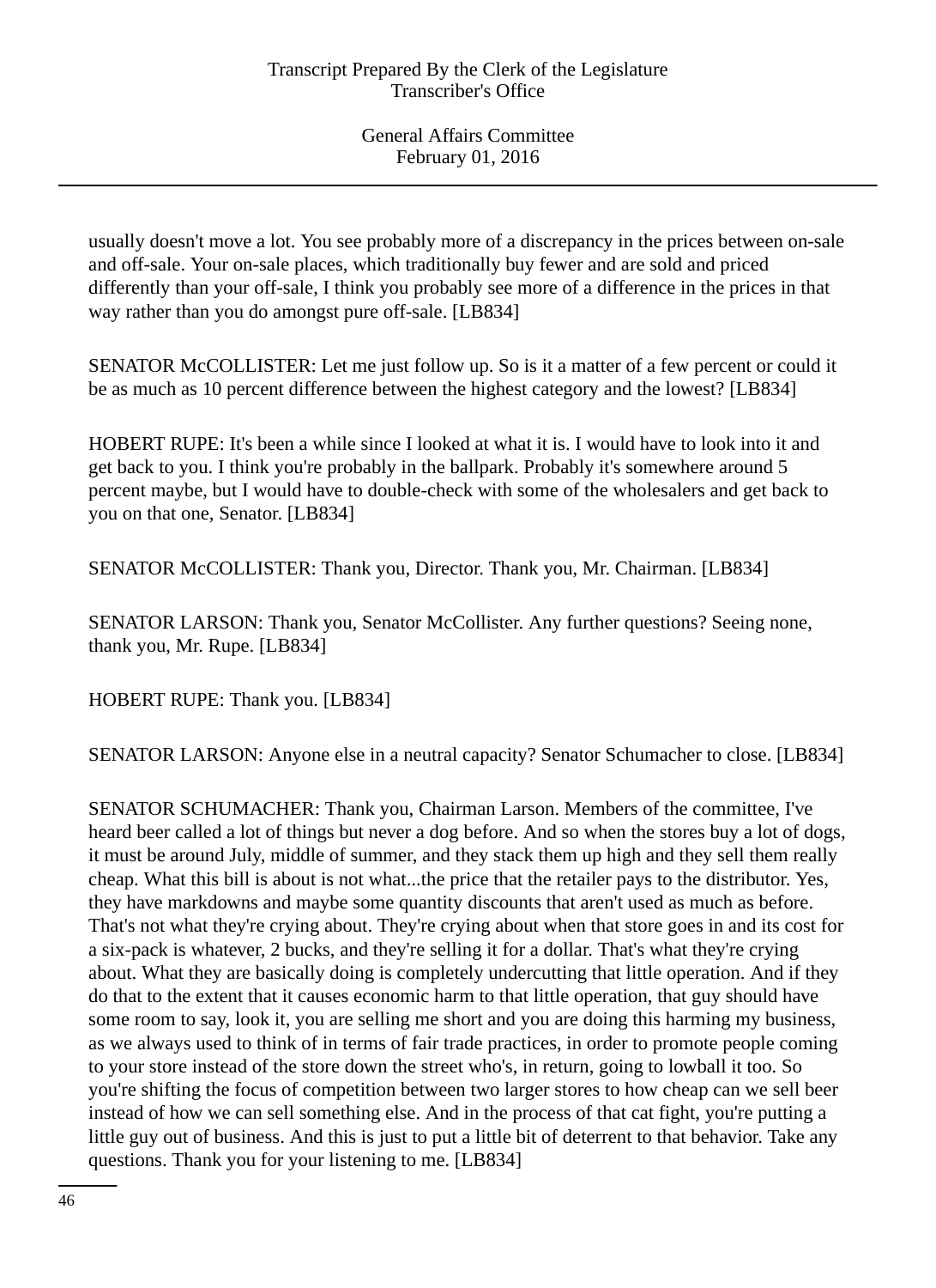usually doesn't move a lot. You see probably more of a discrepancy in the prices between on-sale and off-sale. Your on-sale places, which traditionally buy fewer and are sold and priced differently than your off-sale, I think you probably see more of a difference in the prices in that way rather than you do amongst pure off-sale. [LB834]

SENATOR McCOLLISTER: Let me just follow up. So is it a matter of a few percent or could it be as much as 10 percent difference between the highest category and the lowest? [LB834]

HOBERT RUPE: It's been a while since I looked at what it is. I would have to look into it and get back to you. I think you're probably in the ballpark. Probably it's somewhere around 5 percent maybe, but I would have to double-check with some of the wholesalers and get back to you on that one, Senator. [LB834]

SENATOR McCOLLISTER: Thank you, Director. Thank you, Mr. Chairman. [LB834]

SENATOR LARSON: Thank you, Senator McCollister. Any further questions? Seeing none, thank you, Mr. Rupe. [LB834]

HOBERT RUPE: Thank you. [LB834]

SENATOR LARSON: Anyone else in a neutral capacity? Senator Schumacher to close. [LB834]

SENATOR SCHUMACHER: Thank you, Chairman Larson. Members of the committee, I've heard beer called a lot of things but never a dog before. And so when the stores buy a lot of dogs, it must be around July, middle of summer, and they stack them up high and they sell them really cheap. What this bill is about is not what...the price that the retailer pays to the distributor. Yes, they have markdowns and maybe some quantity discounts that aren't used as much as before. That's not what they're crying about. They're crying about when that store goes in and its cost for a six-pack is whatever, 2 bucks, and they're selling it for a dollar. That's what they're crying about. What they are basically doing is completely undercutting that little operation. And if they do that to the extent that it causes economic harm to that little operation, that guy should have some room to say, look it, you are selling me short and you are doing this harming my business, as we always used to think of in terms of fair trade practices, in order to promote people coming to your store instead of the store down the street who's, in return, going to lowball it too. So you're shifting the focus of competition between two larger stores to how cheap can we sell beer instead of how we can sell something else. And in the process of that cat fight, you're putting a little guy out of business. And this is just to put a little bit of deterrent to that behavior. Take any questions. Thank you for your listening to me. [LB834]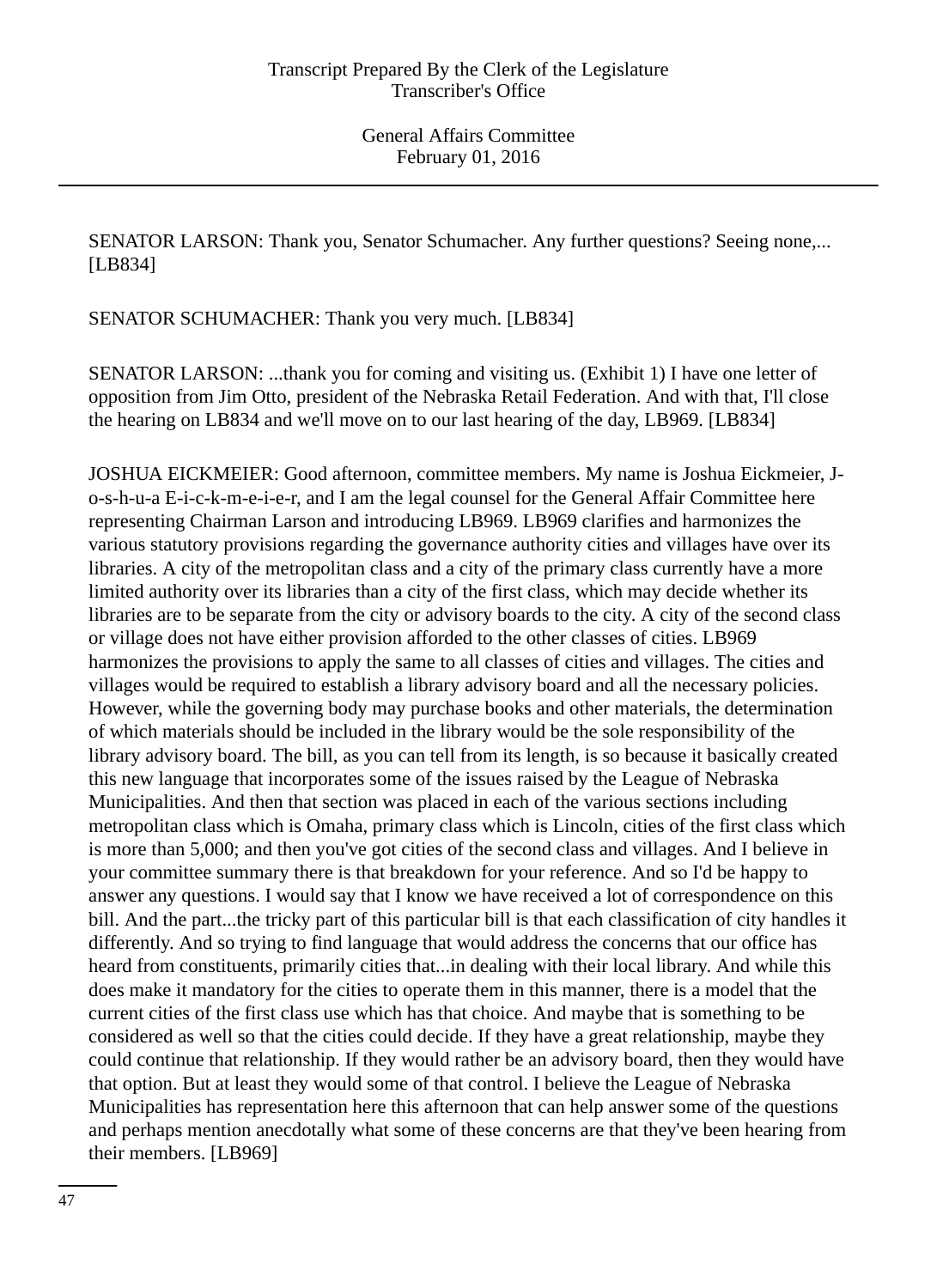SENATOR LARSON: Thank you, Senator Schumacher. Any further questions? Seeing none,... [LB834]

SENATOR SCHUMACHER: Thank you very much. [LB834]

SENATOR LARSON: ...thank you for coming and visiting us. (Exhibit 1) I have one letter of opposition from Jim Otto, president of the Nebraska Retail Federation. And with that, I'll close the hearing on LB834 and we'll move on to our last hearing of the day, LB969. [LB834]

JOSHUA EICKMEIER: Good afternoon, committee members. My name is Joshua Eickmeier, J-o-s-h-u-a E-i-c-k-m-e-i-e-r, and I am the legal counsel for the General Affair Committee here representing Chairman Larson and introducing LB969. LB969 clarifies and harmonizes the various statutory provisions regarding the governance authority cities and villages have over its libraries. A city of the metropolitan class and a city of the primary class currently have a more limited authority over its libraries than a city of the first class, which may decide whether its libraries are to be separate from the city or advisory boards to the city. A city of the second class or village does not have either provision afforded to the other classes of cities. LB969 harmonizes the provisions to apply the same to all classes of cities and villages. The cities and villages would be required to establish a library advisory board and all the necessary policies. However, while the governing body may purchase books and other materials, the determination of which materials should be included in the library would be the sole responsibility of the library advisory board. The bill, as you can tell from its length, is so because it basically created this new language that incorporates some of the issues raised by the League of Nebraska Municipalities. And then that section was placed in each of the various sections including metropolitan class which is Omaha, primary class which is Lincoln, cities of the first class which is more than 5,000; and then you've got cities of the second class and villages. And I believe in your committee summary there is that breakdown for your reference. And so I'd be happy to answer any questions. I would say that I know we have received a lot of correspondence on this bill. And the part...the tricky part of this particular bill is that each classification of city handles it differently. And so trying to find language that would address the concerns that our office has heard from constituents, primarily cities that...in dealing with their local library. And while this does make it mandatory for the cities to operate them in this manner, there is a model that the current cities of the first class use which has that choice. And maybe that is something to be considered as well so that the cities could decide. If they have a great relationship, maybe they could continue that relationship. If they would rather be an advisory board, then they would have that option. But at least they would some of that control. I believe the League of Nebraska Municipalities has representation here this afternoon that can help answer some of the questions and perhaps mention anecdotally what some of these concerns are that they've been hearing from their members. [LB969]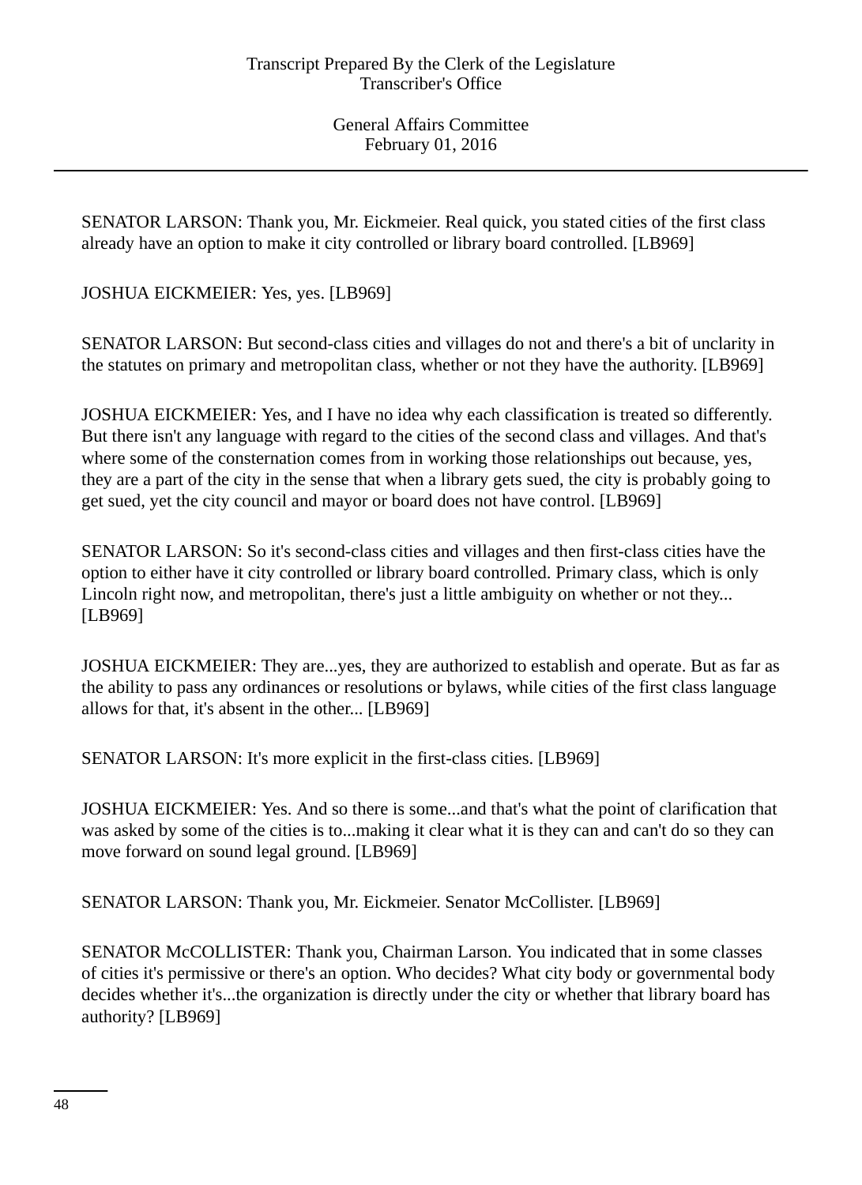SENATOR LARSON: Thank you, Mr. Eickmeier. Real quick, you stated cities of the first class already have an option to make it city controlled or library board controlled. [LB969]

JOSHUA EICKMEIER: Yes, yes. [LB969]

SENATOR LARSON: But second-class cities and villages do not and there's a bit of unclarity in the statutes on primary and metropolitan class, whether or not they have the authority. [LB969]

JOSHUA EICKMEIER: Yes, and I have no idea why each classification is treated so differently. But there isn't any language with regard to the cities of the second class and villages. And that's where some of the consternation comes from in working those relationships out because, yes, they are a part of the city in the sense that when a library gets sued, the city is probably going to get sued, yet the city council and mayor or board does not have control. [LB969]

SENATOR LARSON: So it's second-class cities and villages and then first-class cities have the option to either have it city controlled or library board controlled. Primary class, which is only Lincoln right now, and metropolitan, there's just a little ambiguity on whether or not they... [LB969]

JOSHUA EICKMEIER: They are...yes, they are authorized to establish and operate. But as far as the ability to pass any ordinances or resolutions or bylaws, while cities of the first class language allows for that, it's absent in the other... [LB969]

SENATOR LARSON: It's more explicit in the first-class cities. [LB969]

JOSHUA EICKMEIER: Yes. And so there is some...and that's what the point of clarification that was asked by some of the cities is to...making it clear what it is they can and can't do so they can move forward on sound legal ground. [LB969]

SENATOR LARSON: Thank you, Mr. Eickmeier. Senator McCollister. [LB969]

SENATOR McCOLLISTER: Thank you, Chairman Larson. You indicated that in some classes of cities it's permissive or there's an option. Who decides? What city body or governmental body decides whether it's...the organization is directly under the city or whether that library board has authority? [LB969]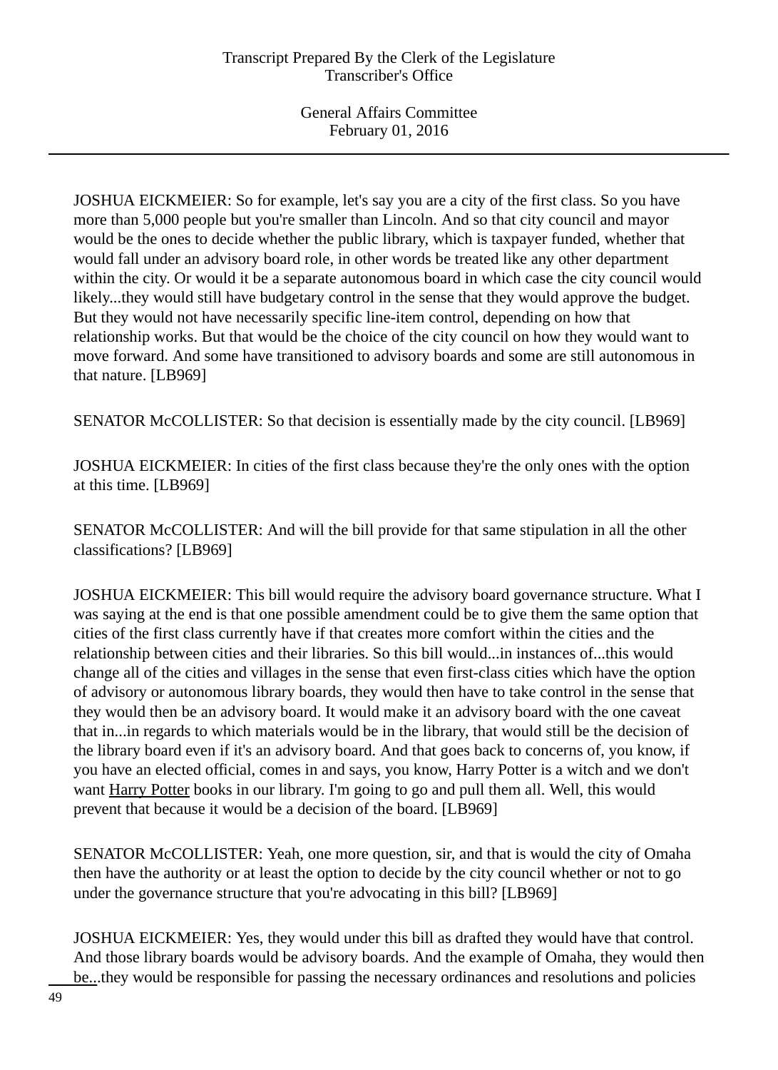JOSHUA EICKMEIER: So for example, let's say you are a city of the first class. So you have more than 5,000 people but you're smaller than Lincoln. And so that city council and mayor would be the ones to decide whether the public library, which is taxpayer funded, whether that would fall under an advisory board role, in other words be treated like any other department within the city. Or would it be a separate autonomous board in which case the city council would likely...they would still have budgetary control in the sense that they would approve the budget. But they would not have necessarily specific line-item control, depending on how that relationship works. But that would be the choice of the city council on how they would want to move forward. And some have transitioned to advisory boards and some are still autonomous in that nature. [LB969]

SENATOR McCOLLISTER: So that decision is essentially made by the city council. [LB969]

JOSHUA EICKMEIER: In cities of the first class because they're the only ones with the option at this time. [LB969]

SENATOR McCOLLISTER: And will the bill provide for that same stipulation in all the other classifications? [LB969]

JOSHUA EICKMEIER: This bill would require the advisory board governance structure. What I was saying at the end is that one possible amendment could be to give them the same option that cities of the first class currently have if that creates more comfort within the cities and the relationship between cities and their libraries. So this bill would...in instances of...this would change all of the cities and villages in the sense that even first-class cities which have the option of advisory or autonomous library boards, they would then have to take control in the sense that they would then be an advisory board. It would make it an advisory board with the one caveat that in...in regards to which materials would be in the library, that would still be the decision of the library board even if it's an advisory board. And that goes back to concerns of, you know, if you have an elected official, comes in and says, you know, Harry Potter is a witch and we don't want Harry Potter books in our library. I'm going to go and pull them all. Well, this would prevent that because it would be a decision of the board. [LB969]

SENATOR McCOLLISTER: Yeah, one more question, sir, and that is would the city of Omaha then have the authority or at least the option to decide by the city council whether or not to go under the governance structure that you're advocating in this bill? [LB969]

JOSHUA EICKMEIER: Yes, they would under this bill as drafted they would have that control. And those library boards would be advisory boards. And the example of Omaha, they would then be...they would be responsible for passing the necessary ordinances and resolutions and policies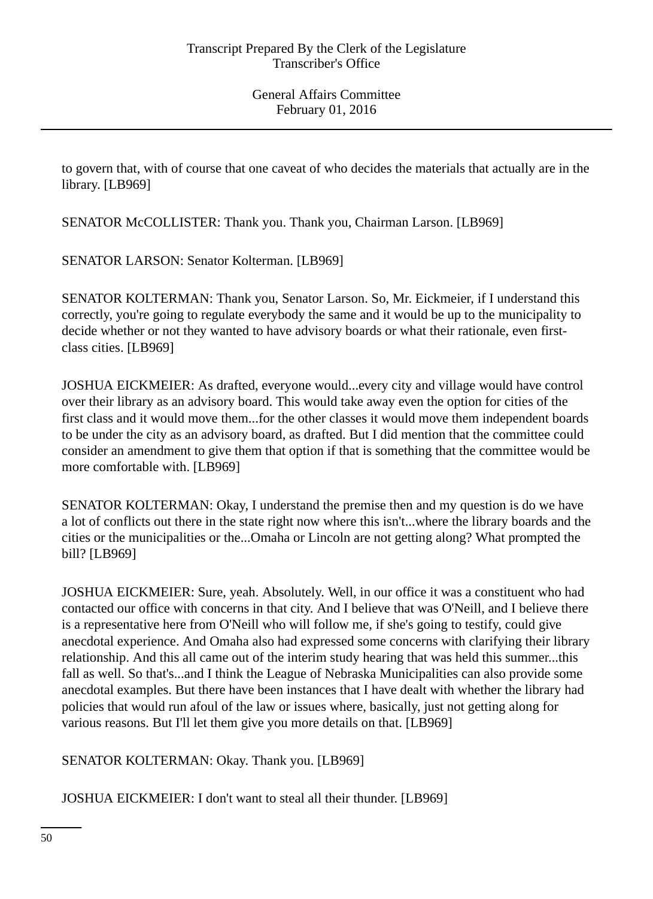to govern that, with of course that one caveat of who decides the materials that actually are in the library. [LB969]

SENATOR McCOLLISTER: Thank you. Thank you, Chairman Larson. [LB969]

SENATOR LARSON: Senator Kolterman. [LB969]

SENATOR KOLTERMAN: Thank you, Senator Larson. So, Mr. Eickmeier, if I understand this correctly, you're going to regulate everybody the same and it would be up to the municipality to decide whether or not they wanted to have advisory boards or what their rationale, even first-class cities. [LB969]

JOSHUA EICKMEIER: As drafted, everyone would...every city and village would have control over their library as an advisory board. This would take away even the option for cities of the first class and it would move them...for the other classes it would move them independent boards to be under the city as an advisory board, as drafted. But I did mention that the committee could consider an amendment to give them that option if that is something that the committee would be more comfortable with. [LB969]

SENATOR KOLTERMAN: Okay, I understand the premise then and my question is do we have a lot of conflicts out there in the state right now where this isn't...where the library boards and the cities or the municipalities or the...Omaha or Lincoln are not getting along? What prompted the bill? [LB969]

JOSHUA EICKMEIER: Sure, yeah. Absolutely. Well, in our office it was a constituent who had contacted our office with concerns in that city. And I believe that was O'Neill, and I believe there is a representative here from O'Neill who will follow me, if she's going to testify, could give anecdotal experience. And Omaha also had expressed some concerns with clarifying their library relationship. And this all came out of the interim study hearing that was held this summer...this fall as well. So that's...and I think the League of Nebraska Municipalities can also provide some anecdotal examples. But there have been instances that I have dealt with whether the library had policies that would run afoul of the law or issues where, basically, just not getting along for various reasons. But I'll let them give you more details on that. [LB969]

SENATOR KOLTERMAN: Okay. Thank you. [LB969]

JOSHUA EICKMEIER: I don't want to steal all their thunder. [LB969]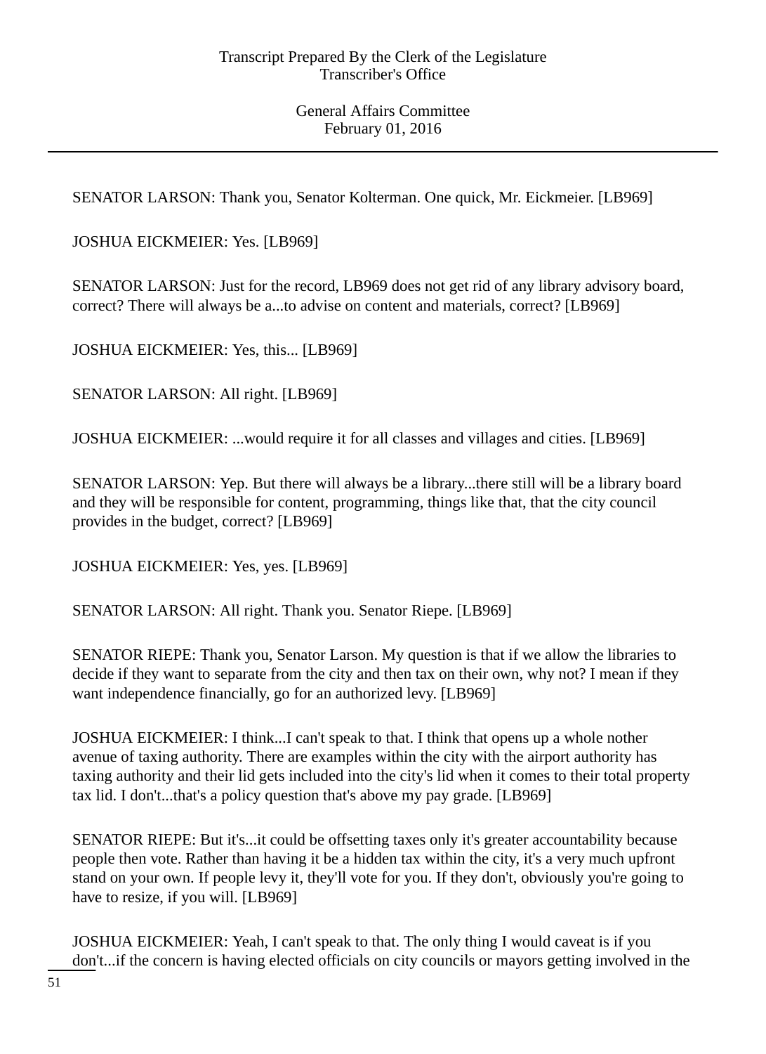SENATOR LARSON: Thank you, Senator Kolterman. One quick, Mr. Eickmeier. [LB969]

JOSHUA EICKMEIER: Yes. [LB969]

SENATOR LARSON: Just for the record, LB969 does not get rid of any library advisory board, correct? There will always be a...to advise on content and materials, correct? [LB969]

JOSHUA EICKMEIER: Yes, this... [LB969]

SENATOR LARSON: All right. [LB969]

JOSHUA EICKMEIER: ...would require it for all classes and villages and cities. [LB969]

SENATOR LARSON: Yep. But there will always be a library...there still will be a library board and they will be responsible for content, programming, things like that, that the city council provides in the budget, correct? [LB969]

JOSHUA EICKMEIER: Yes, yes. [LB969]

SENATOR LARSON: All right. Thank you. Senator Riepe. [LB969]

SENATOR RIEPE: Thank you, Senator Larson. My question is that if we allow the libraries to decide if they want to separate from the city and then tax on their own, why not? I mean if they want independence financially, go for an authorized levy. [LB969]

JOSHUA EICKMEIER: I think...I can't speak to that. I think that opens up a whole nother avenue of taxing authority. There are examples within the city with the airport authority has taxing authority and their lid gets included into the city's lid when it comes to their total property tax lid. I don't...that's a policy question that's above my pay grade. [LB969]

SENATOR RIEPE: But it's...it could be offsetting taxes only it's greater accountability because people then vote. Rather than having it be a hidden tax within the city, it's a very much upfront stand on your own. If people levy it, they'll vote for you. If they don't, obviously you're going to have to resize, if you will. [LB969]

JOSHUA EICKMEIER: Yeah, I can't speak to that. The only thing I would caveat is if you don't...if the concern is having elected officials on city councils or mayors getting involved in the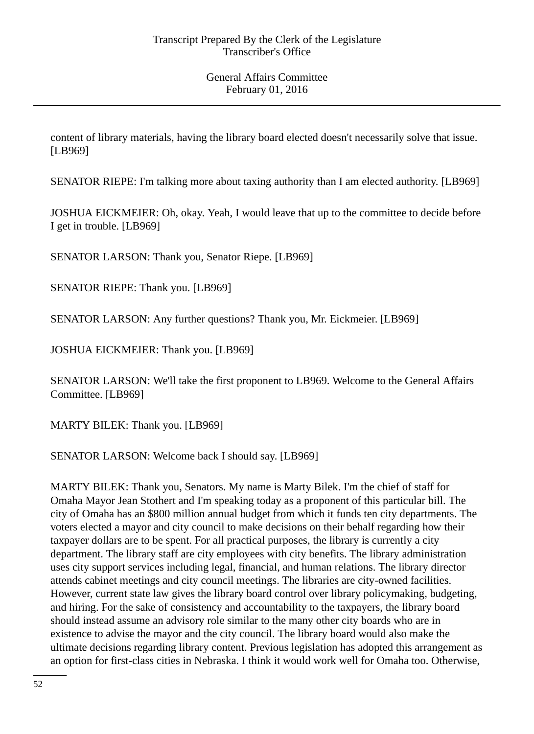content of library materials, having the library board elected doesn't necessarily solve that issue. [LB969]

SENATOR RIEPE: I'm talking more about taxing authority than I am elected authority. [LB969]

JOSHUA EICKMEIER: Oh, okay. Yeah, I would leave that up to the committee to decide before I get in trouble. [LB969]

SENATOR LARSON: Thank you, Senator Riepe. [LB969]

SENATOR RIEPE: Thank you. [LB969]

SENATOR LARSON: Any further questions? Thank you, Mr. Eickmeier. [LB969]

JOSHUA EICKMEIER: Thank you. [LB969]

SENATOR LARSON: We'll take the first proponent to LB969. Welcome to the General Affairs Committee. [LB969]

MARTY BILEK: Thank you. [LB969]

SENATOR LARSON: Welcome back I should say. [LB969]

MARTY BILEK: Thank you, Senators. My name is Marty Bilek. I'm the chief of staff for Omaha Mayor Jean Stothert and I'm speaking today as a proponent of this particular bill. The city of Omaha has an $800 million annual budget from which it funds ten city departments. The voters elected a mayor and city council to make decisions on their behalf regarding how their taxpayer dollars are to be spent. For all practical purposes, the library is currently a city department. The library staff are city employees with city benefits. The library administration uses city support services including legal, financial, and human relations. The library director attends cabinet meetings and city council meetings. The libraries are city-owned facilities. However, current state law gives the library board control over library policymaking, budgeting, and hiring. For the sake of consistency and accountability to the taxpayers, the library board should instead assume an advisory role similar to the many other city boards who are in existence to advise the mayor and the city council. The library board would also make the ultimate decisions regarding library content. Previous legislation has adopted this arrangement as an option for first-class cities in Nebraska. I think it would work well for Omaha too. Otherwise,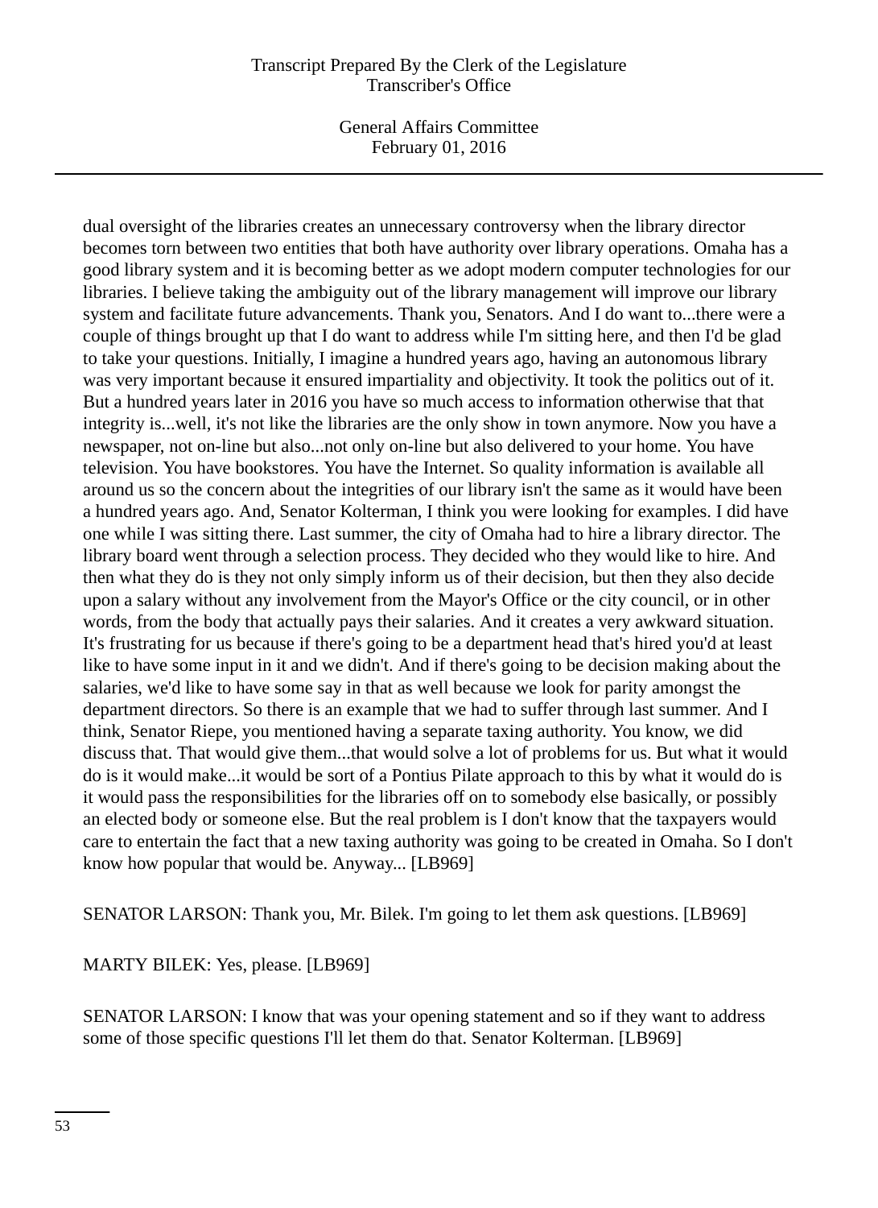dual oversight of the libraries creates an unnecessary controversy when the library director becomes torn between two entities that both have authority over library operations. Omaha has a good library system and it is becoming better as we adopt modern computer technologies for our libraries. I believe taking the ambiguity out of the library management will improve our library system and facilitate future advancements. Thank you, Senators. And I do want to...there were a couple of things brought up that I do want to address while I'm sitting here, and then I'd be glad to take your questions. Initially, I imagine a hundred years ago, having an autonomous library was very important because it ensured impartiality and objectivity. It took the politics out of it. But a hundred years later in 2016 you have so much access to information otherwise that that integrity is...well, it's not like the libraries are the only show in town anymore. Now you have a newspaper, not on-line but also...not only on-line but also delivered to your home. You have television. You have bookstores. You have the Internet. So quality information is available all around us so the concern about the integrities of our library isn't the same as it would have been a hundred years ago. And, Senator Kolterman, I think you were looking for examples. I did have one while I was sitting there. Last summer, the city of Omaha had to hire a library director. The library board went through a selection process. They decided who they would like to hire. And then what they do is they not only simply inform us of their decision, but then they also decide upon a salary without any involvement from the Mayor's Office or the city council, or in other words, from the body that actually pays their salaries. And it creates a very awkward situation. It's frustrating for us because if there's going to be a department head that's hired you'd at least like to have some input in it and we didn't. And if there's going to be decision making about the salaries, we'd like to have some say in that as well because we look for parity amongst the department directors. So there is an example that we had to suffer through last summer. And I think, Senator Riepe, you mentioned having a separate taxing authority. You know, we did discuss that. That would give them...that would solve a lot of problems for us. But what it would do is it would make...it would be sort of a Pontius Pilate approach to this by what it would do is it would pass the responsibilities for the libraries off on to somebody else basically, or possibly an elected body or someone else. But the real problem is I don't know that the taxpayers would care to entertain the fact that a new taxing authority was going to be created in Omaha. So I don't know how popular that would be. Anyway... [LB969]

SENATOR LARSON: Thank you, Mr. Bilek. I'm going to let them ask questions. [LB969]

MARTY BILEK: Yes, please. [LB969]

SENATOR LARSON: I know that was your opening statement and so if they want to address some of those specific questions I'll let them do that. Senator Kolterman. [LB969]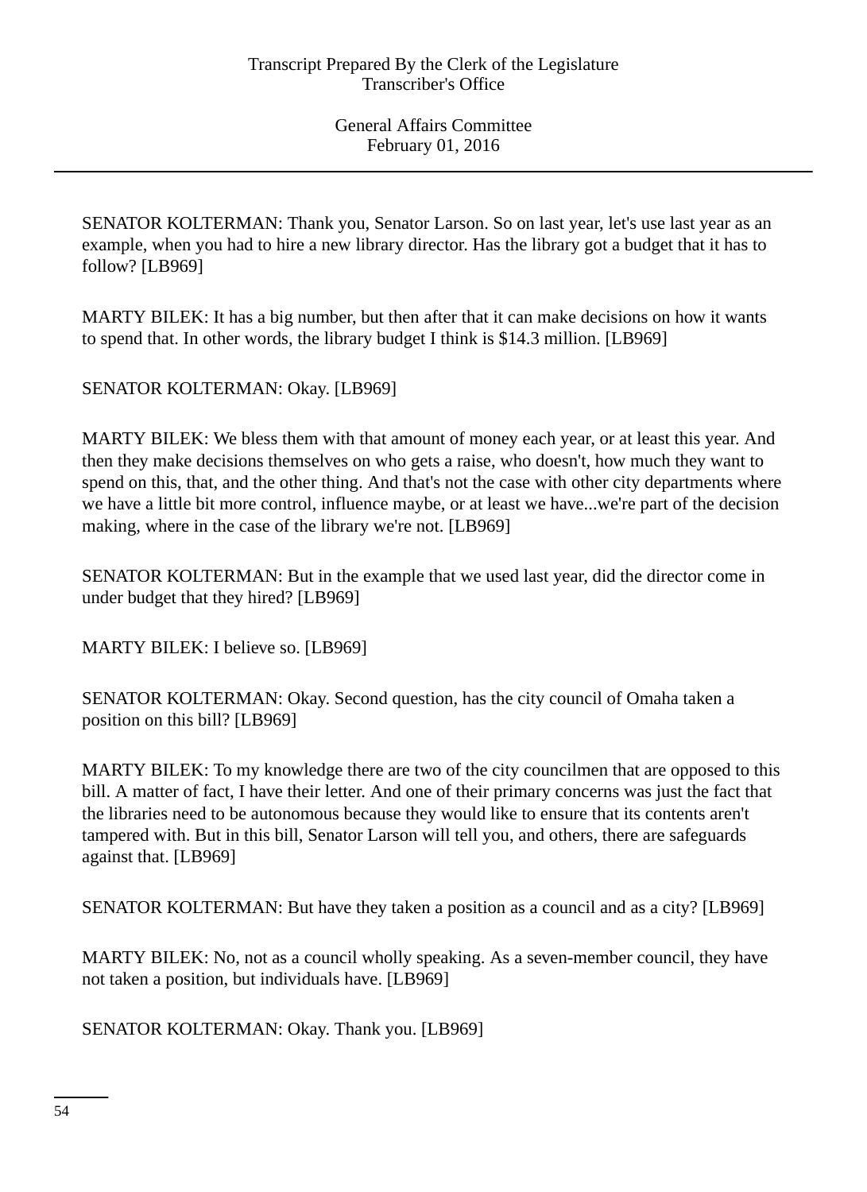SENATOR KOLTERMAN: Thank you, Senator Larson. So on last year, let's use last year as an example, when you had to hire a new library director. Has the library got a budget that it has to follow? [LB969]

MARTY BILEK: It has a big number, but then after that it can make decisions on how it wants to spend that. In other words, the library budget I think is $14.3 million. [LB969]

SENATOR KOLTERMAN: Okay. [LB969]

MARTY BILEK: We bless them with that amount of money each year, or at least this year. And then they make decisions themselves on who gets a raise, who doesn't, how much they want to spend on this, that, and the other thing. And that's not the case with other city departments where we have a little bit more control, influence maybe, or at least we have...we're part of the decision making, where in the case of the library we're not. [LB969]

SENATOR KOLTERMAN: But in the example that we used last year, did the director come in under budget that they hired? [LB969]

MARTY BILEK: I believe so. [LB969]

SENATOR KOLTERMAN: Okay. Second question, has the city council of Omaha taken a position on this bill? [LB969]

MARTY BILEK: To my knowledge there are two of the city councilmen that are opposed to this bill. A matter of fact, I have their letter. And one of their primary concerns was just the fact that the libraries need to be autonomous because they would like to ensure that its contents aren't tampered with. But in this bill, Senator Larson will tell you, and others, there are safeguards against that. [LB969]

SENATOR KOLTERMAN: But have they taken a position as a council and as a city? [LB969]

MARTY BILEK: No, not as a council wholly speaking. As a seven-member council, they have not taken a position, but individuals have. [LB969]

SENATOR KOLTERMAN: Okay. Thank you. [LB969]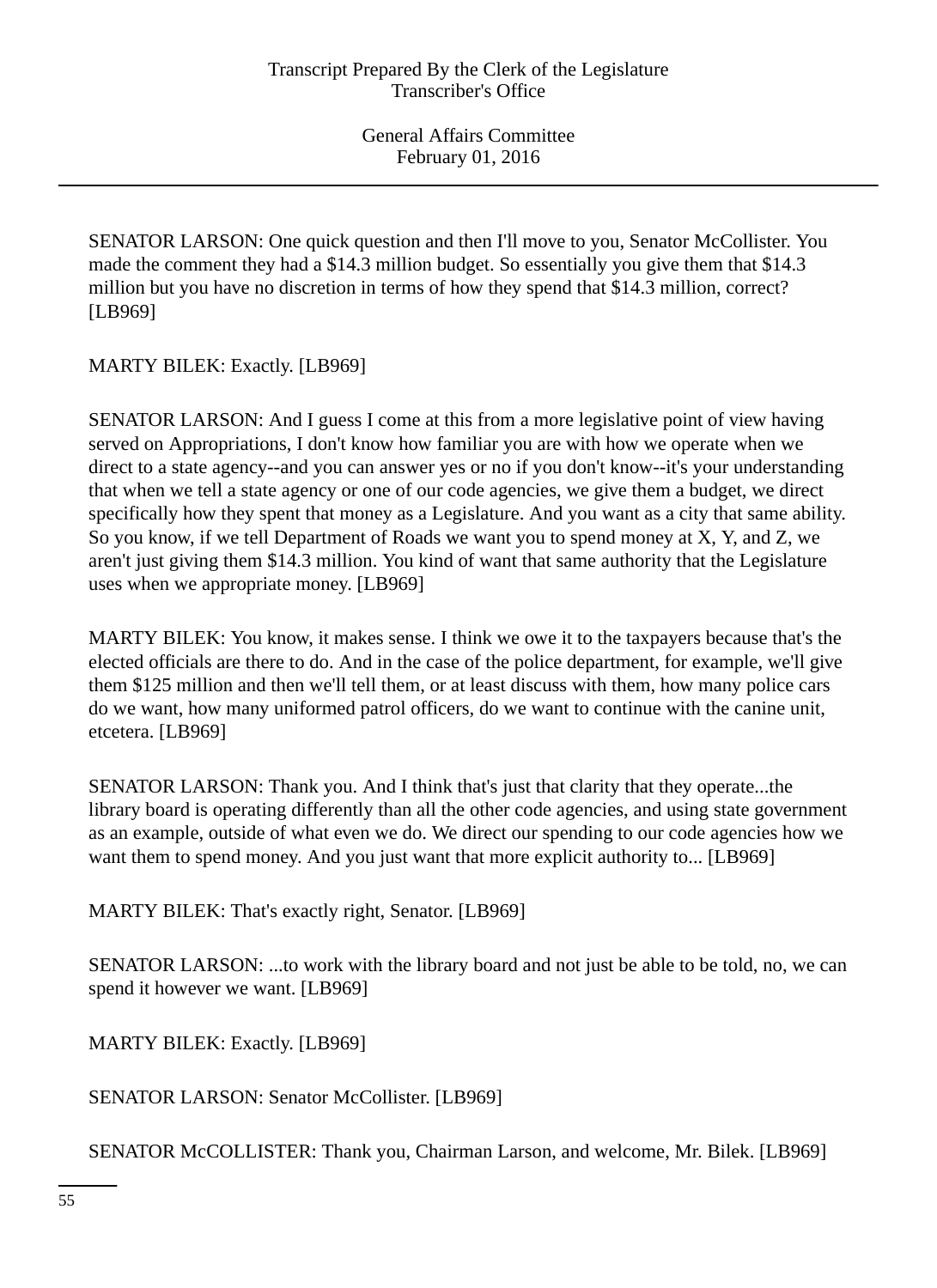SENATOR LARSON: One quick question and then I'll move to you, Senator McCollister. You made the comment they had a $14.3 million budget. So essentially you give them that $14.3 million but you have no discretion in terms of how they spend that $14.3 million, correct? [LB969]

MARTY BILEK: Exactly. [LB969]

SENATOR LARSON: And I guess I come at this from a more legislative point of view having served on Appropriations, I don't know how familiar you are with how we operate when we direct to a state agency--and you can answer yes or no if you don't know--it's your understanding that when we tell a state agency or one of our code agencies, we give them a budget, we direct specifically how they spent that money as a Legislature. And you want as a city that same ability. So you know, if we tell Department of Roads we want you to spend money at X, Y, and Z, we aren't just giving them $14.3 million. You kind of want that same authority that the Legislature uses when we appropriate money. [LB969]

MARTY BILEK: You know, it makes sense. I think we owe it to the taxpayers because that's the elected officials are there to do. And in the case of the police department, for example, we'll give them $125 million and then we'll tell them, or at least discuss with them, how many police cars do we want, how many uniformed patrol officers, do we want to continue with the canine unit, etcetera. [LB969]

SENATOR LARSON: Thank you. And I think that's just that clarity that they operate...the library board is operating differently than all the other code agencies, and using state government as an example, outside of what even we do. We direct our spending to our code agencies how we want them to spend money. And you just want that more explicit authority to... [LB969]

MARTY BILEK: That's exactly right, Senator. [LB969]

SENATOR LARSON: ...to work with the library board and not just be able to be told, no, we can spend it however we want. [LB969]

MARTY BILEK: Exactly. [LB969]

SENATOR LARSON: Senator McCollister. [LB969]

SENATOR McCOLLISTER: Thank you, Chairman Larson, and welcome, Mr. Bilek. [LB969]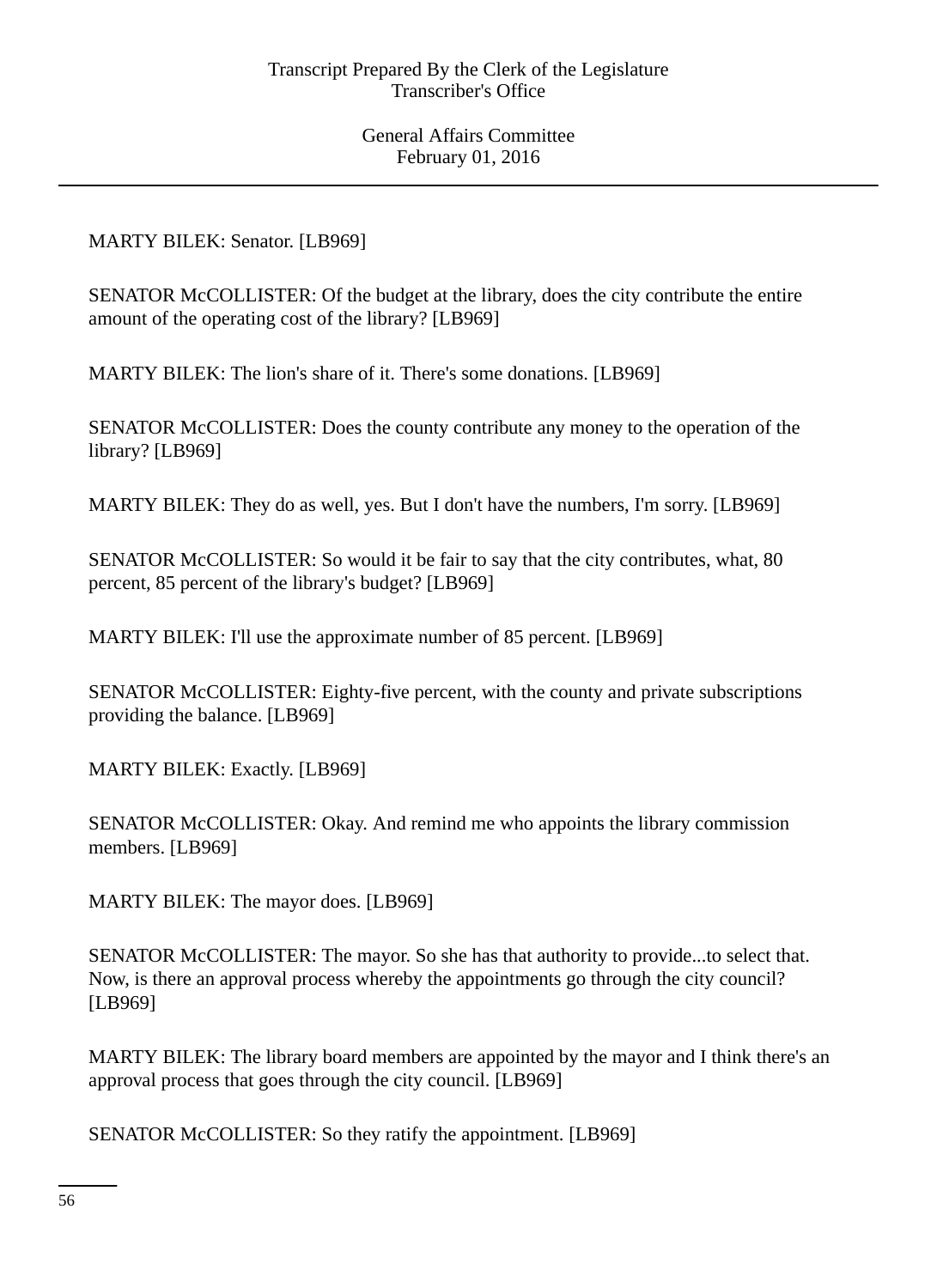MARTY BILEK: Senator. [LB969]

SENATOR McCOLLISTER: Of the budget at the library, does the city contribute the entire amount of the operating cost of the library? [LB969]

MARTY BILEK: The lion's share of it. There's some donations. [LB969]

SENATOR McCOLLISTER: Does the county contribute any money to the operation of the library? [LB969]

MARTY BILEK: They do as well, yes. But I don't have the numbers, I'm sorry. [LB969]

SENATOR McCOLLISTER: So would it be fair to say that the city contributes, what, 80 percent, 85 percent of the library's budget? [LB969]

MARTY BILEK: I'll use the approximate number of 85 percent. [LB969]

SENATOR McCOLLISTER: Eighty-five percent, with the county and private subscriptions providing the balance. [LB969]

MARTY BILEK: Exactly. [LB969]

SENATOR McCOLLISTER: Okay. And remind me who appoints the library commission members. [LB969]

MARTY BILEK: The mayor does. [LB969]

SENATOR McCOLLISTER: The mayor. So she has that authority to provide...to select that. Now, is there an approval process whereby the appointments go through the city council? [LB969]

MARTY BILEK: The library board members are appointed by the mayor and I think there's an approval process that goes through the city council. [LB969]

SENATOR McCOLLISTER: So they ratify the appointment. [LB969]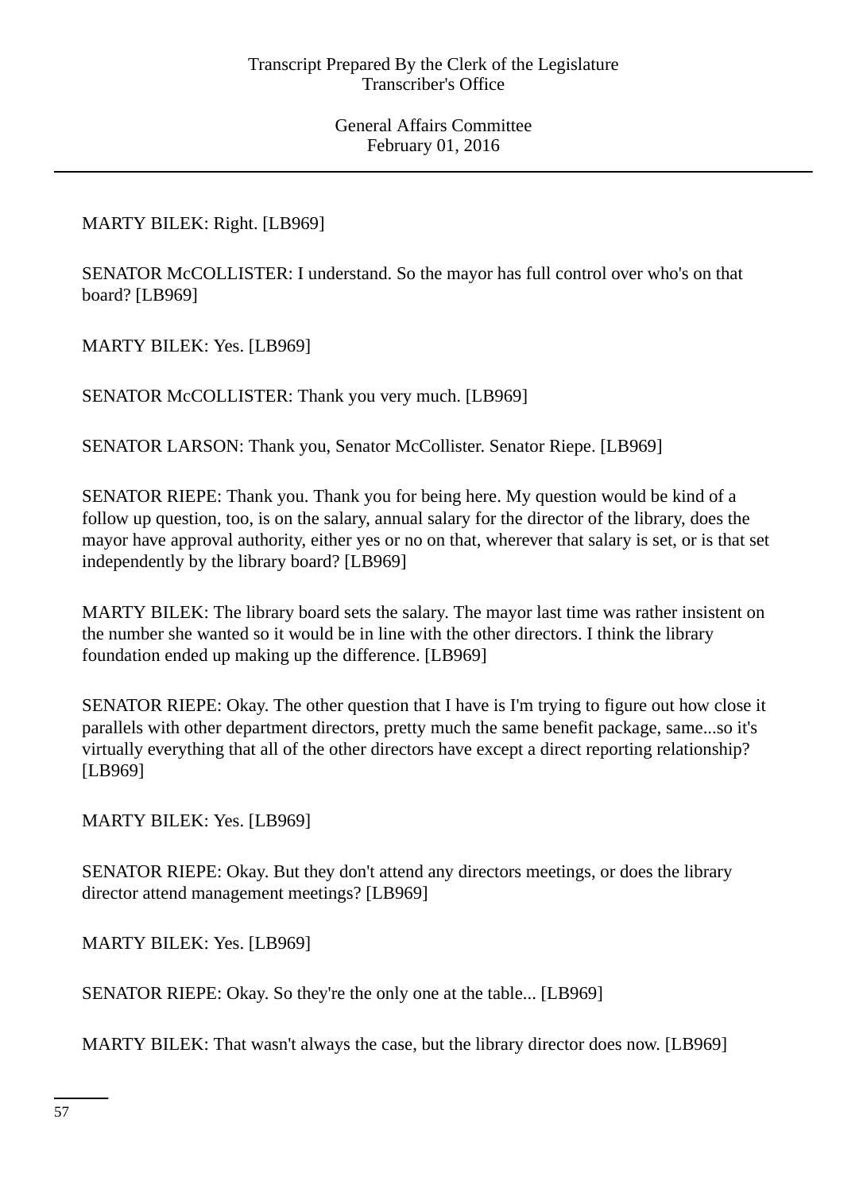MARTY BILEK: Right. [LB969]

SENATOR McCOLLISTER: I understand. So the mayor has full control over who's on that board? [LB969]

MARTY BILEK: Yes. [LB969]

SENATOR McCOLLISTER: Thank you very much. [LB969]

SENATOR LARSON: Thank you, Senator McCollister. Senator Riepe. [LB969]

SENATOR RIEPE: Thank you. Thank you for being here. My question would be kind of a follow up question, too, is on the salary, annual salary for the director of the library, does the mayor have approval authority, either yes or no on that, wherever that salary is set, or is that set independently by the library board? [LB969]

MARTY BILEK: The library board sets the salary. The mayor last time was rather insistent on the number she wanted so it would be in line with the other directors. I think the library foundation ended up making up the difference. [LB969]

SENATOR RIEPE: Okay. The other question that I have is I'm trying to figure out how close it parallels with other department directors, pretty much the same benefit package, same...so it's virtually everything that all of the other directors have except a direct reporting relationship? [LB969]

MARTY BILEK: Yes. [LB969]

SENATOR RIEPE: Okay. But they don't attend any directors meetings, or does the library director attend management meetings? [LB969]

MARTY BILEK: Yes. [LB969]

SENATOR RIEPE: Okay. So they're the only one at the table... [LB969]

MARTY BILEK: That wasn't always the case, but the library director does now. [LB969]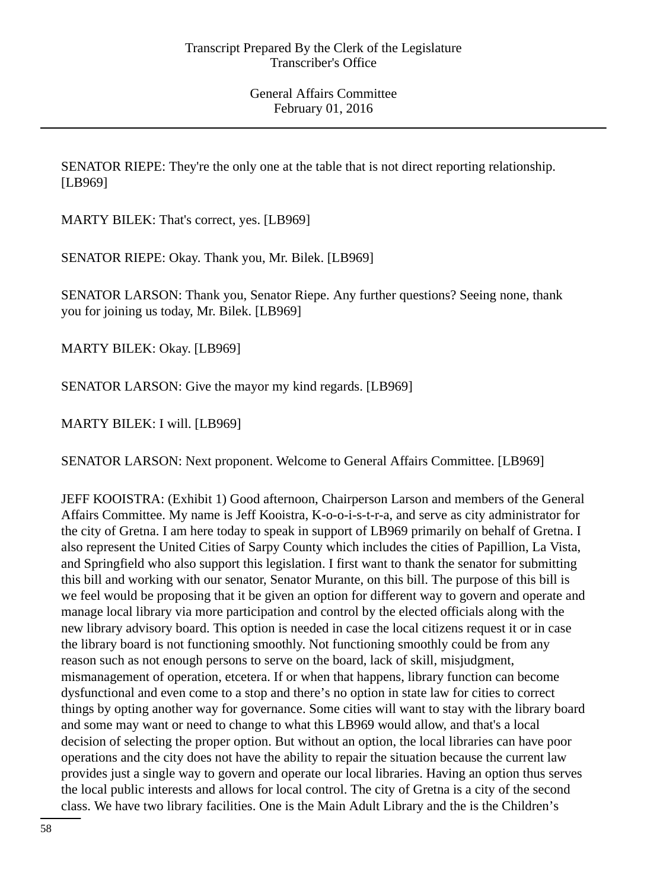SENATOR RIEPE: They're the only one at the table that is not direct reporting relationship. [LB969]

MARTY BILEK: That's correct, yes. [LB969]

SENATOR RIEPE: Okay. Thank you, Mr. Bilek. [LB969]

SENATOR LARSON: Thank you, Senator Riepe. Any further questions? Seeing none, thank you for joining us today, Mr. Bilek. [LB969]

MARTY BILEK: Okay. [LB969]

SENATOR LARSON: Give the mayor my kind regards. [LB969]

MARTY BILEK: I will. [LB969]

SENATOR LARSON: Next proponent. Welcome to General Affairs Committee. [LB969]

JEFF KOOISTRA: (Exhibit 1) Good afternoon, Chairperson Larson and members of the General Affairs Committee. My name is Jeff Kooistra, K-o-o-i-s-t-r-a, and serve as city administrator for the city of Gretna. I am here today to speak in support of LB969 primarily on behalf of Gretna. I also represent the United Cities of Sarpy County which includes the cities of Papillion, La Vista, and Springfield who also support this legislation. I first want to thank the senator for submitting this bill and working with our senator, Senator Murante, on this bill. The purpose of this bill is we feel would be proposing that it be given an option for different way to govern and operate and manage local library via more participation and control by the elected officials along with the new library advisory board. This option is needed in case the local citizens request it or in case the library board is not functioning smoothly. Not functioning smoothly could be from any reason such as not enough persons to serve on the board, lack of skill, misjudgment, mismanagement of operation, etcetera. If or when that happens, library function can become dysfunctional and even come to a stop and there's no option in state law for cities to correct things by opting another way for governance. Some cities will want to stay with the library board and some may want or need to change to what this LB969 would allow, and that's a local decision of selecting the proper option. But without an option, the local libraries can have poor operations and the city does not have the ability to repair the situation because the current law provides just a single way to govern and operate our local libraries. Having an option thus serves the local public interests and allows for local control. The city of Gretna is a city of the second class. We have two library facilities. One is the Main Adult Library and the is the Children's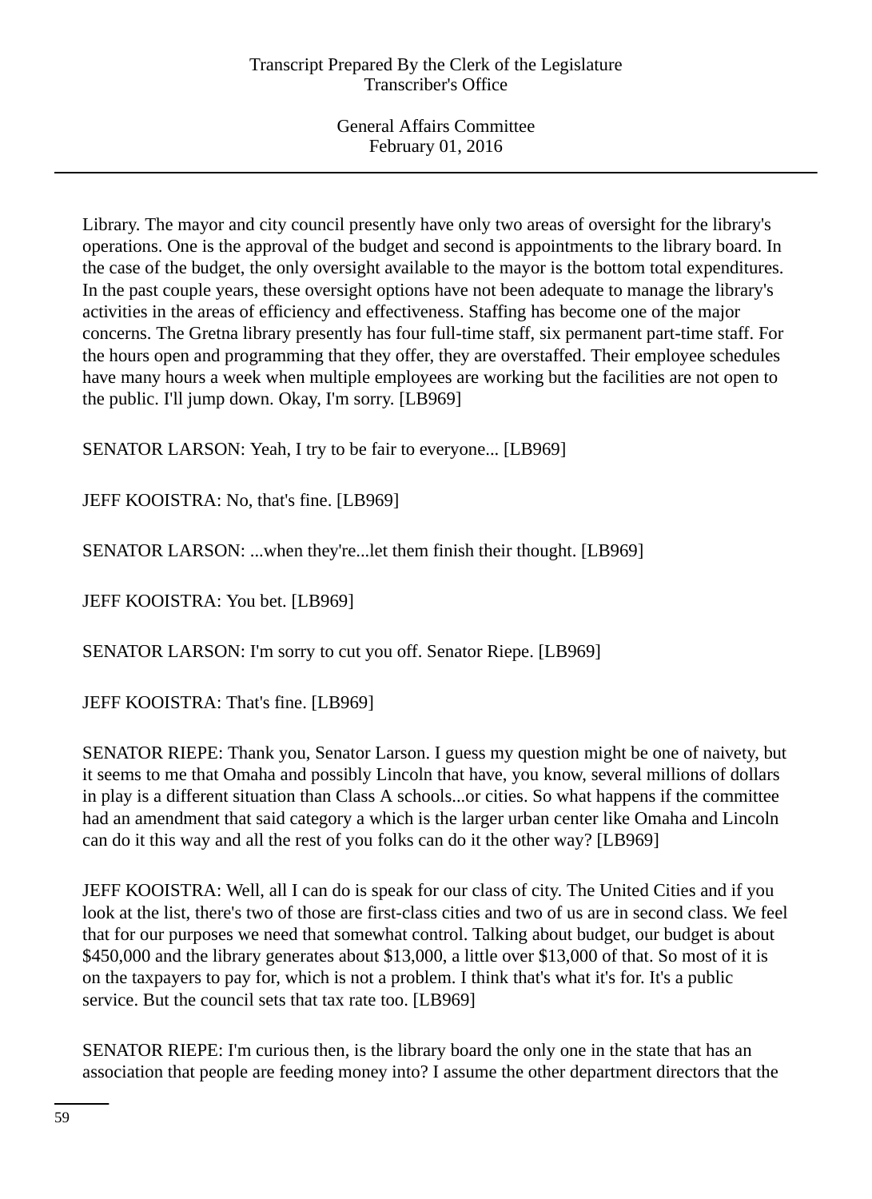Library. The mayor and city council presently have only two areas of oversight for the library's operations. One is the approval of the budget and second is appointments to the library board. In the case of the budget, the only oversight available to the mayor is the bottom total expenditures. In the past couple years, these oversight options have not been adequate to manage the library's activities in the areas of efficiency and effectiveness. Staffing has become one of the major concerns. The Gretna library presently has four full-time staff, six permanent part-time staff. For the hours open and programming that they offer, they are overstaffed. Their employee schedules have many hours a week when multiple employees are working but the facilities are not open to the public. I'll jump down. Okay, I'm sorry. [LB969]

SENATOR LARSON: Yeah, I try to be fair to everyone... [LB969]

JEFF KOOISTRA: No, that's fine. [LB969]

SENATOR LARSON: ...when they're...let them finish their thought. [LB969]

JEFF KOOISTRA: You bet. [LB969]

SENATOR LARSON: I'm sorry to cut you off. Senator Riepe. [LB969]

JEFF KOOISTRA: That's fine. [LB969]

SENATOR RIEPE: Thank you, Senator Larson. I guess my question might be one of naivety, but it seems to me that Omaha and possibly Lincoln that have, you know, several millions of dollars in play is a different situation than Class A schools...or cities. So what happens if the committee had an amendment that said category a which is the larger urban center like Omaha and Lincoln can do it this way and all the rest of you folks can do it the other way? [LB969]

JEFF KOOISTRA: Well, all I can do is speak for our class of city. The United Cities and if you look at the list, there's two of those are first-class cities and two of us are in second class. We feel that for our purposes we need that somewhat control. Talking about budget, our budget is about $450,000 and the library generates about $13,000, a little over $13,000 of that. So most of it is on the taxpayers to pay for, which is not a problem. I think that's what it's for. It's a public service. But the council sets that tax rate too. [LB969]

SENATOR RIEPE: I'm curious then, is the library board the only one in the state that has an association that people are feeding money into? I assume the other department directors that the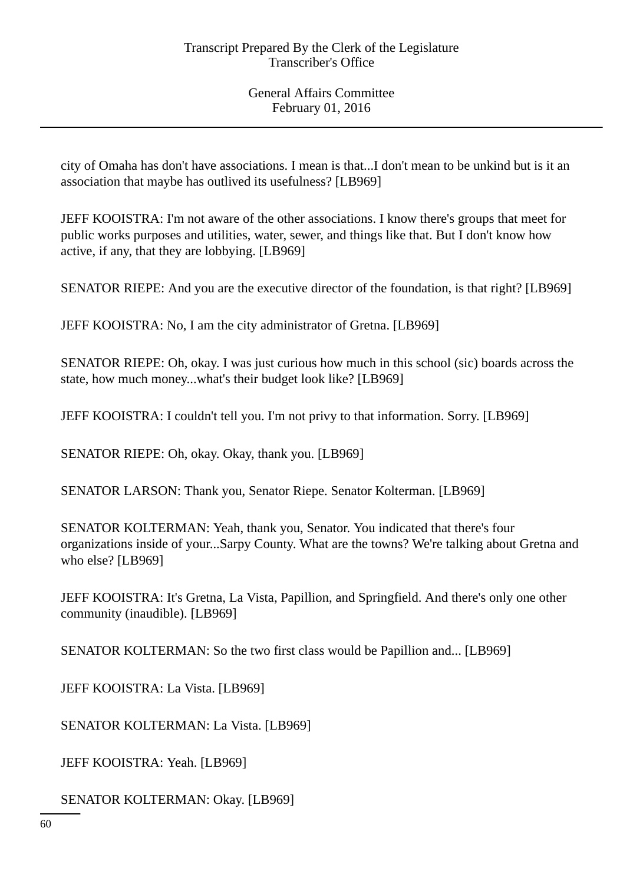city of Omaha has don't have associations. I mean is that...I don't mean to be unkind but is it an association that maybe has outlived its usefulness? [LB969]

JEFF KOOISTRA: I'm not aware of the other associations. I know there's groups that meet for public works purposes and utilities, water, sewer, and things like that. But I don't know how active, if any, that they are lobbying. [LB969]

SENATOR RIEPE: And you are the executive director of the foundation, is that right? [LB969]

JEFF KOOISTRA: No, I am the city administrator of Gretna. [LB969]

SENATOR RIEPE: Oh, okay. I was just curious how much in this school (sic) boards across the state, how much money...what's their budget look like? [LB969]

JEFF KOOISTRA: I couldn't tell you. I'm not privy to that information. Sorry. [LB969]

SENATOR RIEPE: Oh, okay. Okay, thank you. [LB969]

SENATOR LARSON: Thank you, Senator Riepe. Senator Kolterman. [LB969]

SENATOR KOLTERMAN: Yeah, thank you, Senator. You indicated that there's four organizations inside of your...Sarpy County. What are the towns? We're talking about Gretna and who else? [LB969]

JEFF KOOISTRA: It's Gretna, La Vista, Papillion, and Springfield. And there's only one other community (inaudible). [LB969]

SENATOR KOLTERMAN: So the two first class would be Papillion and... [LB969]

JEFF KOOISTRA: La Vista. [LB969]

SENATOR KOLTERMAN: La Vista. [LB969]

JEFF KOOISTRA: Yeah. [LB969]

SENATOR KOLTERMAN: Okay. [LB969]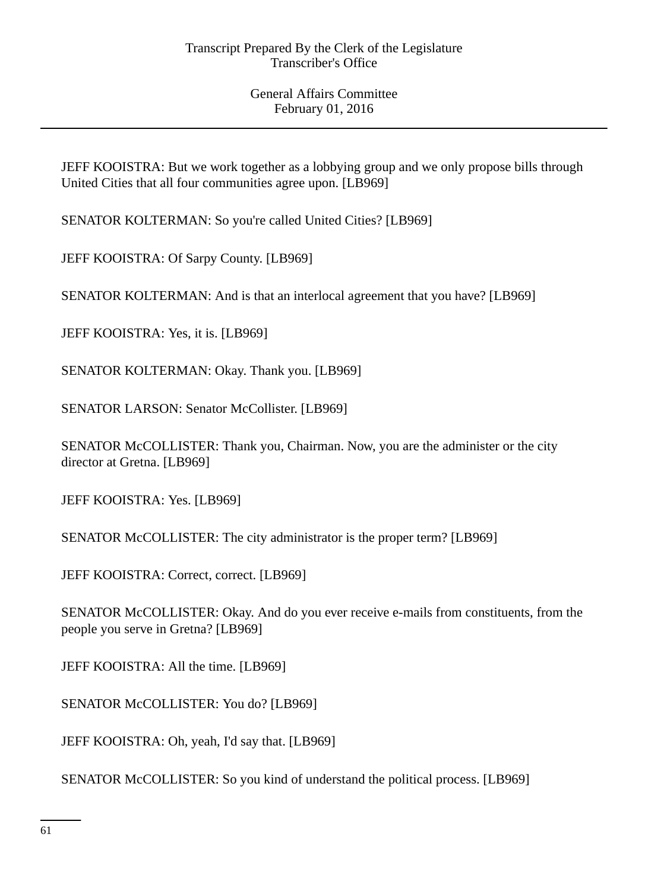JEFF KOOISTRA: But we work together as a lobbying group and we only propose bills through United Cities that all four communities agree upon. [LB969]

SENATOR KOLTERMAN: So you're called United Cities? [LB969]

JEFF KOOISTRA: Of Sarpy County. [LB969]

SENATOR KOLTERMAN: And is that an interlocal agreement that you have? [LB969]

JEFF KOOISTRA: Yes, it is. [LB969]

SENATOR KOLTERMAN: Okay. Thank you. [LB969]

SENATOR LARSON: Senator McCollister. [LB969]

SENATOR McCOLLISTER: Thank you, Chairman. Now, you are the administer or the city director at Gretna. [LB969]

JEFF KOOISTRA: Yes. [LB969]

SENATOR McCOLLISTER: The city administrator is the proper term? [LB969]

JEFF KOOISTRA: Correct, correct. [LB969]

SENATOR McCOLLISTER: Okay. And do you ever receive e-mails from constituents, from the people you serve in Gretna? [LB969]

JEFF KOOISTRA: All the time. [LB969]

SENATOR McCOLLISTER: You do? [LB969]

JEFF KOOISTRA: Oh, yeah, I'd say that. [LB969]

SENATOR McCOLLISTER: So you kind of understand the political process. [LB969]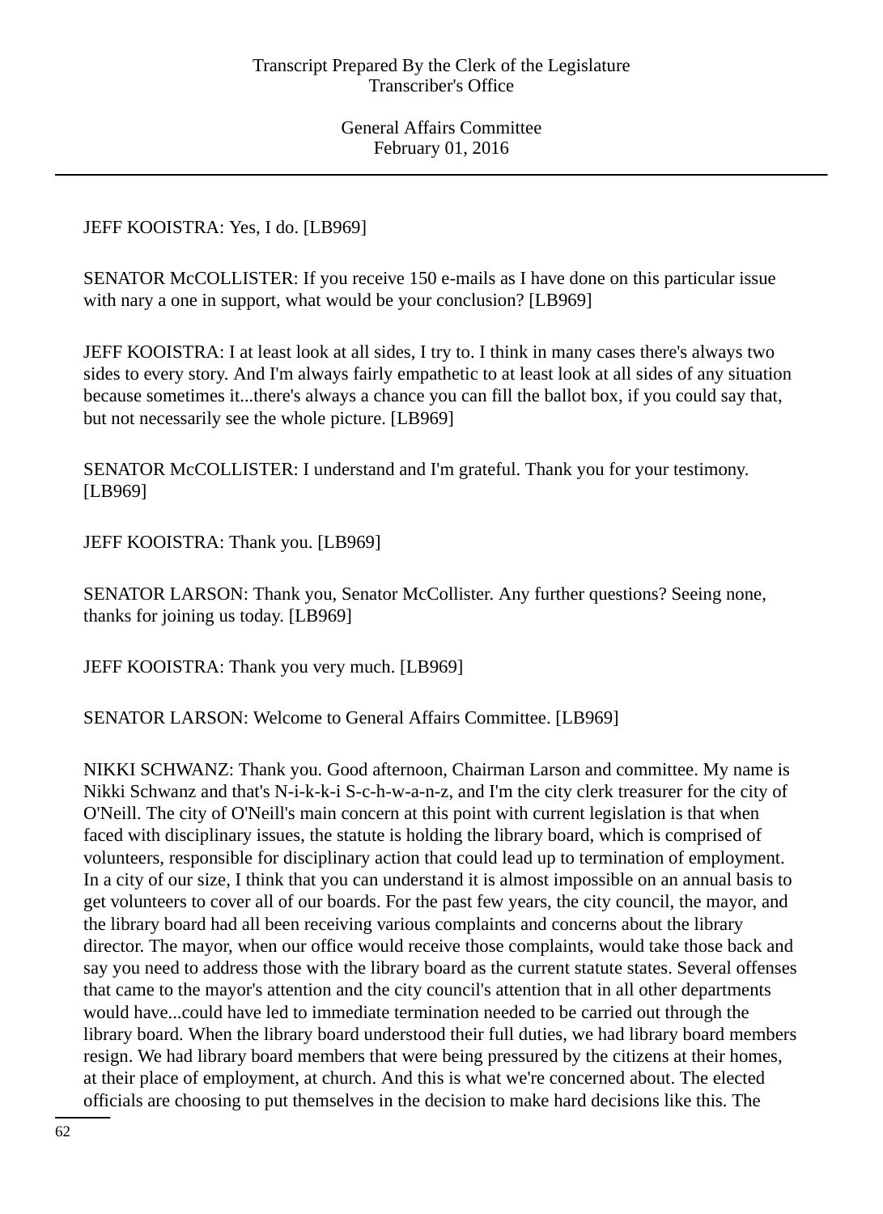JEFF KOOISTRA: Yes, I do. [LB969]

SENATOR McCOLLISTER: If you receive 150 e-mails as I have done on this particular issue with nary a one in support, what would be your conclusion? [LB969]

JEFF KOOISTRA: I at least look at all sides, I try to. I think in many cases there's always two sides to every story. And I'm always fairly empathetic to at least look at all sides of any situation because sometimes it...there's always a chance you can fill the ballot box, if you could say that, but not necessarily see the whole picture. [LB969]

SENATOR McCOLLISTER: I understand and I'm grateful. Thank you for your testimony. [LB969]

JEFF KOOISTRA: Thank you. [LB969]

SENATOR LARSON: Thank you, Senator McCollister. Any further questions? Seeing none, thanks for joining us today. [LB969]

JEFF KOOISTRA: Thank you very much. [LB969]

SENATOR LARSON: Welcome to General Affairs Committee. [LB969]

NIKKI SCHWANZ: Thank you. Good afternoon, Chairman Larson and committee. My name is Nikki Schwanz and that's N-i-k-k-i S-c-h-w-a-n-z, and I'm the city clerk treasurer for the city of O'Neill. The city of O'Neill's main concern at this point with current legislation is that when faced with disciplinary issues, the statute is holding the library board, which is comprised of volunteers, responsible for disciplinary action that could lead up to termination of employment. In a city of our size, I think that you can understand it is almost impossible on an annual basis to get volunteers to cover all of our boards. For the past few years, the city council, the mayor, and the library board had all been receiving various complaints and concerns about the library director. The mayor, when our office would receive those complaints, would take those back and say you need to address those with the library board as the current statute states. Several offenses that came to the mayor's attention and the city council's attention that in all other departments would have...could have led to immediate termination needed to be carried out through the library board. When the library board understood their full duties, we had library board members resign. We had library board members that were being pressured by the citizens at their homes, at their place of employment, at church. And this is what we're concerned about. The elected officials are choosing to put themselves in the decision to make hard decisions like this. The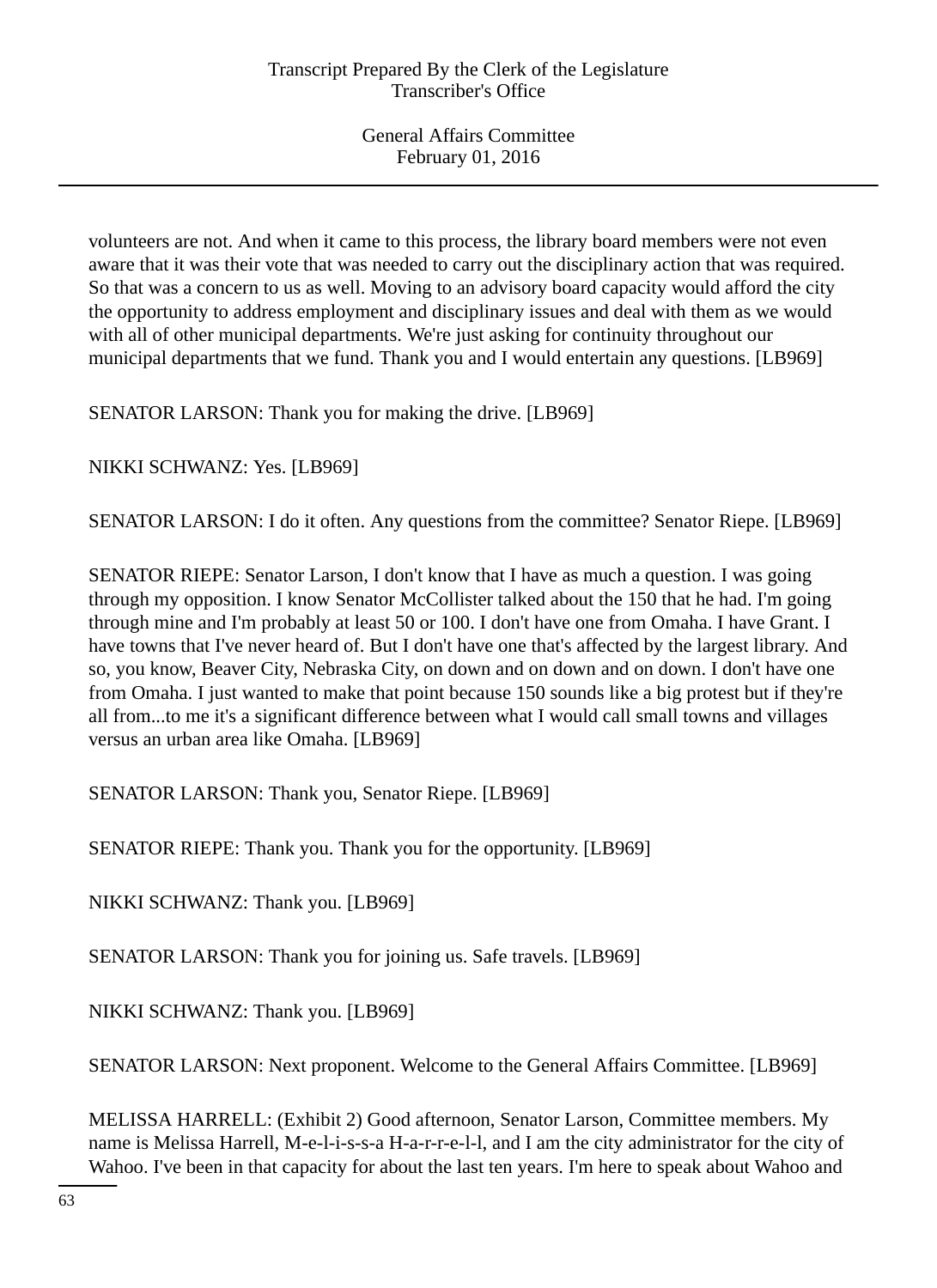volunteers are not. And when it came to this process, the library board members were not even aware that it was their vote that was needed to carry out the disciplinary action that was required. So that was a concern to us as well. Moving to an advisory board capacity would afford the city the opportunity to address employment and disciplinary issues and deal with them as we would with all of other municipal departments. We're just asking for continuity throughout our municipal departments that we fund. Thank you and I would entertain any questions. [LB969]

SENATOR LARSON: Thank you for making the drive. [LB969]

NIKKI SCHWANZ: Yes. [LB969]

SENATOR LARSON: I do it often. Any questions from the committee? Senator Riepe. [LB969]

SENATOR RIEPE: Senator Larson, I don't know that I have as much a question. I was going through my opposition. I know Senator McCollister talked about the 150 that he had. I'm going through mine and I'm probably at least 50 or 100. I don't have one from Omaha. I have Grant. I have towns that I've never heard of. But I don't have one that's affected by the largest library. And so, you know, Beaver City, Nebraska City, on down and on down and on down. I don't have one from Omaha. I just wanted to make that point because 150 sounds like a big protest but if they're all from...to me it's a significant difference between what I would call small towns and villages versus an urban area like Omaha. [LB969]

SENATOR LARSON: Thank you, Senator Riepe. [LB969]

SENATOR RIEPE: Thank you. Thank you for the opportunity. [LB969]

NIKKI SCHWANZ: Thank you. [LB969]

SENATOR LARSON: Thank you for joining us. Safe travels. [LB969]

NIKKI SCHWANZ: Thank you. [LB969]

SENATOR LARSON: Next proponent. Welcome to the General Affairs Committee. [LB969]

MELISSA HARRELL: (Exhibit 2) Good afternoon, Senator Larson, Committee members. My name is Melissa Harrell, M-e-l-i-s-s-a H-a-r-r-e-l-l, and I am the city administrator for the city of Wahoo. I've been in that capacity for about the last ten years. I'm here to speak about Wahoo and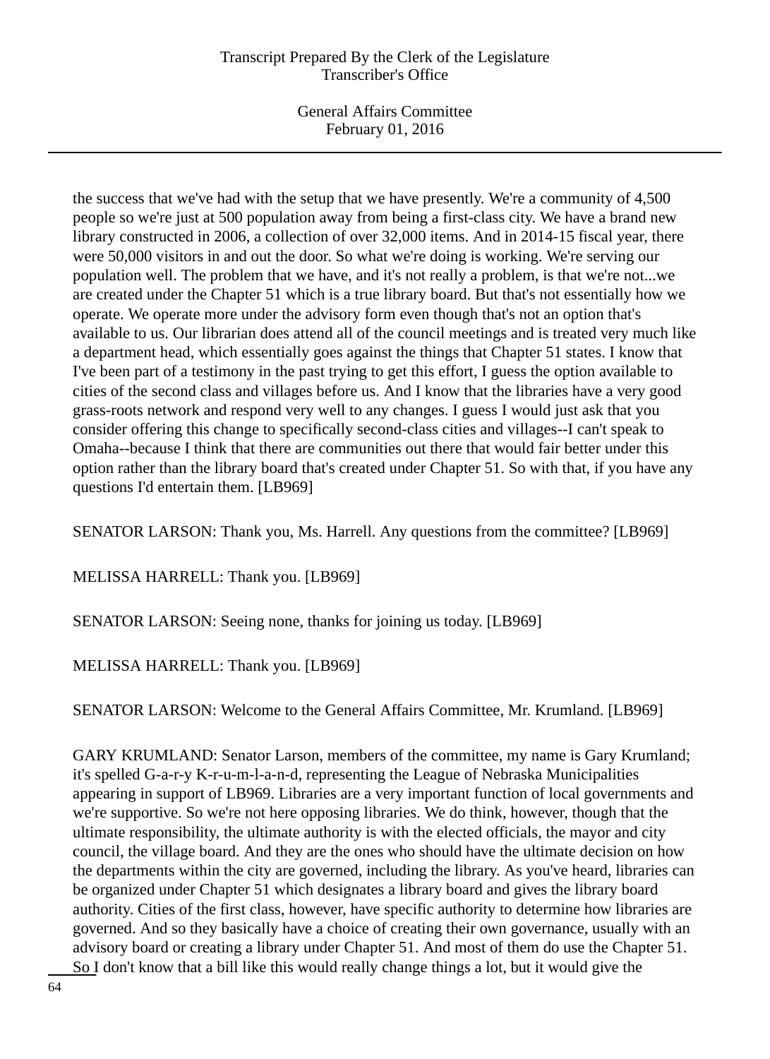the success that we've had with the setup that we have presently. We're a community of 4,500 people so we're just at 500 population away from being a first-class city. We have a brand new library constructed in 2006, a collection of over 32,000 items. And in 2014-15 fiscal year, there were 50,000 visitors in and out the door. So what we're doing is working. We're serving our population well. The problem that we have, and it's not really a problem, is that we're not...we are created under the Chapter 51 which is a true library board. But that's not essentially how we operate. We operate more under the advisory form even though that's not an option that's available to us. Our librarian does attend all of the council meetings and is treated very much like a department head, which essentially goes against the things that Chapter 51 states. I know that I've been part of a testimony in the past trying to get this effort, I guess the option available to cities of the second class and villages before us. And I know that the libraries have a very good grass-roots network and respond very well to any changes. I guess I would just ask that you consider offering this change to specifically second-class cities and villages--I can't speak to Omaha--because I think that there are communities out there that would fair better under this option rather than the library board that's created under Chapter 51. So with that, if you have any questions I'd entertain them. [LB969]

SENATOR LARSON: Thank you, Ms. Harrell. Any questions from the committee? [LB969]

MELISSA HARRELL: Thank you. [LB969]

SENATOR LARSON: Seeing none, thanks for joining us today. [LB969]

MELISSA HARRELL: Thank you. [LB969]

SENATOR LARSON: Welcome to the General Affairs Committee, Mr. Krumland. [LB969]

GARY KRUMLAND: Senator Larson, members of the committee, my name is Gary Krumland; it's spelled G-a-r-y K-r-u-m-l-a-n-d, representing the League of Nebraska Municipalities appearing in support of LB969. Libraries are a very important function of local governments and we're supportive. So we're not here opposing libraries. We do think, however, though that the ultimate responsibility, the ultimate authority is with the elected officials, the mayor and city council, the village board. And they are the ones who should have the ultimate decision on how the departments within the city are governed, including the library. As you've heard, libraries can be organized under Chapter 51 which designates a library board and gives the library board authority. Cities of the first class, however, have specific authority to determine how libraries are governed. And so they basically have a choice of creating their own governance, usually with an advisory board or creating a library under Chapter 51. And most of them do use the Chapter 51. So I don't know that a bill like this would really change things a lot, but it would give the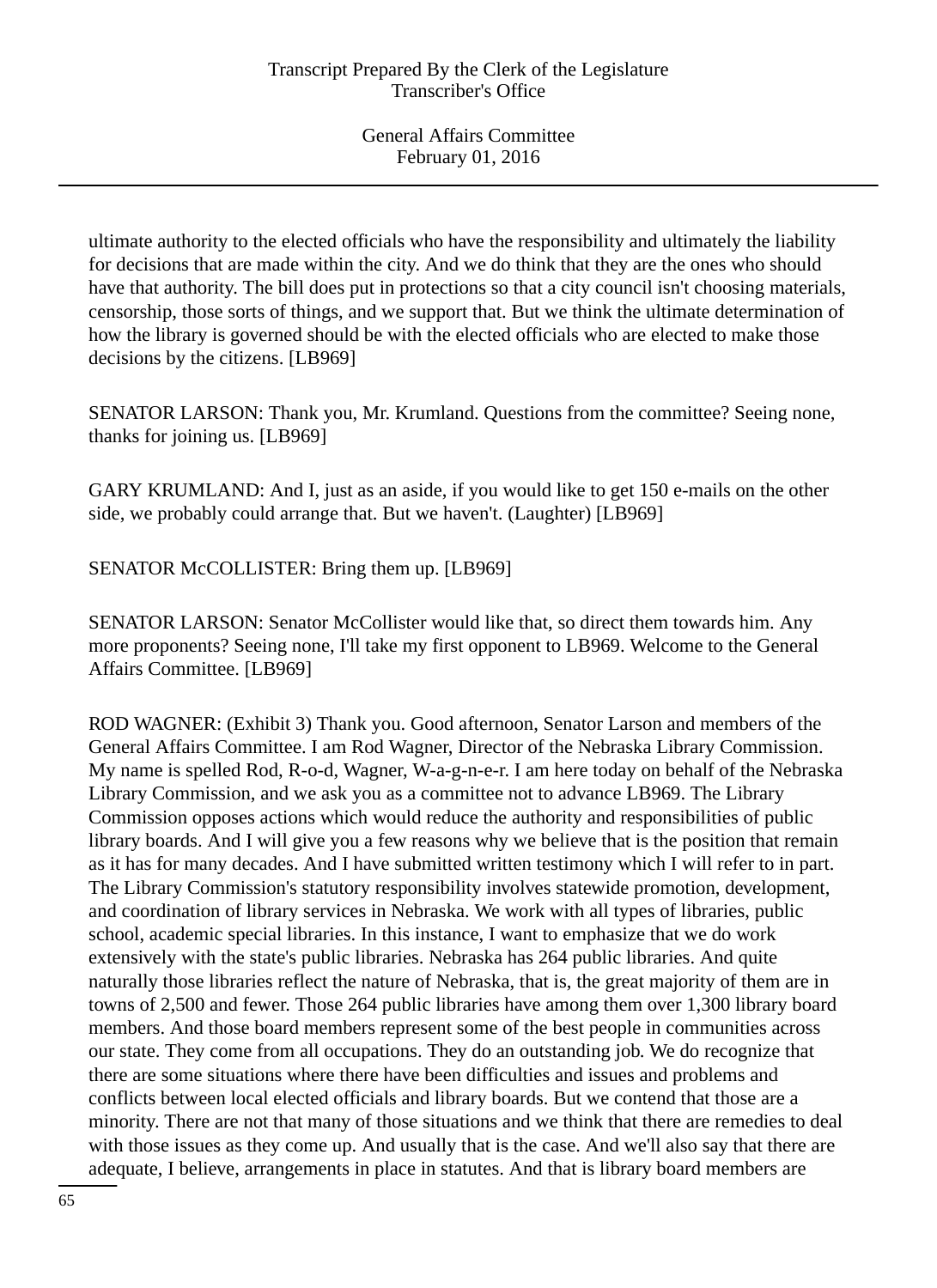ultimate authority to the elected officials who have the responsibility and ultimately the liability for decisions that are made within the city. And we do think that they are the ones who should have that authority. The bill does put in protections so that a city council isn't choosing materials, censorship, those sorts of things, and we support that. But we think the ultimate determination of how the library is governed should be with the elected officials who are elected to make those decisions by the citizens. [LB969]

SENATOR LARSON: Thank you, Mr. Krumland. Questions from the committee? Seeing none, thanks for joining us. [LB969]

GARY KRUMLAND: And I, just as an aside, if you would like to get 150 e-mails on the other side, we probably could arrange that. But we haven't. (Laughter) [LB969]

SENATOR McCOLLISTER: Bring them up. [LB969]

SENATOR LARSON: Senator McCollister would like that, so direct them towards him. Any more proponents? Seeing none, I'll take my first opponent to LB969. Welcome to the General Affairs Committee. [LB969]

ROD WAGNER: (Exhibit 3) Thank you. Good afternoon, Senator Larson and members of the General Affairs Committee. I am Rod Wagner, Director of the Nebraska Library Commission. My name is spelled Rod, R-o-d, Wagner, W-a-g-n-e-r. I am here today on behalf of the Nebraska Library Commission, and we ask you as a committee not to advance LB969. The Library Commission opposes actions which would reduce the authority and responsibilities of public library boards. And I will give you a few reasons why we believe that is the position that remain as it has for many decades. And I have submitted written testimony which I will refer to in part. The Library Commission's statutory responsibility involves statewide promotion, development, and coordination of library services in Nebraska. We work with all types of libraries, public school, academic special libraries. In this instance, I want to emphasize that we do work extensively with the state's public libraries. Nebraska has 264 public libraries. And quite naturally those libraries reflect the nature of Nebraska, that is, the great majority of them are in towns of 2,500 and fewer. Those 264 public libraries have among them over 1,300 library board members. And those board members represent some of the best people in communities across our state. They come from all occupations. They do an outstanding job. We do recognize that there are some situations where there have been difficulties and issues and problems and conflicts between local elected officials and library boards. But we contend that those are a minority. There are not that many of those situations and we think that there are remedies to deal with those issues as they come up. And usually that is the case. And we'll also say that there are adequate, I believe, arrangements in place in statutes. And that is library board members are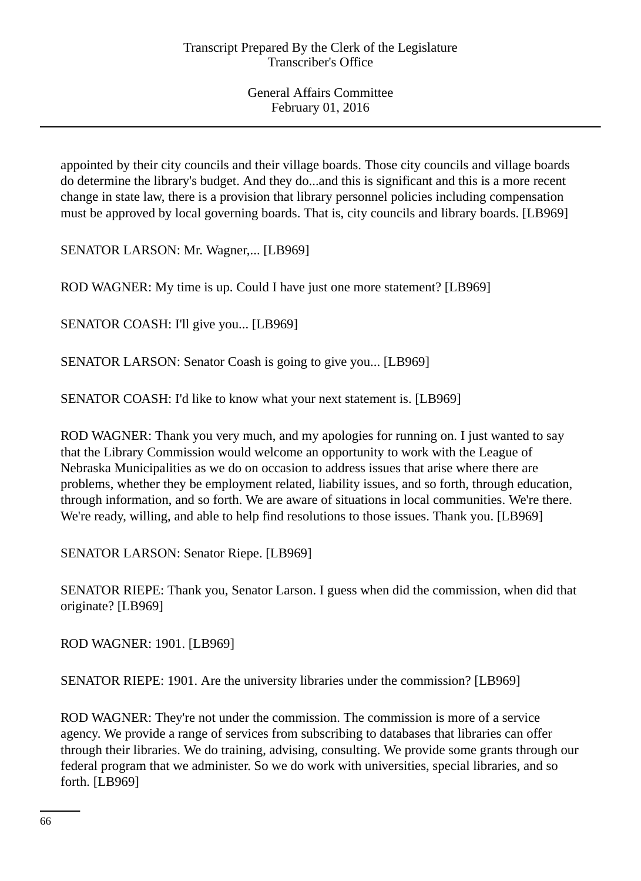appointed by their city councils and their village boards. Those city councils and village boards do determine the library's budget. And they do...and this is significant and this is a more recent change in state law, there is a provision that library personnel policies including compensation must be approved by local governing boards. That is, city councils and library boards. [LB969]

SENATOR LARSON: Mr. Wagner,... [LB969]

ROD WAGNER: My time is up. Could I have just one more statement? [LB969]

SENATOR COASH: I'll give you... [LB969]

SENATOR LARSON: Senator Coash is going to give you... [LB969]

SENATOR COASH: I'd like to know what your next statement is. [LB969]

ROD WAGNER: Thank you very much, and my apologies for running on. I just wanted to say that the Library Commission would welcome an opportunity to work with the League of Nebraska Municipalities as we do on occasion to address issues that arise where there are problems, whether they be employment related, liability issues, and so forth, through education, through information, and so forth. We are aware of situations in local communities. We're there. We're ready, willing, and able to help find resolutions to those issues. Thank you. [LB969]

SENATOR LARSON: Senator Riepe. [LB969]

SENATOR RIEPE: Thank you, Senator Larson. I guess when did the commission, when did that originate? [LB969]

ROD WAGNER: 1901. [LB969]

SENATOR RIEPE: 1901. Are the university libraries under the commission? [LB969]

ROD WAGNER: They're not under the commission. The commission is more of a service agency. We provide a range of services from subscribing to databases that libraries can offer through their libraries. We do training, advising, consulting. We provide some grants through our federal program that we administer. So we do work with universities, special libraries, and so forth. [LB969]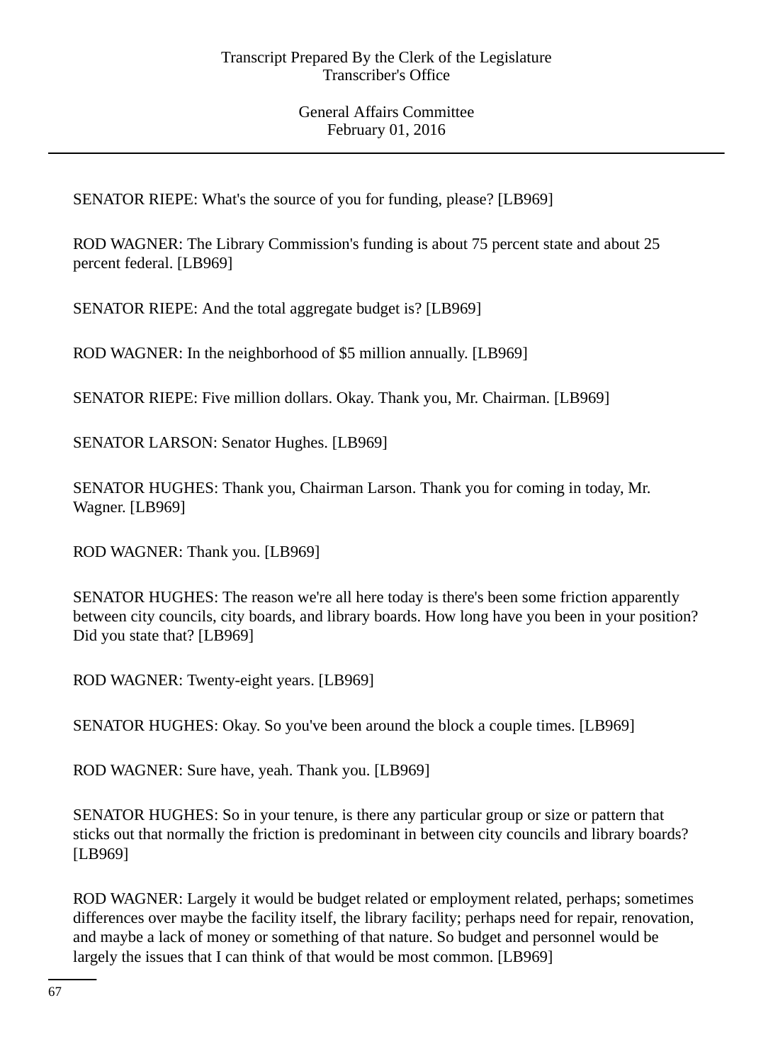SENATOR RIEPE: What's the source of you for funding, please? [LB969]

ROD WAGNER: The Library Commission's funding is about 75 percent state and about 25 percent federal. [LB969]

SENATOR RIEPE: And the total aggregate budget is? [LB969]

ROD WAGNER: In the neighborhood of $5 million annually. [LB969]

SENATOR RIEPE: Five million dollars. Okay. Thank you, Mr. Chairman. [LB969]

SENATOR LARSON: Senator Hughes. [LB969]

SENATOR HUGHES: Thank you, Chairman Larson. Thank you for coming in today, Mr. Wagner. [LB969]

ROD WAGNER: Thank you. [LB969]

SENATOR HUGHES: The reason we're all here today is there's been some friction apparently between city councils, city boards, and library boards. How long have you been in your position? Did you state that? [LB969]

ROD WAGNER: Twenty-eight years. [LB969]

SENATOR HUGHES: Okay. So you've been around the block a couple times. [LB969]

ROD WAGNER: Sure have, yeah. Thank you. [LB969]

SENATOR HUGHES: So in your tenure, is there any particular group or size or pattern that sticks out that normally the friction is predominant in between city councils and library boards? [LB969]

ROD WAGNER: Largely it would be budget related or employment related, perhaps; sometimes differences over maybe the facility itself, the library facility; perhaps need for repair, renovation, and maybe a lack of money or something of that nature. So budget and personnel would be largely the issues that I can think of that would be most common. [LB969]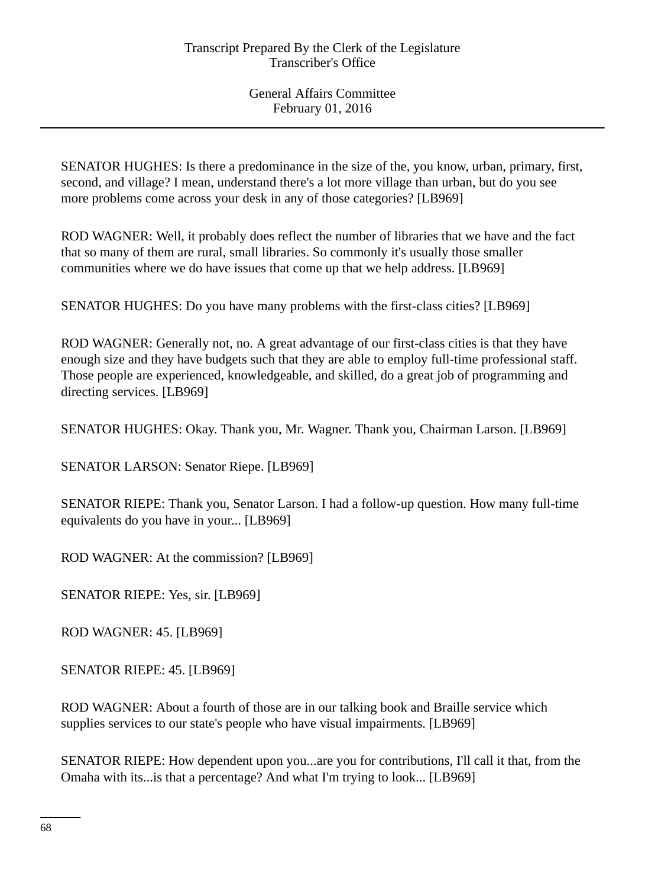SENATOR HUGHES: Is there a predominance in the size of the, you know, urban, primary, first, second, and village? I mean, understand there's a lot more village than urban, but do you see more problems come across your desk in any of those categories? [LB969]

ROD WAGNER: Well, it probably does reflect the number of libraries that we have and the fact that so many of them are rural, small libraries. So commonly it's usually those smaller communities where we do have issues that come up that we help address. [LB969]

SENATOR HUGHES: Do you have many problems with the first-class cities? [LB969]

ROD WAGNER: Generally not, no. A great advantage of our first-class cities is that they have enough size and they have budgets such that they are able to employ full-time professional staff. Those people are experienced, knowledgeable, and skilled, do a great job of programming and directing services. [LB969]

SENATOR HUGHES: Okay. Thank you, Mr. Wagner. Thank you, Chairman Larson. [LB969]

SENATOR LARSON: Senator Riepe. [LB969]

SENATOR RIEPE: Thank you, Senator Larson. I had a follow-up question. How many full-time equivalents do you have in your... [LB969]

ROD WAGNER: At the commission? [LB969]

SENATOR RIEPE: Yes, sir. [LB969]

ROD WAGNER: 45. [LB969]

SENATOR RIEPE: 45. [LB969]

ROD WAGNER: About a fourth of those are in our talking book and Braille service which supplies services to our state's people who have visual impairments. [LB969]

SENATOR RIEPE: How dependent upon you...are you for contributions, I'll call it that, from the Omaha with its...is that a percentage? And what I'm trying to look... [LB969]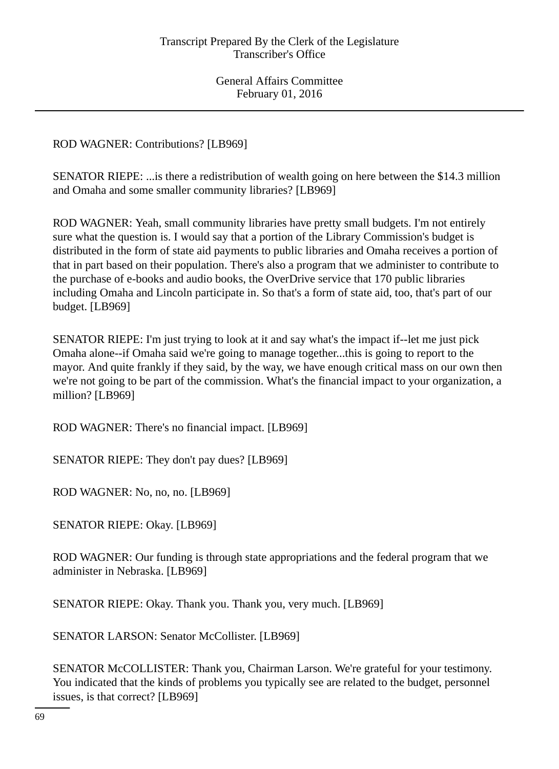ROD WAGNER: Contributions? [LB969]

SENATOR RIEPE: ...is there a redistribution of wealth going on here between the $14.3 million and Omaha and some smaller community libraries? [LB969]

ROD WAGNER: Yeah, small community libraries have pretty small budgets. I'm not entirely sure what the question is. I would say that a portion of the Library Commission's budget is distributed in the form of state aid payments to public libraries and Omaha receives a portion of that in part based on their population. There's also a program that we administer to contribute to the purchase of e-books and audio books, the OverDrive service that 170 public libraries including Omaha and Lincoln participate in. So that's a form of state aid, too, that's part of our budget. [LB969]

SENATOR RIEPE: I'm just trying to look at it and say what's the impact if--let me just pick Omaha alone--if Omaha said we're going to manage together...this is going to report to the mayor. And quite frankly if they said, by the way, we have enough critical mass on our own then we're not going to be part of the commission. What's the financial impact to your organization, a million? [LB969]

ROD WAGNER: There's no financial impact. [LB969]

SENATOR RIEPE: They don't pay dues? [LB969]

ROD WAGNER: No, no, no. [LB969]

SENATOR RIEPE: Okay. [LB969]

ROD WAGNER: Our funding is through state appropriations and the federal program that we administer in Nebraska. [LB969]

SENATOR RIEPE: Okay. Thank you. Thank you, very much. [LB969]

SENATOR LARSON: Senator McCollister. [LB969]

SENATOR McCOLLISTER: Thank you, Chairman Larson. We're grateful for your testimony. You indicated that the kinds of problems you typically see are related to the budget, personnel issues, is that correct? [LB969]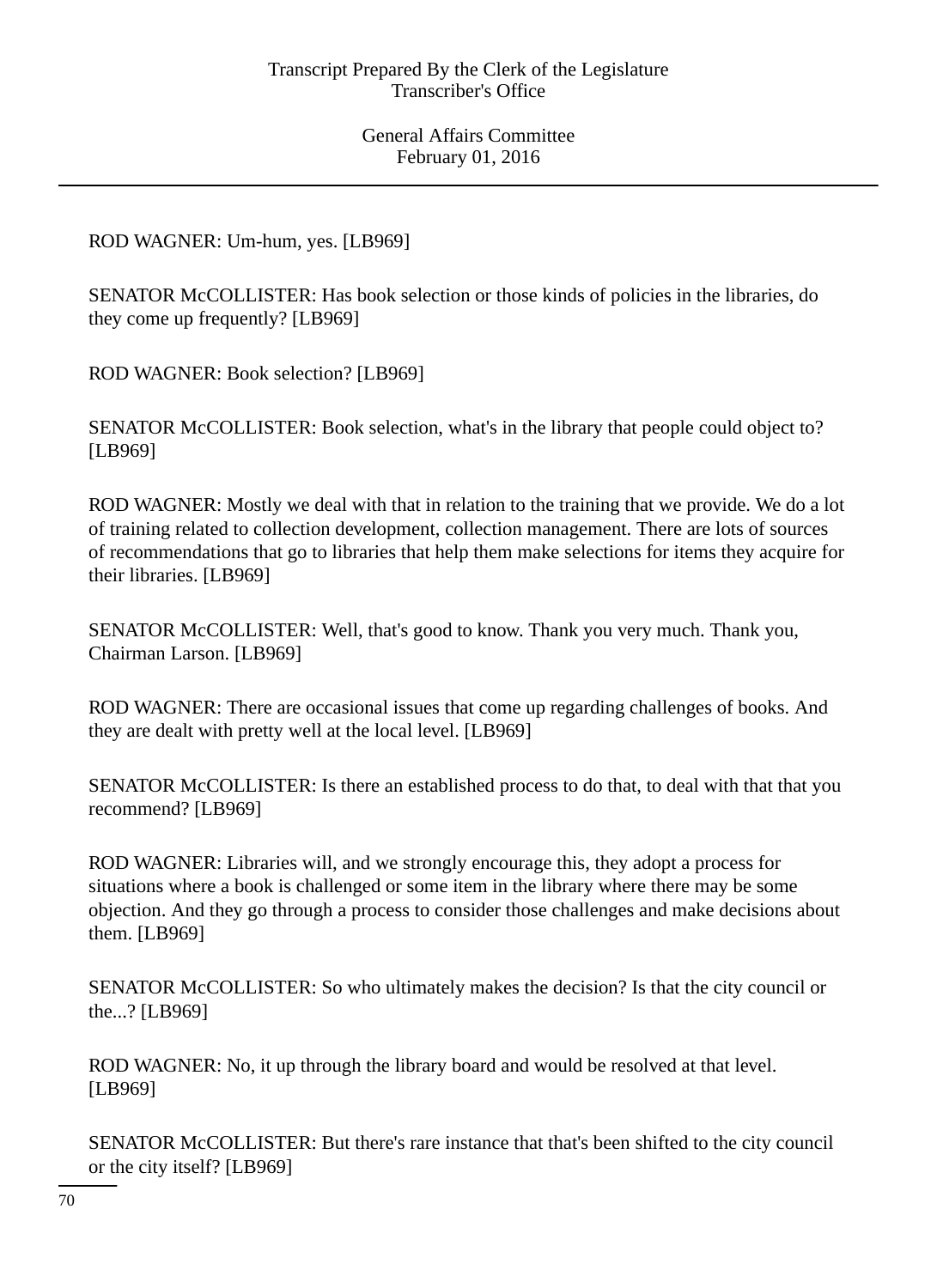ROD WAGNER: Um-hum, yes. [LB969]

SENATOR McCOLLISTER: Has book selection or those kinds of policies in the libraries, do they come up frequently? [LB969]

ROD WAGNER: Book selection? [LB969]

SENATOR McCOLLISTER: Book selection, what's in the library that people could object to? [LB969]

ROD WAGNER: Mostly we deal with that in relation to the training that we provide. We do a lot of training related to collection development, collection management. There are lots of sources of recommendations that go to libraries that help them make selections for items they acquire for their libraries. [LB969]

SENATOR McCOLLISTER: Well, that's good to know. Thank you very much. Thank you, Chairman Larson. [LB969]

ROD WAGNER: There are occasional issues that come up regarding challenges of books. And they are dealt with pretty well at the local level. [LB969]

SENATOR McCOLLISTER: Is there an established process to do that, to deal with that that you recommend? [LB969]

ROD WAGNER: Libraries will, and we strongly encourage this, they adopt a process for situations where a book is challenged or some item in the library where there may be some objection. And they go through a process to consider those challenges and make decisions about them. [LB969]

SENATOR McCOLLISTER: So who ultimately makes the decision? Is that the city council or the...? [LB969]

ROD WAGNER: No, it up through the library board and would be resolved at that level. [LB969]

SENATOR McCOLLISTER: But there's rare instance that that's been shifted to the city council or the city itself? [LB969]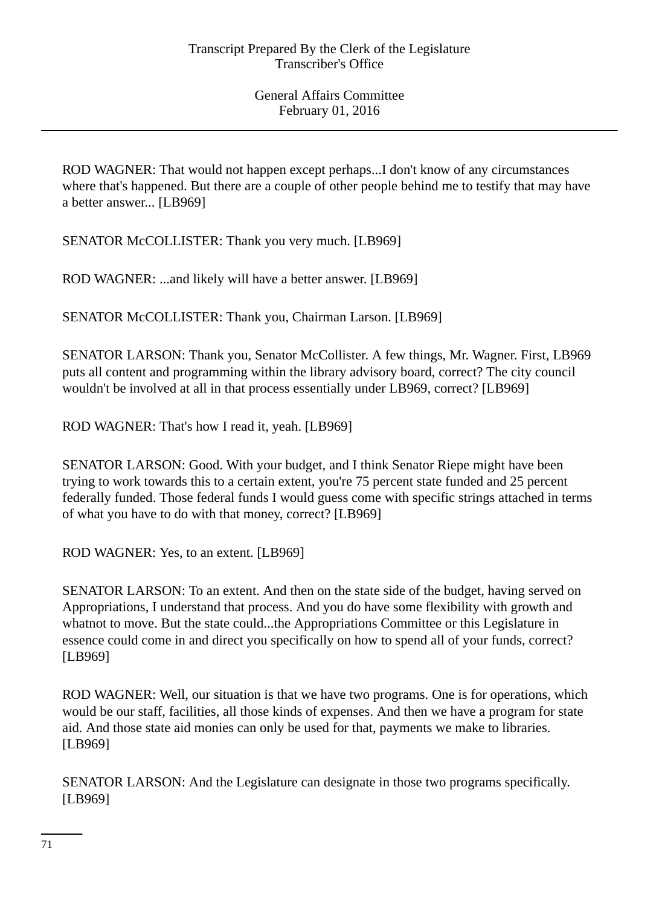ROD WAGNER: That would not happen except perhaps...I don't know of any circumstances where that's happened. But there are a couple of other people behind me to testify that may have a better answer... [LB969]

SENATOR McCOLLISTER: Thank you very much. [LB969]

ROD WAGNER: ...and likely will have a better answer. [LB969]

SENATOR McCOLLISTER: Thank you, Chairman Larson. [LB969]

SENATOR LARSON: Thank you, Senator McCollister. A few things, Mr. Wagner. First, LB969 puts all content and programming within the library advisory board, correct? The city council wouldn't be involved at all in that process essentially under LB969, correct? [LB969]

ROD WAGNER: That's how I read it, yeah. [LB969]

SENATOR LARSON: Good. With your budget, and I think Senator Riepe might have been trying to work towards this to a certain extent, you're 75 percent state funded and 25 percent federally funded. Those federal funds I would guess come with specific strings attached in terms of what you have to do with that money, correct? [LB969]

ROD WAGNER: Yes, to an extent. [LB969]

SENATOR LARSON: To an extent. And then on the state side of the budget, having served on Appropriations, I understand that process. And you do have some flexibility with growth and whatnot to move. But the state could...the Appropriations Committee or this Legislature in essence could come in and direct you specifically on how to spend all of your funds, correct? [LB969]

ROD WAGNER: Well, our situation is that we have two programs. One is for operations, which would be our staff, facilities, all those kinds of expenses. And then we have a program for state aid. And those state aid monies can only be used for that, payments we make to libraries. [LB969]

SENATOR LARSON: And the Legislature can designate in those two programs specifically. [LB969]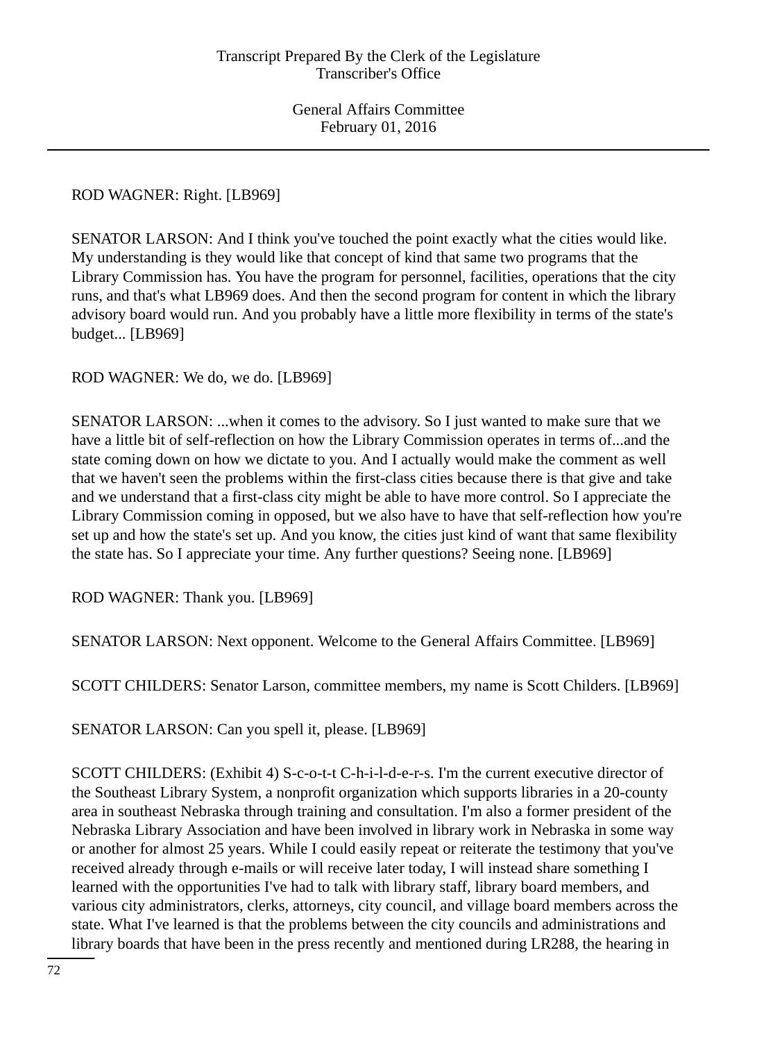ROD WAGNER: Right. [LB969]

SENATOR LARSON: And I think you've touched the point exactly what the cities would like. My understanding is they would like that concept of kind that same two programs that the Library Commission has. You have the program for personnel, facilities, operations that the city runs, and that's what LB969 does. And then the second program for content in which the library advisory board would run. And you probably have a little more flexibility in terms of the state's budget... [LB969]

ROD WAGNER: We do, we do. [LB969]

SENATOR LARSON: ...when it comes to the advisory. So I just wanted to make sure that we have a little bit of self-reflection on how the Library Commission operates in terms of...and the state coming down on how we dictate to you. And I actually would make the comment as well that we haven't seen the problems within the first-class cities because there is that give and take and we understand that a first-class city might be able to have more control. So I appreciate the Library Commission coming in opposed, but we also have to have that self-reflection how you're set up and how the state's set up. And you know, the cities just kind of want that same flexibility the state has. So I appreciate your time. Any further questions? Seeing none. [LB969]

ROD WAGNER: Thank you. [LB969]

SENATOR LARSON: Next opponent. Welcome to the General Affairs Committee. [LB969]

SCOTT CHILDERS: Senator Larson, committee members, my name is Scott Childers. [LB969]

SENATOR LARSON: Can you spell it, please. [LB969]

SCOTT CHILDERS: (Exhibit 4) S-c-o-t-t C-h-i-l-d-e-r-s. I'm the current executive director of the Southeast Library System, a nonprofit organization which supports libraries in a 20-county area in southeast Nebraska through training and consultation. I'm also a former president of the Nebraska Library Association and have been involved in library work in Nebraska in some way or another for almost 25 years. While I could easily repeat or reiterate the testimony that you've received already through e-mails or will receive later today, I will instead share something I learned with the opportunities I've had to talk with library staff, library board members, and various city administrators, clerks, attorneys, city council, and village board members across the state. What I've learned is that the problems between the city councils and administrations and library boards that have been in the press recently and mentioned during LR288, the hearing in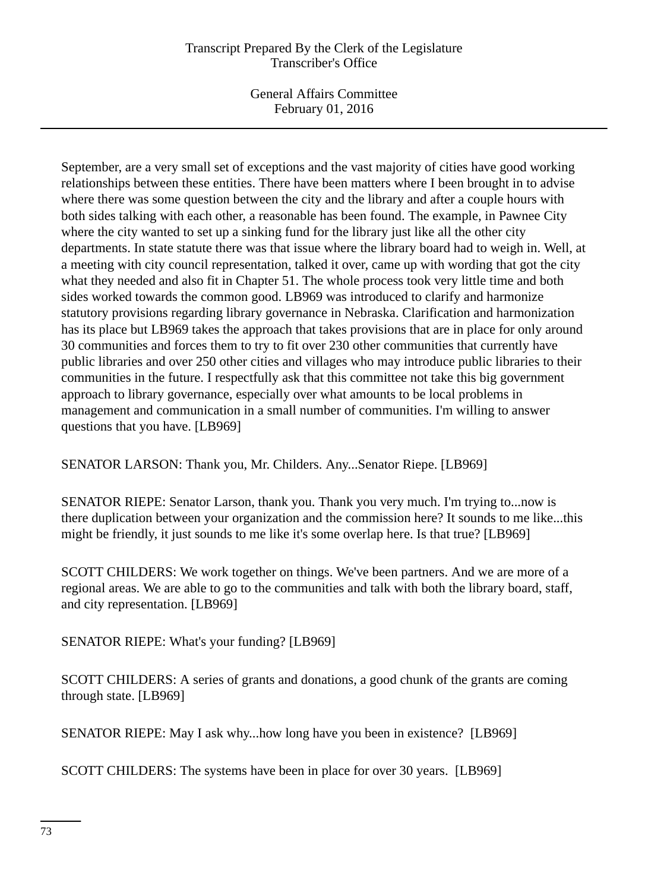September, are a very small set of exceptions and the vast majority of cities have good working relationships between these entities. There have been matters where I been brought in to advise where there was some question between the city and the library and after a couple hours with both sides talking with each other, a reasonable has been found. The example, in Pawnee City where the city wanted to set up a sinking fund for the library just like all the other city departments. In state statute there was that issue where the library board had to weigh in. Well, at a meeting with city council representation, talked it over, came up with wording that got the city what they needed and also fit in Chapter 51. The whole process took very little time and both sides worked towards the common good. LB969 was introduced to clarify and harmonize statutory provisions regarding library governance in Nebraska. Clarification and harmonization has its place but LB969 takes the approach that takes provisions that are in place for only around 30 communities and forces them to try to fit over 230 other communities that currently have public libraries and over 250 other cities and villages who may introduce public libraries to their communities in the future. I respectfully ask that this committee not take this big government approach to library governance, especially over what amounts to be local problems in management and communication in a small number of communities. I'm willing to answer questions that you have. [LB969]

SENATOR LARSON: Thank you, Mr. Childers. Any...Senator Riepe. [LB969]

SENATOR RIEPE: Senator Larson, thank you. Thank you very much. I'm trying to...now is there duplication between your organization and the commission here? It sounds to me like...this might be friendly, it just sounds to me like it's some overlap here. Is that true? [LB969]

SCOTT CHILDERS: We work together on things. We've been partners. And we are more of a regional areas. We are able to go to the communities and talk with both the library board, staff, and city representation. [LB969]

SENATOR RIEPE: What's your funding? [LB969]

SCOTT CHILDERS: A series of grants and donations, a good chunk of the grants are coming through state. [LB969]

SENATOR RIEPE: May I ask why...how long have you been in existence? [LB969]

SCOTT CHILDERS: The systems have been in place for over 30 years. [LB969]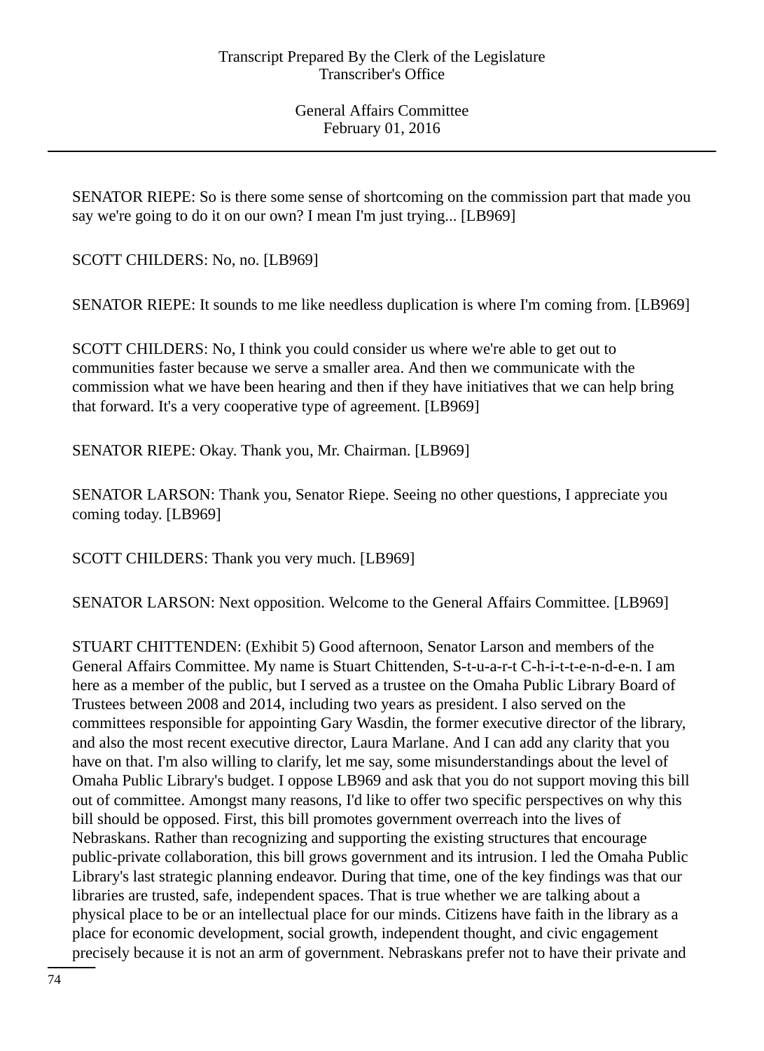SENATOR RIEPE: So is there some sense of shortcoming on the commission part that made you say we're going to do it on our own? I mean I'm just trying... [LB969]

SCOTT CHILDERS: No, no. [LB969]

SENATOR RIEPE: It sounds to me like needless duplication is where I'm coming from. [LB969]

SCOTT CHILDERS: No, I think you could consider us where we're able to get out to communities faster because we serve a smaller area. And then we communicate with the commission what we have been hearing and then if they have initiatives that we can help bring that forward. It's a very cooperative type of agreement. [LB969]

SENATOR RIEPE: Okay. Thank you, Mr. Chairman. [LB969]

SENATOR LARSON: Thank you, Senator Riepe. Seeing no other questions, I appreciate you coming today. [LB969]

SCOTT CHILDERS: Thank you very much. [LB969]

SENATOR LARSON: Next opposition. Welcome to the General Affairs Committee. [LB969]

STUART CHITTENDEN: (Exhibit 5) Good afternoon, Senator Larson and members of the General Affairs Committee. My name is Stuart Chittenden, S-t-u-a-r-t C-h-i-t-t-e-n-d-e-n. I am here as a member of the public, but I served as a trustee on the Omaha Public Library Board of Trustees between 2008 and 2014, including two years as president. I also served on the committees responsible for appointing Gary Wasdin, the former executive director of the library, and also the most recent executive director, Laura Marlane. And I can add any clarity that you have on that. I'm also willing to clarify, let me say, some misunderstandings about the level of Omaha Public Library's budget. I oppose LB969 and ask that you do not support moving this bill out of committee. Amongst many reasons, I'd like to offer two specific perspectives on why this bill should be opposed. First, this bill promotes government overreach into the lives of Nebraskans. Rather than recognizing and supporting the existing structures that encourage public-private collaboration, this bill grows government and its intrusion. I led the Omaha Public Library's last strategic planning endeavor. During that time, one of the key findings was that our libraries are trusted, safe, independent spaces. That is true whether we are talking about a physical place to be or an intellectual place for our minds. Citizens have faith in the library as a place for economic development, social growth, independent thought, and civic engagement precisely because it is not an arm of government. Nebraskans prefer not to have their private and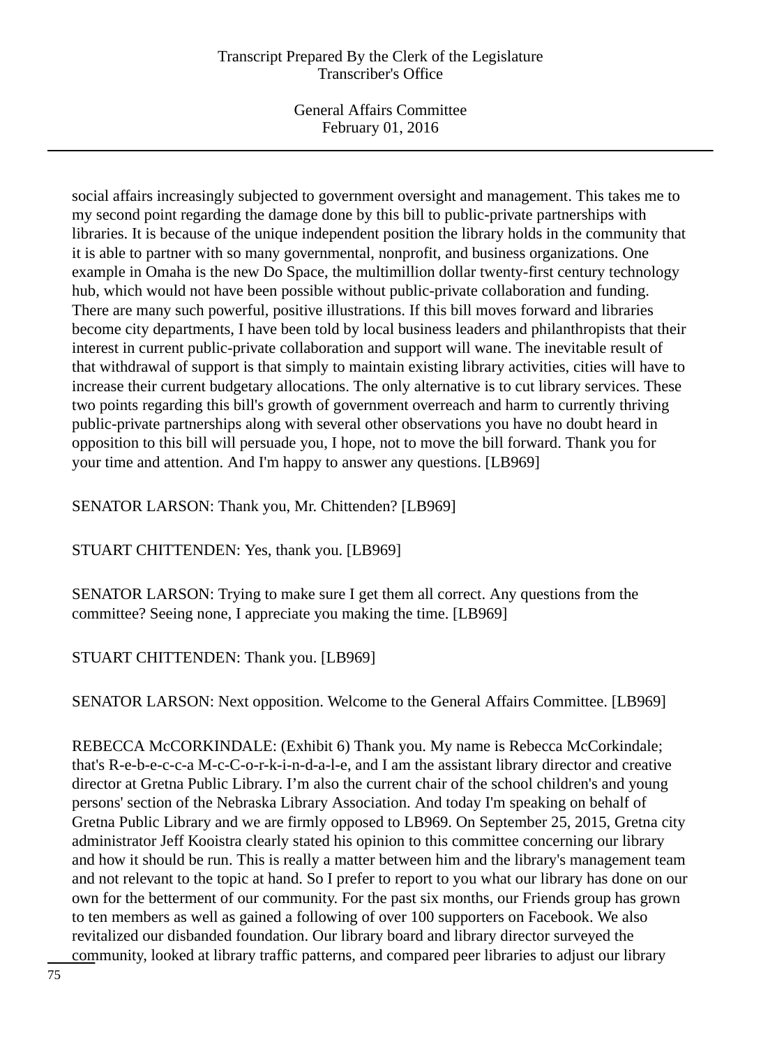social affairs increasingly subjected to government oversight and management. This takes me to my second point regarding the damage done by this bill to public-private partnerships with libraries. It is because of the unique independent position the library holds in the community that it is able to partner with so many governmental, nonprofit, and business organizations. One example in Omaha is the new Do Space, the multimillion dollar twenty-first century technology hub, which would not have been possible without public-private collaboration and funding. There are many such powerful, positive illustrations. If this bill moves forward and libraries become city departments, I have been told by local business leaders and philanthropists that their interest in current public-private collaboration and support will wane. The inevitable result of that withdrawal of support is that simply to maintain existing library activities, cities will have to increase their current budgetary allocations. The only alternative is to cut library services. These two points regarding this bill's growth of government overreach and harm to currently thriving public-private partnerships along with several other observations you have no doubt heard in opposition to this bill will persuade you, I hope, not to move the bill forward. Thank you for your time and attention. And I'm happy to answer any questions. [LB969]

SENATOR LARSON: Thank you, Mr. Chittenden? [LB969]

STUART CHITTENDEN: Yes, thank you. [LB969]

SENATOR LARSON: Trying to make sure I get them all correct. Any questions from the committee? Seeing none, I appreciate you making the time. [LB969]

STUART CHITTENDEN: Thank you. [LB969]

SENATOR LARSON: Next opposition. Welcome to the General Affairs Committee. [LB969]

REBECCA McCORKINDALE: (Exhibit 6) Thank you. My name is Rebecca McCorkindale; that's R-e-b-e-c-c-a M-c-C-o-r-k-i-n-d-a-l-e, and I am the assistant library director and creative director at Gretna Public Library. I'm also the current chair of the school children's and young persons' section of the Nebraska Library Association. And today I'm speaking on behalf of Gretna Public Library and we are firmly opposed to LB969. On September 25, 2015, Gretna city administrator Jeff Kooistra clearly stated his opinion to this committee concerning our library and how it should be run. This is really a matter between him and the library's management team and not relevant to the topic at hand. So I prefer to report to you what our library has done on our own for the betterment of our community. For the past six months, our Friends group has grown to ten members as well as gained a following of over 100 supporters on Facebook. We also revitalized our disbanded foundation. Our library board and library director surveyed the community, looked at library traffic patterns, and compared peer libraries to adjust our library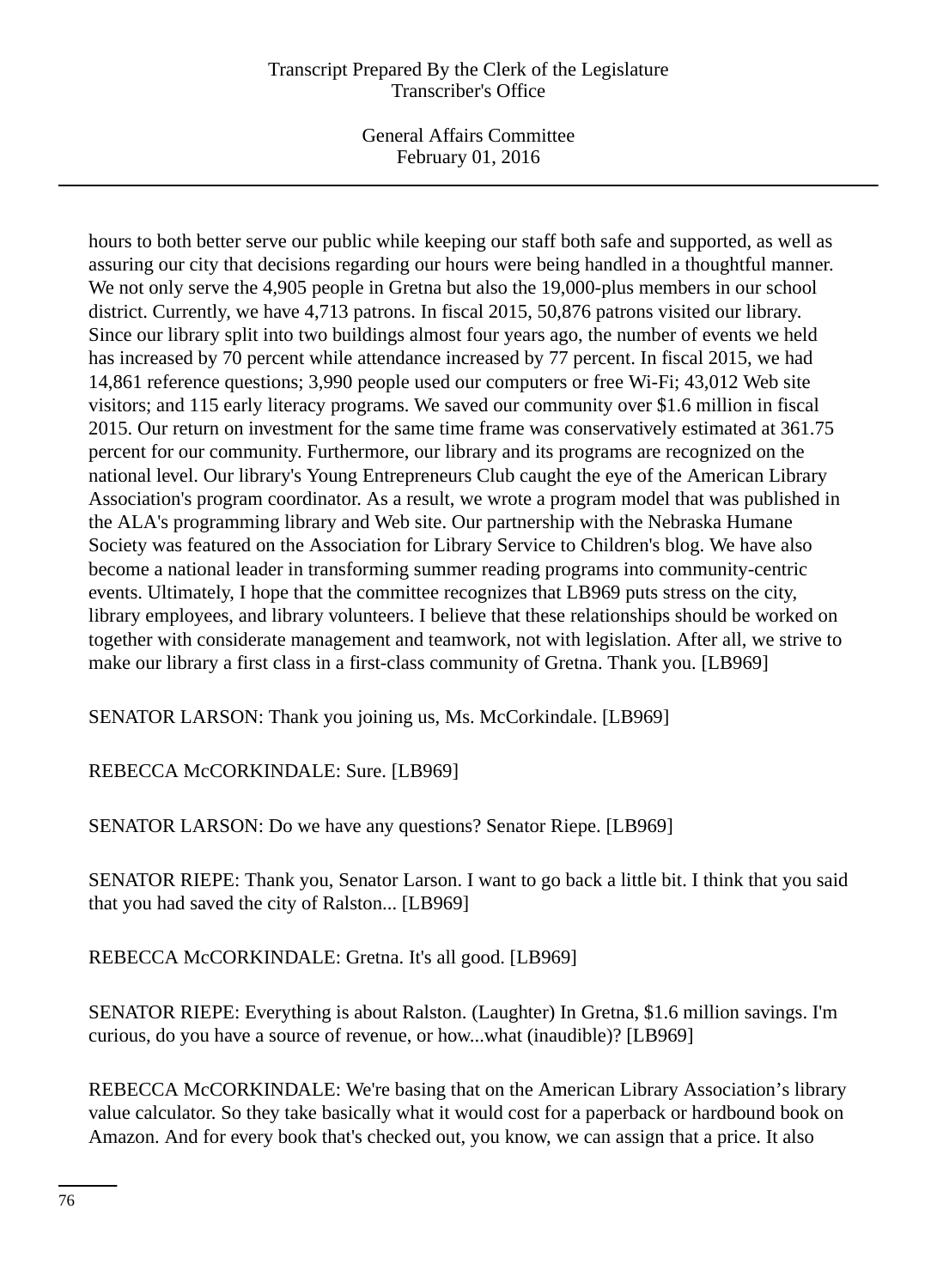hours to both better serve our public while keeping our staff both safe and supported, as well as assuring our city that decisions regarding our hours were being handled in a thoughtful manner. We not only serve the 4,905 people in Gretna but also the 19,000-plus members in our school district. Currently, we have 4,713 patrons. In fiscal 2015, 50,876 patrons visited our library. Since our library split into two buildings almost four years ago, the number of events we held has increased by 70 percent while attendance increased by 77 percent. In fiscal 2015, we had 14,861 reference questions; 3,990 people used our computers or free Wi-Fi; 43,012 Web site visitors; and 115 early literacy programs. We saved our community over $1.6 million in fiscal 2015. Our return on investment for the same time frame was conservatively estimated at 361.75 percent for our community. Furthermore, our library and its programs are recognized on the national level. Our library's Young Entrepreneurs Club caught the eye of the American Library Association's program coordinator. As a result, we wrote a program model that was published in the ALA's programming library and Web site. Our partnership with the Nebraska Humane Society was featured on the Association for Library Service to Children's blog. We have also become a national leader in transforming summer reading programs into community-centric events. Ultimately, I hope that the committee recognizes that LB969 puts stress on the city, library employees, and library volunteers. I believe that these relationships should be worked on together with considerate management and teamwork, not with legislation. After all, we strive to make our library a first class in a first-class community of Gretna. Thank you. [LB969]

SENATOR LARSON: Thank you joining us, Ms. McCorkindale. [LB969]

REBECCA McCORKINDALE: Sure. [LB969]

SENATOR LARSON: Do we have any questions? Senator Riepe. [LB969]

SENATOR RIEPE: Thank you, Senator Larson. I want to go back a little bit. I think that you said that you had saved the city of Ralston... [LB969]

REBECCA McCORKINDALE: Gretna. It's all good. [LB969]

SENATOR RIEPE: Everything is about Ralston. (Laughter) In Gretna, $1.6 million savings. I'm curious, do you have a source of revenue, or how...what (inaudible)? [LB969]

REBECCA McCORKINDALE: We're basing that on the American Library Association's library value calculator. So they take basically what it would cost for a paperback or hardbound book on Amazon. And for every book that's checked out, you know, we can assign that a price. It also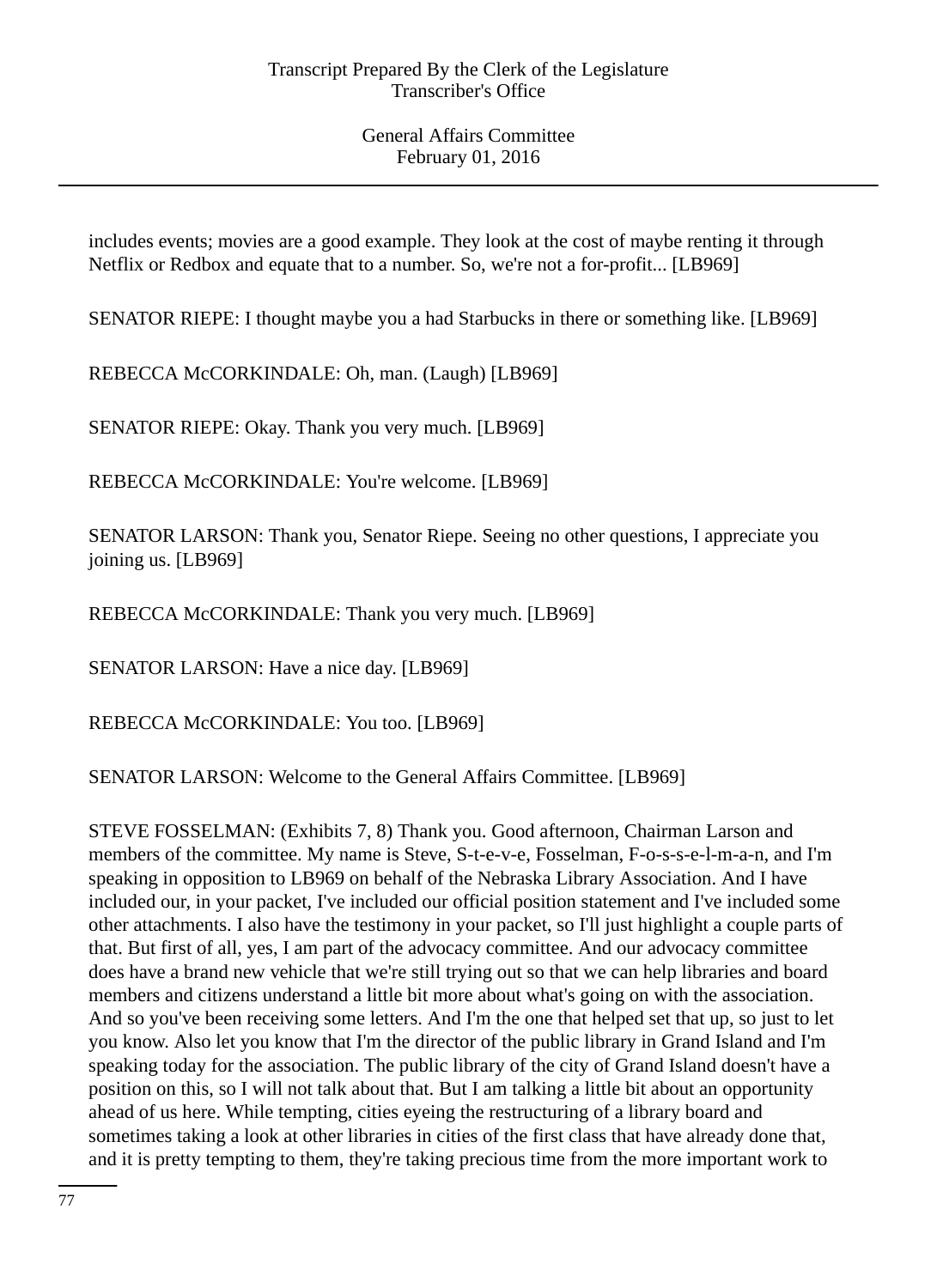includes events; movies are a good example. They look at the cost of maybe renting it through Netflix or Redbox and equate that to a number. So, we're not a for-profit... [LB969]

SENATOR RIEPE: I thought maybe you a had Starbucks in there or something like. [LB969]

REBECCA McCORKINDALE: Oh, man. (Laugh) [LB969]

SENATOR RIEPE: Okay. Thank you very much. [LB969]

REBECCA McCORKINDALE: You're welcome. [LB969]

SENATOR LARSON: Thank you, Senator Riepe. Seeing no other questions, I appreciate you joining us. [LB969]

REBECCA McCORKINDALE: Thank you very much. [LB969]

SENATOR LARSON: Have a nice day. [LB969]

REBECCA McCORKINDALE: You too. [LB969]

SENATOR LARSON: Welcome to the General Affairs Committee. [LB969]

STEVE FOSSELMAN: (Exhibits 7, 8) Thank you. Good afternoon, Chairman Larson and members of the committee. My name is Steve, S-t-e-v-e, Fosselman, F-o-s-s-e-l-m-a-n, and I'm speaking in opposition to LB969 on behalf of the Nebraska Library Association. And I have included our, in your packet, I've included our official position statement and I've included some other attachments. I also have the testimony in your packet, so I'll just highlight a couple parts of that. But first of all, yes, I am part of the advocacy committee. And our advocacy committee does have a brand new vehicle that we're still trying out so that we can help libraries and board members and citizens understand a little bit more about what's going on with the association. And so you've been receiving some letters. And I'm the one that helped set that up, so just to let you know. Also let you know that I'm the director of the public library in Grand Island and I'm speaking today for the association. The public library of the city of Grand Island doesn't have a position on this, so I will not talk about that. But I am talking a little bit about an opportunity ahead of us here. While tempting, cities eyeing the restructuring of a library board and sometimes taking a look at other libraries in cities of the first class that have already done that, and it is pretty tempting to them, they're taking precious time from the more important work to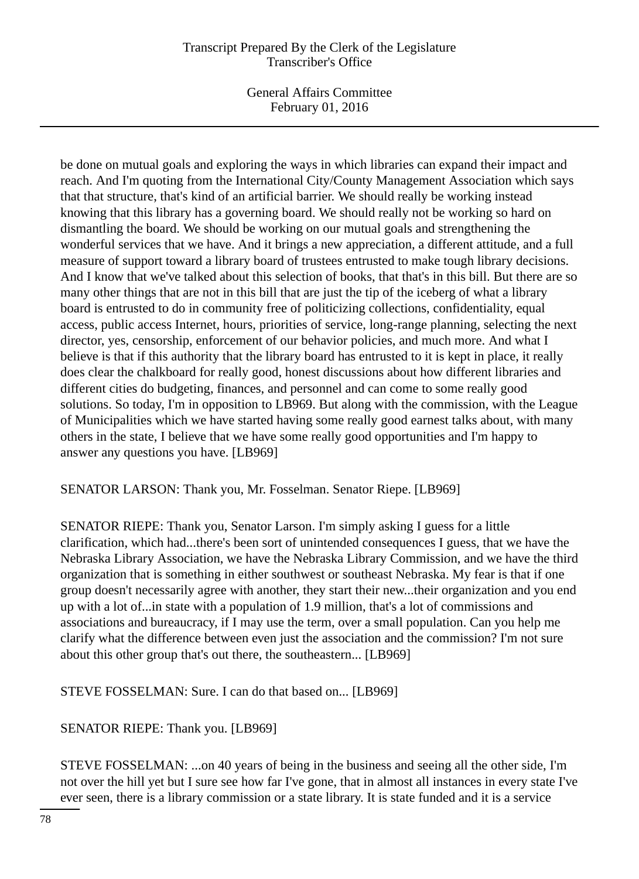be done on mutual goals and exploring the ways in which libraries can expand their impact and reach. And I'm quoting from the International City/County Management Association which says that that structure, that's kind of an artificial barrier. We should really be working instead knowing that this library has a governing board. We should really not be working so hard on dismantling the board. We should be working on our mutual goals and strengthening the wonderful services that we have. And it brings a new appreciation, a different attitude, and a full measure of support toward a library board of trustees entrusted to make tough library decisions. And I know that we've talked about this selection of books, that that's in this bill. But there are so many other things that are not in this bill that are just the tip of the iceberg of what a library board is entrusted to do in community free of politicizing collections, confidentiality, equal access, public access Internet, hours, priorities of service, long-range planning, selecting the next director, yes, censorship, enforcement of our behavior policies, and much more. And what I believe is that if this authority that the library board has entrusted to it is kept in place, it really does clear the chalkboard for really good, honest discussions about how different libraries and different cities do budgeting, finances, and personnel and can come to some really good solutions. So today, I'm in opposition to LB969. But along with the commission, with the League of Municipalities which we have started having some really good earnest talks about, with many others in the state, I believe that we have some really good opportunities and I'm happy to answer any questions you have. [LB969]

SENATOR LARSON: Thank you, Mr. Fosselman. Senator Riepe. [LB969]

SENATOR RIEPE: Thank you, Senator Larson. I'm simply asking I guess for a little clarification, which had...there's been sort of unintended consequences I guess, that we have the Nebraska Library Association, we have the Nebraska Library Commission, and we have the third organization that is something in either southwest or southeast Nebraska. My fear is that if one group doesn't necessarily agree with another, they start their new...their organization and you end up with a lot of...in state with a population of 1.9 million, that's a lot of commissions and associations and bureaucracy, if I may use the term, over a small population. Can you help me clarify what the difference between even just the association and the commission? I'm not sure about this other group that's out there, the southeastern... [LB969]

STEVE FOSSELMAN: Sure. I can do that based on... [LB969]

SENATOR RIEPE: Thank you. [LB969]

STEVE FOSSELMAN: ...on 40 years of being in the business and seeing all the other side, I'm not over the hill yet but I sure see how far I've gone, that in almost all instances in every state I've ever seen, there is a library commission or a state library. It is state funded and it is a service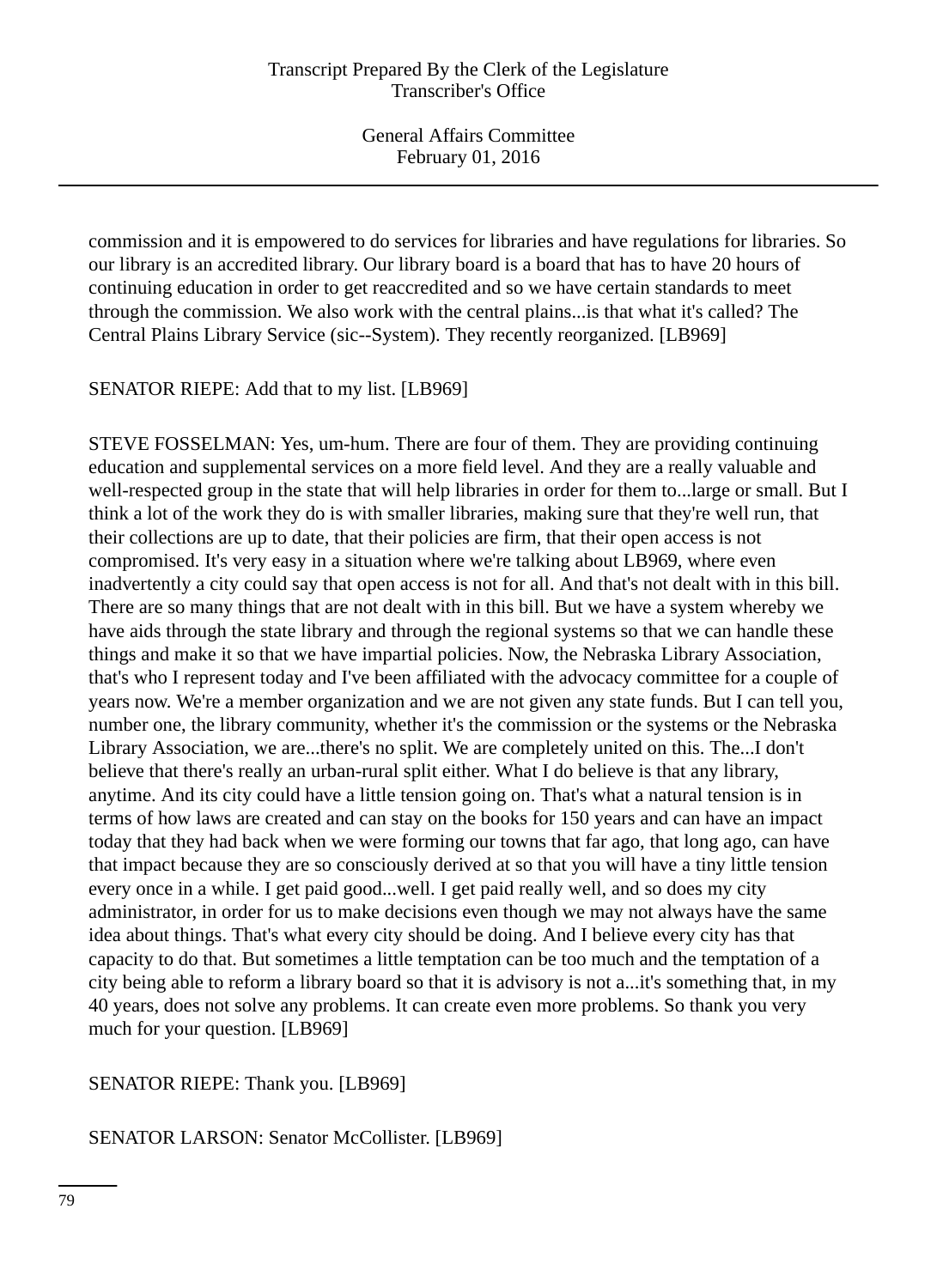commission and it is empowered to do services for libraries and have regulations for libraries. So our library is an accredited library. Our library board is a board that has to have 20 hours of continuing education in order to get reaccredited and so we have certain standards to meet through the commission. We also work with the central plains...is that what it's called? The Central Plains Library Service (sic--System). They recently reorganized. [LB969]

SENATOR RIEPE: Add that to my list. [LB969]

STEVE FOSSELMAN: Yes, um-hum. There are four of them. They are providing continuing education and supplemental services on a more field level. And they are a really valuable and well-respected group in the state that will help libraries in order for them to...large or small. But I think a lot of the work they do is with smaller libraries, making sure that they're well run, that their collections are up to date, that their policies are firm, that their open access is not compromised. It's very easy in a situation where we're talking about LB969, where even inadvertently a city could say that open access is not for all. And that's not dealt with in this bill. There are so many things that are not dealt with in this bill. But we have a system whereby we have aids through the state library and through the regional systems so that we can handle these things and make it so that we have impartial policies. Now, the Nebraska Library Association, that's who I represent today and I've been affiliated with the advocacy committee for a couple of years now. We're a member organization and we are not given any state funds. But I can tell you, number one, the library community, whether it's the commission or the systems or the Nebraska Library Association, we are...there's no split. We are completely united on this. The...I don't believe that there's really an urban-rural split either. What I do believe is that any library, anytime. And its city could have a little tension going on. That's what a natural tension is in terms of how laws are created and can stay on the books for 150 years and can have an impact today that they had back when we were forming our towns that far ago, that long ago, can have that impact because they are so consciously derived at so that you will have a tiny little tension every once in a while. I get paid good...well. I get paid really well, and so does my city administrator, in order for us to make decisions even though we may not always have the same idea about things. That's what every city should be doing. And I believe every city has that capacity to do that. But sometimes a little temptation can be too much and the temptation of a city being able to reform a library board so that it is advisory is not a...it's something that, in my 40 years, does not solve any problems. It can create even more problems. So thank you very much for your question. [LB969]

SENATOR RIEPE: Thank you. [LB969]

SENATOR LARSON: Senator McCollister. [LB969]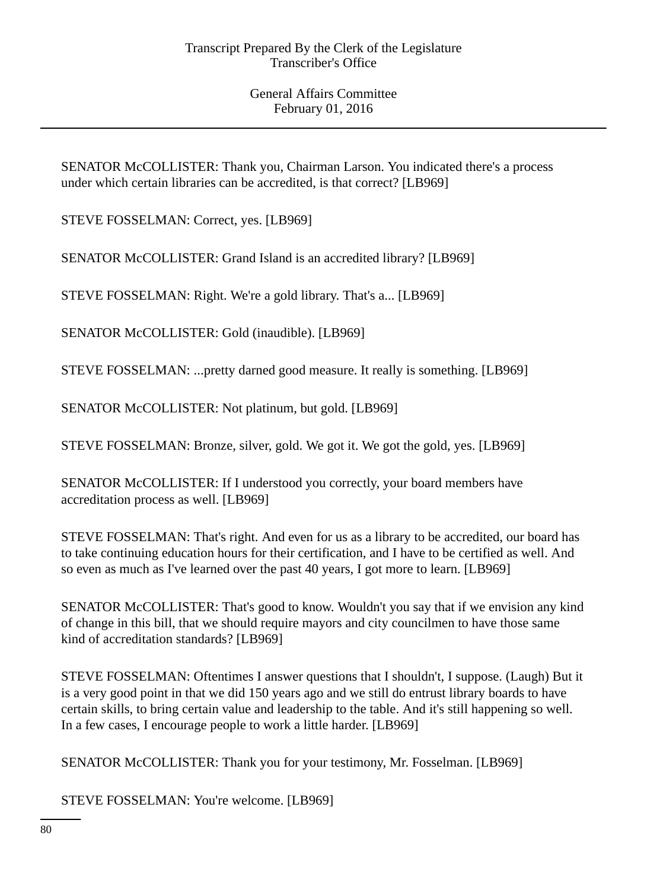SENATOR McCOLLISTER: Thank you, Chairman Larson. You indicated there's a process under which certain libraries can be accredited, is that correct? [LB969]

STEVE FOSSELMAN: Correct, yes. [LB969]

SENATOR McCOLLISTER: Grand Island is an accredited library? [LB969]

STEVE FOSSELMAN: Right. We're a gold library. That's a... [LB969]

SENATOR McCOLLISTER: Gold (inaudible). [LB969]

STEVE FOSSELMAN: ...pretty darned good measure. It really is something. [LB969]

SENATOR McCOLLISTER: Not platinum, but gold. [LB969]

STEVE FOSSELMAN: Bronze, silver, gold. We got it. We got the gold, yes. [LB969]

SENATOR McCOLLISTER: If I understood you correctly, your board members have accreditation process as well. [LB969]

STEVE FOSSELMAN: That's right. And even for us as a library to be accredited, our board has to take continuing education hours for their certification, and I have to be certified as well. And so even as much as I've learned over the past 40 years, I got more to learn. [LB969]

SENATOR McCOLLISTER: That's good to know. Wouldn't you say that if we envision any kind of change in this bill, that we should require mayors and city councilmen to have those same kind of accreditation standards? [LB969]

STEVE FOSSELMAN: Oftentimes I answer questions that I shouldn't, I suppose. (Laugh) But it is a very good point in that we did 150 years ago and we still do entrust library boards to have certain skills, to bring certain value and leadership to the table. And it's still happening so well. In a few cases, I encourage people to work a little harder. [LB969]

SENATOR McCOLLISTER: Thank you for your testimony, Mr. Fosselman. [LB969]

STEVE FOSSELMAN: You're welcome. [LB969]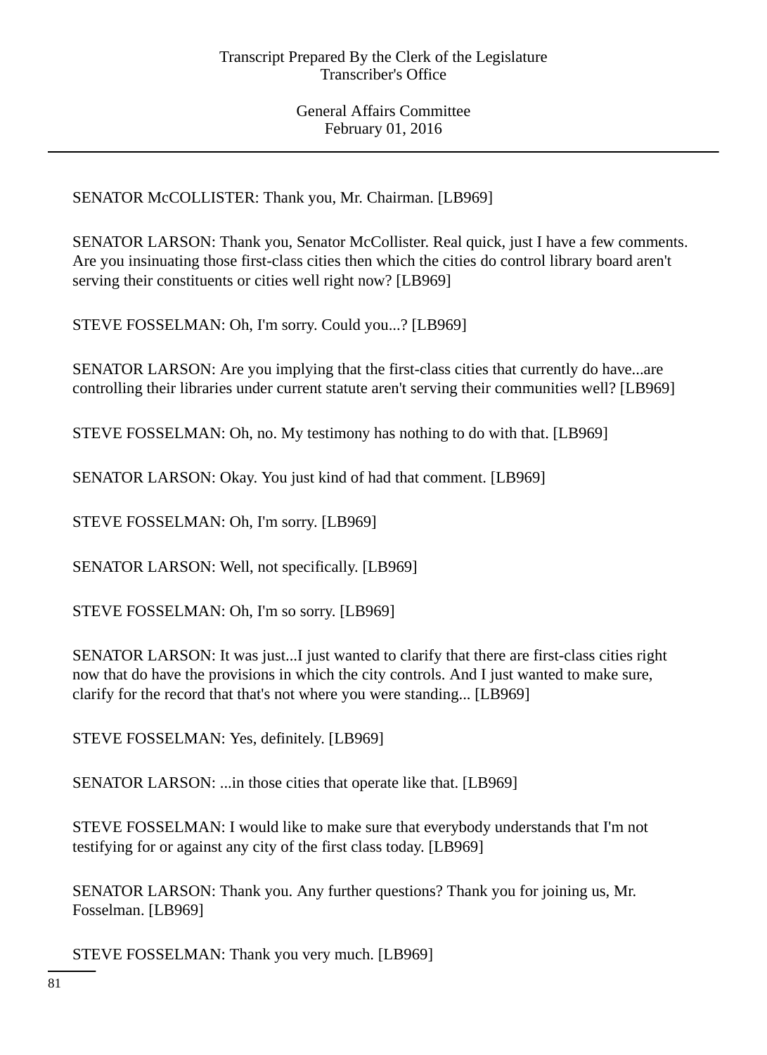SENATOR McCOLLISTER: Thank you, Mr. Chairman. [LB969]

SENATOR LARSON: Thank you, Senator McCollister. Real quick, just I have a few comments. Are you insinuating those first-class cities then which the cities do control library board aren't serving their constituents or cities well right now? [LB969]

STEVE FOSSELMAN: Oh, I'm sorry. Could you...? [LB969]

SENATOR LARSON: Are you implying that the first-class cities that currently do have...are controlling their libraries under current statute aren't serving their communities well? [LB969]

STEVE FOSSELMAN: Oh, no. My testimony has nothing to do with that. [LB969]

SENATOR LARSON: Okay. You just kind of had that comment. [LB969]

STEVE FOSSELMAN: Oh, I'm sorry. [LB969]

SENATOR LARSON: Well, not specifically. [LB969]

STEVE FOSSELMAN: Oh, I'm so sorry. [LB969]

SENATOR LARSON: It was just...I just wanted to clarify that there are first-class cities right now that do have the provisions in which the city controls. And I just wanted to make sure, clarify for the record that that's not where you were standing... [LB969]

STEVE FOSSELMAN: Yes, definitely. [LB969]

SENATOR LARSON: ...in those cities that operate like that. [LB969]

STEVE FOSSELMAN: I would like to make sure that everybody understands that I'm not testifying for or against any city of the first class today. [LB969]

SENATOR LARSON: Thank you. Any further questions? Thank you for joining us, Mr. Fosselman. [LB969]

STEVE FOSSELMAN: Thank you very much. [LB969]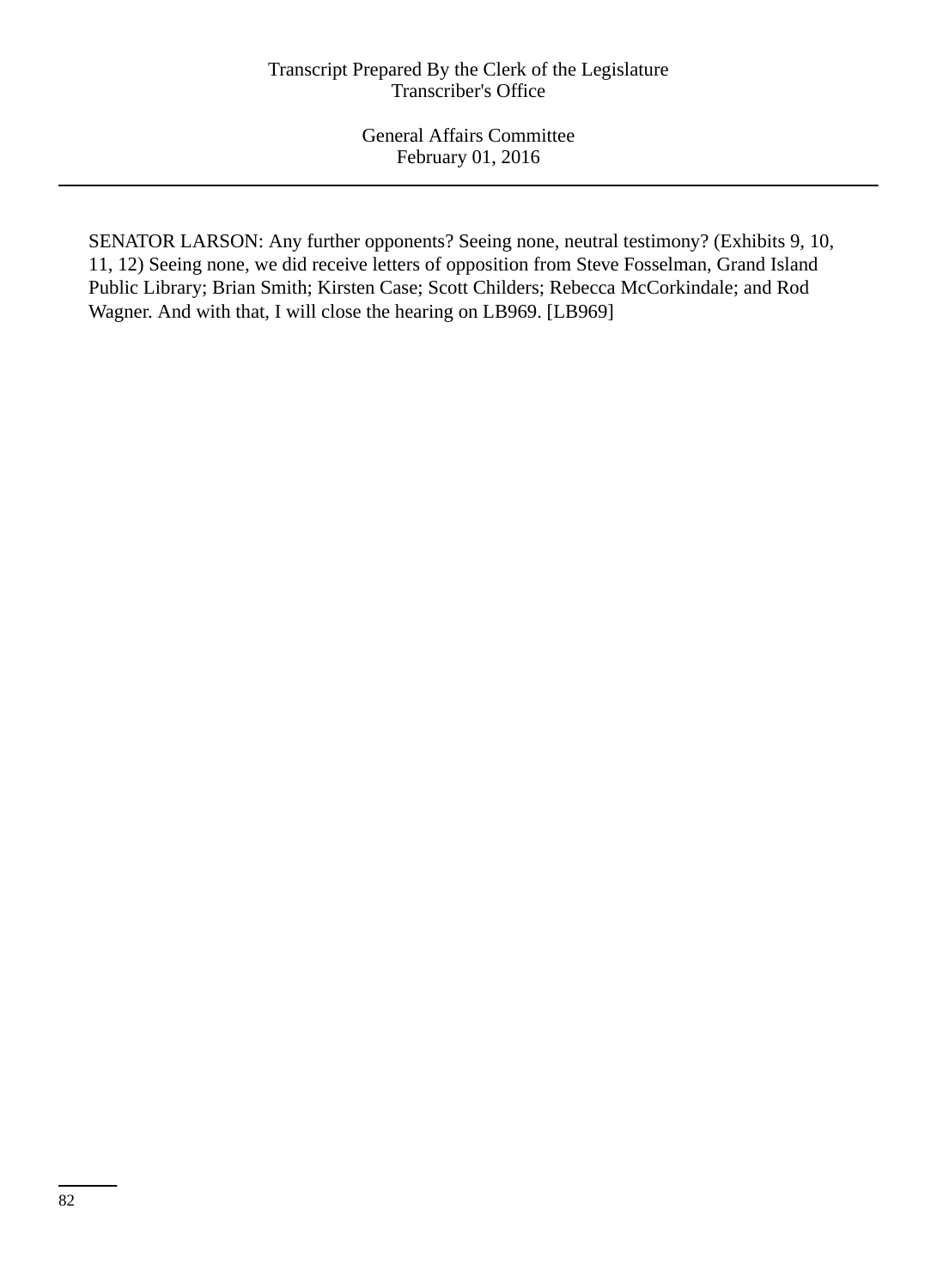SENATOR LARSON: Any further opponents? Seeing none, neutral testimony? (Exhibits 9, 10, 11, 12) Seeing none, we did receive letters of opposition from Steve Fosselman, Grand Island Public Library; Brian Smith; Kirsten Case; Scott Childers; Rebecca McCorkindale; and Rod Wagner. And with that, I will close the hearing on LB969. [LB969]